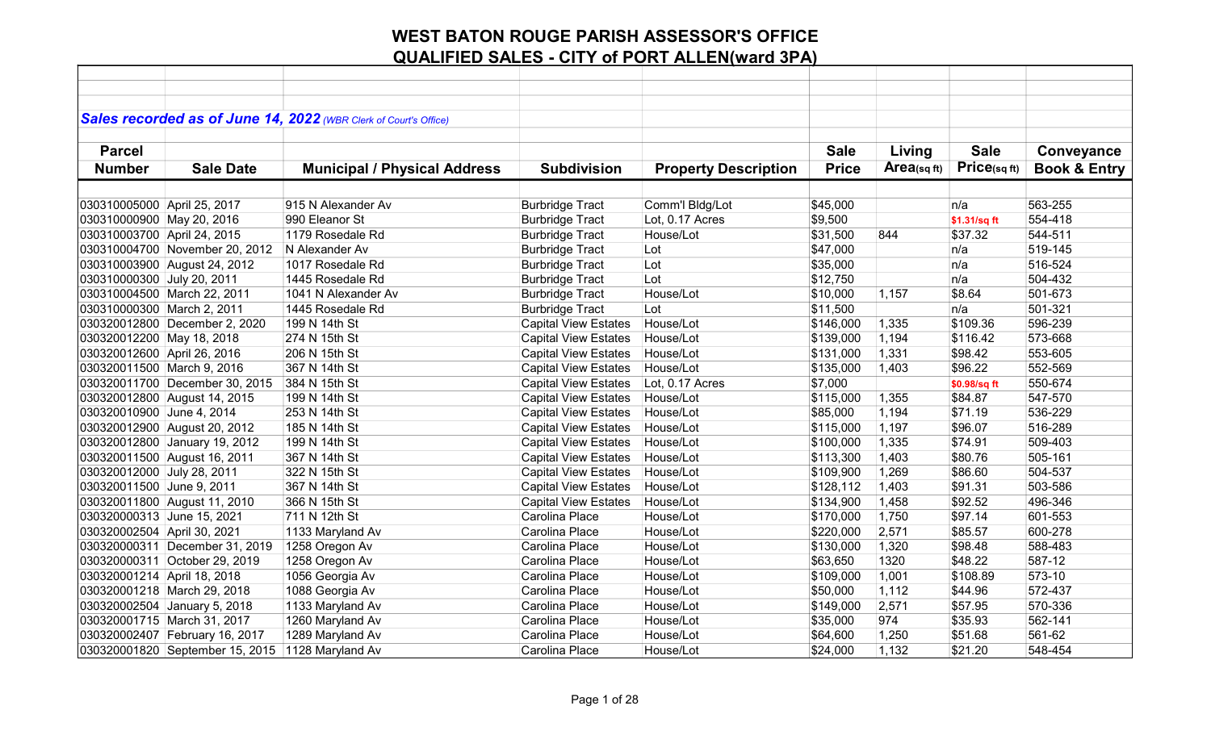# WEST BATON ROUGE PARISH ASSESSOR'S OFFICE

## QUALIFIED SALES - CITY of PORT ALLEN(ward 3PA)

***Sales recorded as of June 14, 2022*** *(WBR Clerk of Court's Office)*

| Parcel Number | Sale Date | Municipal / Physical Address | Subdivision | Property Description | Sale Price | Living Area(sq ft) | Sale Price(sq ft) | Conveyance Book & Entry |
|---|---|---|---|---|---|---|---|---|
| 030310005000 | April 25, 2017 | 915 N Alexander Av | Burbridge Tract | Comm'l Bldg/Lot | $45,000 | | n/a | 563-255 |
| 030310000900 | May 20, 2016 | 990 Eleanor St | Burbridge Tract | Lot, 0.17 Acres | $9,500 | | $1.31/sq ft | 554-418 |
| 030310003700 | April 24, 2015 | 1179 Rosedale Rd | Burbridge Tract | House/Lot | $31,500 | 844 | $37.32 | 544-511 |
| 030310004700 | November 20, 2012 | N Alexander Av | Burbridge Tract | Lot | $47,000 | | n/a | 519-145 |
| 030310003900 | August 24, 2012 | 1017 Rosedale Rd | Burbridge Tract | Lot | $35,000 | | n/a | 516-524 |
| 030310000300 | July 20, 2011 | 1445 Rosedale Rd | Burbridge Tract | Lot | $12,750 | | n/a | 504-432 |
| 030310004500 | March 22, 2011 | 1041 N Alexander Av | Burbridge Tract | House/Lot | $10,000 | 1,157 | $8.64 | 501-673 |
| 030310000300 | March 2, 2011 | 1445 Rosedale Rd | Burbridge Tract | Lot | $11,500 | | n/a | 501-321 |
| 030320012800 | December 2, 2020 | 199 N 14th St | Capital View Estates | House/Lot | $146,000 | 1,335 | $109.36 | 596-239 |
| 030320012200 | May 18, 2018 | 274 N 15th St | Capital View Estates | House/Lot | $139,000 | 1,194 | $116.42 | 573-668 |
| 030320012600 | April 26, 2016 | 206 N 15th St | Capital View Estates | House/Lot | $131,000 | 1,331 | $98.42 | 553-605 |
| 030320011500 | March 9, 2016 | 367 N 14th St | Capital View Estates | House/Lot | $135,000 | 1,403 | $96.22 | 552-569 |
| 030320011700 | December 30, 2015 | 384 N 15th St | Capital View Estates | Lot, 0.17 Acres | $7,000 | | $0.98/sq ft | 550-674 |
| 030320012800 | August 14, 2015 | 199 N 14th St | Capital View Estates | House/Lot | $115,000 | 1,355 | $84.87 | 547-570 |
| 030320010900 | June 4, 2014 | 253 N 14th St | Capital View Estates | House/Lot | $85,000 | 1,194 | $71.19 | 536-229 |
| 030320012900 | August 20, 2012 | 185 N 14th St | Capital View Estates | House/Lot | $115,000 | 1,197 | $96.07 | 516-289 |
| 030320012800 | January 19, 2012 | 199 N 14th St | Capital View Estates | House/Lot | $100,000 | 1,335 | $74.91 | 509-403 |
| 030320011500 | August 16, 2011 | 367 N 14th St | Capital View Estates | House/Lot | $113,300 | 1,403 | $80.76 | 505-161 |
| 030320012000 | July 28, 2011 | 322 N 15th St | Capital View Estates | House/Lot | $109,900 | 1,269 | $86.60 | 504-537 |
| 030320011500 | June 9, 2011 | 367 N 14th St | Capital View Estates | House/Lot | $128,112 | 1,403 | $91.31 | 503-586 |
| 030320011800 | August 11, 2010 | 366 N 15th St | Capital View Estates | House/Lot | $134,900 | 1,458 | $92.52 | 496-346 |
| 030320000313 | June 15, 2021 | 711 N 12th St | Carolina Place | House/Lot | $170,000 | 1,750 | $97.14 | 601-553 |
| 030320002504 | April 30, 2021 | 1133 Maryland Av | Carolina Place | House/Lot | $220,000 | 2,571 | $85.57 | 600-278 |
| 030320000311 | December 31, 2019 | 1258 Oregon Av | Carolina Place | House/Lot | $130,000 | 1,320 | $98.48 | 588-483 |
| 030320000311 | October 29, 2019 | 1258 Oregon Av | Carolina Place | House/Lot | $63,650 | 1320 | $48.22 | 587-12 |
| 030320001214 | April 18, 2018 | 1056 Georgia Av | Carolina Place | House/Lot | $109,000 | 1,001 | $108.89 | 573-10 |
| 030320001218 | March 29, 2018 | 1088 Georgia Av | Carolina Place | House/Lot | $50,000 | 1,112 | $44.96 | 572-437 |
| 030320002504 | January 5, 2018 | 1133 Maryland Av | Carolina Place | House/Lot | $149,000 | 2,571 | $57.95 | 570-336 |
| 030320001715 | March 31, 2017 | 1260 Maryland Av | Carolina Place | House/Lot | $35,000 | 974 | $35.93 | 562-141 |
| 030320002407 | February 16, 2017 | 1289 Maryland Av | Carolina Place | House/Lot | $64,600 | 1,250 | $51.68 | 561-62 |
| 030320001820 | September 15, 2015 | 1128 Maryland Av | Carolina Place | House/Lot | $24,000 | 1,132 | $21.20 | 548-454 |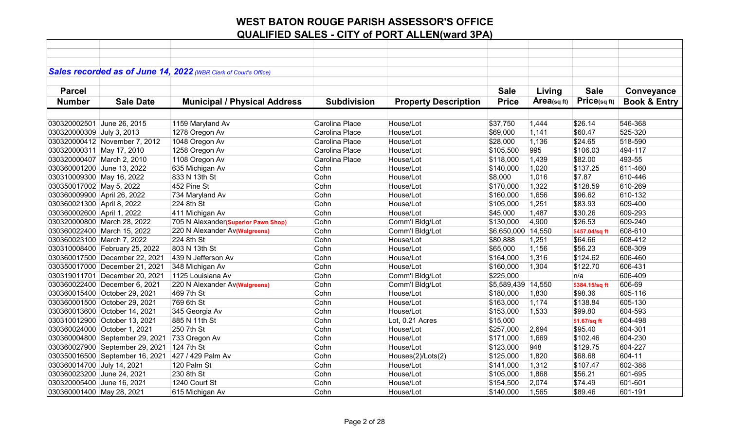# WEST BATON ROUGE PARISH ASSESSOR'S OFFICE
## QUALIFIED SALES - CITY of PORT ALLEN(ward 3PA)

***Sales recorded as of June 14, 2022*** *(WBR Clerk of Court's Office)*

| Parcel Number | Sale Date | Municipal / Physical Address | Subdivision | Property Description | Sale Price | Living Area(sq ft) | Sale Price(sq ft) | Conveyance Book & Entry |
|---|---|---|---|---|---|---|---|---|
| 030320002501 | June 26, 2015 | 1159 Maryland Av | Carolina Place | House/Lot | $37,750 | 1,444 | $26.14 | 546-368 |
| 030320000309 | July 3, 2013 | 1278 Oregon Av | Carolina Place | House/Lot | $69,000 | 1,141 | $60.47 | 525-320 |
| 030320000412 | November 7, 2012 | 1048 Oregon Av | Carolina Place | House/Lot | $28,000 | 1,136 | $24.65 | 518-590 |
| 030320000311 | May 17, 2010 | 1258 Oregon Av | Carolina Place | House/Lot | $105,500 | 995 | $106.03 | 494-117 |
| 030320000407 | March 2, 2010 | 1108 Oregon Av | Carolina Place | House/Lot | $118,000 | 1,439 | $82.00 | 493-55 |
| 030360001200 | June 13, 2022 | 635 Michigan Av | Cohn | House/Lot | $140,000 | 1,020 | $137.25 | 611-460 |
| 030310009300 | May 16, 2022 | 833 N 13th St | Cohn | House/Lot | $8,000 | 1,016 | $7.87 | 610-446 |
| 030350017002 | May 5, 2022 | 452 Pine St | Cohn | House/Lot | $170,000 | 1,322 | $128.59 | 610-269 |
| 030360009900 | April 26, 2022 | 734 Maryland Av | Cohn | House/Lot | $160,000 | 1,656 | $96.62 | 610-132 |
| 030360021300 | April 8, 2022 | 224 8th St | Cohn | House/Lot | $105,000 | 1,251 | $83.93 | 609-400 |
| 030360002600 | April 1, 2022 | 411 Michigan Av | Cohn | House/Lot | $45,000 | 1,487 | $30.26 | 609-293 |
| 030320000800 | March 28, 2022 | 705 N Alexander(Superior Pawn Shop) | Cohn | Comm'l Bldg/Lot | $130,000 | 4,900 | $26.53 | 609-240 |
| 030360022400 | March 15, 2022 | 220 N Alexander Av(Walgreens) | Cohn | Comm'l Bldg/Lot | $6,650,000 | 14,550 | $457.04/sq ft | 608-610 |
| 030360023100 | March 7, 2022 | 224 8th St | Cohn | House/Lot | $80,888 | 1,251 | $64.66 | 608-412 |
| 030310008400 | February 25, 2022 | 803 N 13th St | Cohn | House/Lot | $65,000 | 1,156 | $56.23 | 608-309 |
| 030360017500 | December 22, 2021 | 439 N Jefferson Av | Cohn | House/Lot | $164,000 | 1,316 | $124.62 | 606-460 |
| 030350017000 | December 21, 2021 | 348 Michigan Av | Cohn | House/Lot | $160,000 | 1,304 | $122.70 | 606-431 |
| 030319011701 | December 20, 2021 | 1125 Louisiana Av | Cohn | Comm'l Bldg/Lot | $225,000 | | n/a | 606-409 |
| 030360022400 | December 6, 2021 | 220 N Alexander Av(Walgreens) | Cohn | Comm'l Bldg/Lot | $5,589,439 | 14,550 | $384.15/sq ft | 606-69 |
| 030360015400 | October 29, 2021 | 469 7th St | Cohn | House/Lot | $180,000 | 1,830 | $98.36 | 605-116 |
| 030360001500 | October 29, 2021 | 769 6th St | Cohn | House/Lot | $163,000 | 1,174 | $138.84 | 605-130 |
| 030360013600 | October 14, 2021 | 345 Georgia Av | Cohn | House/Lot | $153,000 | 1,533 | $99.80 | 604-593 |
| 030310012900 | October 13, 2021 | 885 N 11th St | Cohn | Lot, 0.21 Acres | $15,000 | | $1.67/sq ft | 604-498 |
| 030360024000 | October 1, 2021 | 250 7th St | Cohn | House/Lot | $257,000 | 2,694 | $95.40 | 604-301 |
| 030360004800 | September 29, 2021 | 733 Oregon Av | Cohn | House/Lot | $171,000 | 1,669 | $102.46 | 604-230 |
| 030360027900 | September 29, 2021 | 124 7th St | Cohn | House/Lot | $123,000 | 948 | $129.75 | 604-227 |
| 030350016500 | September 16, 2021 | 427 / 429 Palm Av | Cohn | Houses(2)/Lots(2) | $125,000 | 1,820 | $68.68 | 604-11 |
| 030360014700 | July 14, 2021 | 120 Palm St | Cohn | House/Lot | $141,000 | 1,312 | $107.47 | 602-388 |
| 030360023200 | June 24, 2021 | 230 8th St | Cohn | House/Lot | $105,000 | 1,868 | $56.21 | 601-695 |
| 030320005400 | June 16, 2021 | 1240 Court St | Cohn | House/Lot | $154,500 | 2,074 | $74.49 | 601-601 |
| 030360001400 | May 28, 2021 | 615 Michigan Av | Cohn | House/Lot | $140,000 | 1,565 | $89.46 | 601-191 |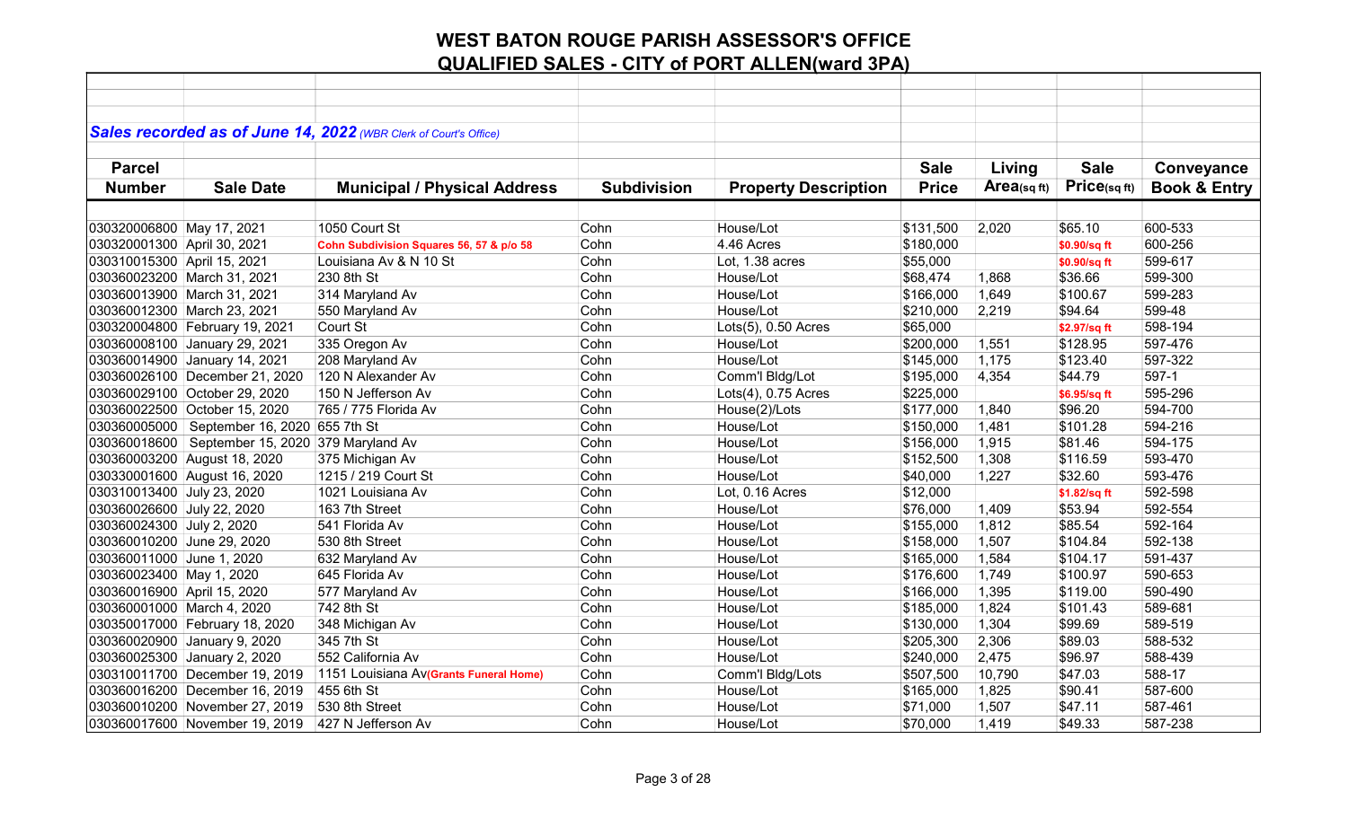# WEST BATON ROUGE PARISH ASSESSOR'S OFFICE

## QUALIFIED SALES - CITY of PORT ALLEN(ward 3PA)

***Sales recorded as of June 14, 2022*** *(WBR Clerk of Court's Office)*

| Parcel Number | Sale Date | Municipal / Physical Address | Subdivision | Property Description | Sale Price | Living Area(sq ft) | Sale Price(sq ft) | Conveyance Book & Entry |
|---|---|---|---|---|---|---|---|---|
| 030320006800 | May 17, 2021 | 1050 Court St | Cohn | House/Lot | $131,500 | 2,020 | $65.10 | 600-533 |
| 030320001300 | April 30, 2021 | **Cohn Subdivision Squares 56, 57 & p/o 58** | Cohn | 4.46 Acres | $180,000 | | **$0.90/sq ft** | 600-256 |
| 030310015300 | April 15, 2021 | Louisiana Av & N 10 St | Cohn | Lot, 1.38 acres | $55,000 | | **$0.90/sq ft** | 599-617 |
| 030360023200 | March 31, 2021 | 230 8th St | Cohn | House/Lot | $68,474 | 1,868 | $36.66 | 599-300 |
| 030360013900 | March 31, 2021 | 314 Maryland Av | Cohn | House/Lot | $166,000 | 1,649 | $100.67 | 599-283 |
| 030360012300 | March 23, 2021 | 550 Maryland Av | Cohn | House/Lot | $210,000 | 2,219 | $94.64 | 599-48 |
| 030320004800 | February 19, 2021 | Court St | Cohn | Lots(5), 0.50 Acres | $65,000 | | **$2.97/sq ft** | 598-194 |
| 030360008100 | January 29, 2021 | 335 Oregon Av | Cohn | House/Lot | $200,000 | 1,551 | $128.95 | 597-476 |
| 030360014900 | January 14, 2021 | 208 Maryland Av | Cohn | House/Lot | $145,000 | 1,175 | $123.40 | 597-322 |
| 030360026100 | December 21, 2020 | 120 N Alexander Av | Cohn | Comm'l Bldg/Lot | $195,000 | 4,354 | $44.79 | 597-1 |
| 030360029100 | October 29, 2020 | 150 N Jefferson Av | Cohn | Lots(4), 0.75 Acres | $225,000 | | **$6.95/sq ft** | 595-296 |
| 030360022500 | October 15, 2020 | 765 / 775 Florida Av | Cohn | House(2)/Lots | $177,000 | 1,840 | $96.20 | 594-700 |
| 030360005000 | September 16, 2020 | 655 7th St | Cohn | House/Lot | $150,000 | 1,481 | $101.28 | 594-216 |
| 030360018600 | September 15, 2020 | 379 Maryland Av | Cohn | House/Lot | $156,000 | 1,915 | $81.46 | 594-175 |
| 030360003200 | August 18, 2020 | 375 Michigan Av | Cohn | House/Lot | $152,500 | 1,308 | $116.59 | 593-470 |
| 030330001600 | August 16, 2020 | 1215 / 219 Court St | Cohn | House/Lot | $40,000 | 1,227 | $32.60 | 593-476 |
| 030310013400 | July 23, 2020 | 1021 Louisiana Av | Cohn | Lot, 0.16 Acres | $12,000 | | **$1.82/sq ft** | 592-598 |
| 030360026600 | July 22, 2020 | 163 7th Street | Cohn | House/Lot | $76,000 | 1,409 | $53.94 | 592-554 |
| 030360024300 | July 2, 2020 | 541 Florida Av | Cohn | House/Lot | $155,000 | 1,812 | $85.54 | 592-164 |
| 030360010200 | June 29, 2020 | 530 8th Street | Cohn | House/Lot | $158,000 | 1,507 | $104.84 | 592-138 |
| 030360011000 | June 1, 2020 | 632 Maryland Av | Cohn | House/Lot | $165,000 | 1,584 | $104.17 | 591-437 |
| 030360023400 | May 1, 2020 | 645 Florida Av | Cohn | House/Lot | $176,600 | 1,749 | $100.97 | 590-653 |
| 030360016900 | April 15, 2020 | 577 Maryland Av | Cohn | House/Lot | $166,000 | 1,395 | $119.00 | 590-490 |
| 030360001000 | March 4, 2020 | 742 8th St | Cohn | House/Lot | $185,000 | 1,824 | $101.43 | 589-681 |
| 030350017000 | February 18, 2020 | 348 Michigan Av | Cohn | House/Lot | $130,000 | 1,304 | $99.69 | 589-519 |
| 030360020900 | January 9, 2020 | 345 7th St | Cohn | House/Lot | $205,300 | 2,306 | $89.03 | 588-532 |
| 030360025300 | January 2, 2020 | 552 California Av | Cohn | House/Lot | $240,000 | 2,475 | $96.97 | 588-439 |
| 030310011700 | December 19, 2019 | 1151 Louisiana Av**(Grants Funeral Home)** | Cohn | Comm'l Bldg/Lots | $507,500 | 10,790 | $47.03 | 588-17 |
| 030360016200 | December 16, 2019 | 455 6th St | Cohn | House/Lot | $165,000 | 1,825 | $90.41 | 587-600 |
| 030360010200 | November 27, 2019 | 530 8th Street | Cohn | House/Lot | $71,000 | 1,507 | $47.11 | 587-461 |
| 030360017600 | November 19, 2019 | 427 N Jefferson Av | Cohn | House/Lot | $70,000 | 1,419 | $49.33 | 587-238 |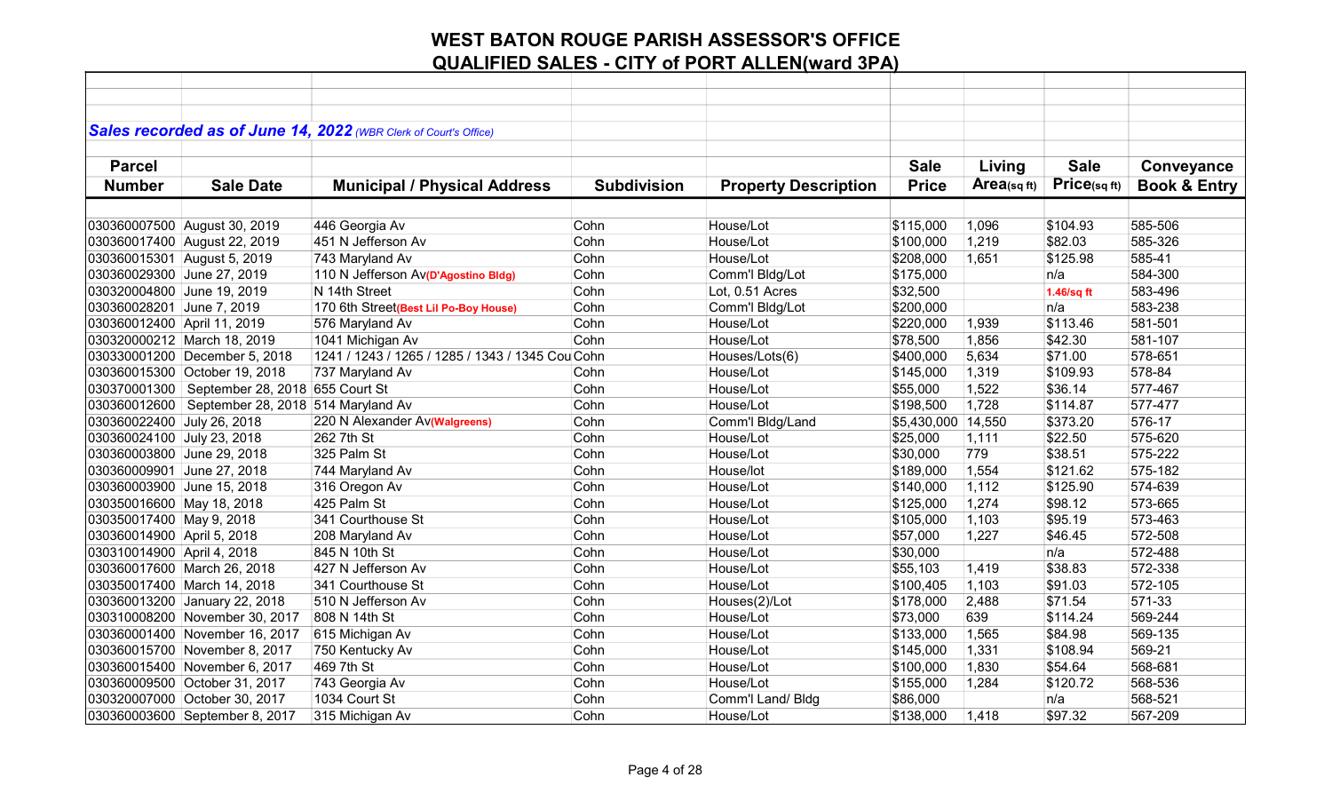# WEST BATON ROUGE PARISH ASSESSOR'S OFFICE

## QUALIFIED SALES - CITY of PORT ALLEN(ward 3PA)

***Sales recorded as of June 14, 2022*** *(WBR Clerk of Court's Office)*

| Parcel Number | Sale Date | Municipal / Physical Address | Subdivision | Property Description | Sale Price | Living Area(sq ft) | Sale Price(sq ft) | Conveyance Book & Entry |
|---|---|---|---|---|---|---|---|---|
| 030360007500 | August 30, 2019 | 446 Georgia Av | Cohn | House/Lot | $115,000 | 1,096 | $104.93 | 585-506 |
| 030360017400 | August 22, 2019 | 451 N Jefferson Av | Cohn | House/Lot | $100,000 | 1,219 | $82.03 | 585-326 |
| 030360015301 | August 5, 2019 | 743 Maryland Av | Cohn | House/Lot | $208,000 | 1,651 | $125.98 | 585-41 |
| 030360029300 | June 27, 2019 | 110 N Jefferson Av(D'Agostino Bldg) | Cohn | Comm'l Bldg/Lot | $175,000 | | n/a | 584-300 |
| 030320004800 | June 19, 2019 | N 14th Street | Cohn | Lot, 0.51 Acres | $32,500 | | 1.46/sq ft | 583-496 |
| 030360028201 | June 7, 2019 | 170 6th Street(Best Lil Po-Boy House) | Cohn | Comm'l Bldg/Lot | $200,000 | | n/a | 583-238 |
| 030360012400 | April 11, 2019 | 576 Maryland Av | Cohn | House/Lot | $220,000 | 1,939 | $113.46 | 581-501 |
| 030320000212 | March 18, 2019 | 1041 Michigan Av | Cohn | House/Lot | $78,500 | 1,856 | $42.30 | 581-107 |
| 030330001200 | December 5, 2018 | 1241 / 1243 / 1265 / 1285 / 1343 / 1345 Cou | Cohn | Houses/Lots(6) | $400,000 | 5,634 | $71.00 | 578-651 |
| 030360015300 | October 19, 2018 | 737 Maryland Av | Cohn | House/Lot | $145,000 | 1,319 | $109.93 | 578-84 |
| 030370001300 | September 28, 2018 | 655 Court St | Cohn | House/Lot | $55,000 | 1,522 | $36.14 | 577-467 |
| 030360012600 | September 28, 2018 | 514 Maryland Av | Cohn | House/Lot | $198,500 | 1,728 | $114.87 | 577-477 |
| 030360022400 | July 26, 2018 | 220 N Alexander Av(Walgreens) | Cohn | Comm'l Bldg/Land | $5,430,000 | 14,550 | $373.20 | 576-17 |
| 030360024100 | July 23, 2018 | 262 7th St | Cohn | House/Lot | $25,000 | 1,111 | $22.50 | 575-620 |
| 030360003800 | June 29, 2018 | 325 Palm St | Cohn | House/Lot | $30,000 | 779 | $38.51 | 575-222 |
| 030360009901 | June 27, 2018 | 744 Maryland Av | Cohn | House/lot | $189,000 | 1,554 | $121.62 | 575-182 |
| 030360003900 | June 15, 2018 | 316 Oregon Av | Cohn | House/Lot | $140,000 | 1,112 | $125.90 | 574-639 |
| 030350016600 | May 18, 2018 | 425 Palm St | Cohn | House/Lot | $125,000 | 1,274 | $98.12 | 573-665 |
| 030350017400 | May 9, 2018 | 341 Courthouse St | Cohn | House/Lot | $105,000 | 1,103 | $95.19 | 573-463 |
| 030360014900 | April 5, 2018 | 208 Maryland Av | Cohn | House/Lot | $57,000 | 1,227 | $46.45 | 572-508 |
| 030310014900 | April 4, 2018 | 845 N 10th St | Cohn | House/Lot | $30,000 | | n/a | 572-488 |
| 030360017600 | March 26, 2018 | 427 N Jefferson Av | Cohn | House/Lot | $55,103 | 1,419 | $38.83 | 572-338 |
| 030350017400 | March 14, 2018 | 341 Courthouse St | Cohn | House/Lot | $100,405 | 1,103 | $91.03 | 572-105 |
| 030360013200 | January 22, 2018 | 510 N Jefferson Av | Cohn | Houses(2)/Lot | $178,000 | 2,488 | $71.54 | 571-33 |
| 030310008200 | November 30, 2017 | 808 N 14th St | Cohn | House/Lot | $73,000 | 639 | $114.24 | 569-244 |
| 030360001400 | November 16, 2017 | 615 Michigan Av | Cohn | House/Lot | $133,000 | 1,565 | $84.98 | 569-135 |
| 030360015700 | November 8, 2017 | 750 Kentucky Av | Cohn | House/Lot | $145,000 | 1,331 | $108.94 | 569-21 |
| 030360015400 | November 6, 2017 | 469 7th St | Cohn | House/Lot | $100,000 | 1,830 | $54.64 | 568-681 |
| 030360009500 | October 31, 2017 | 743 Georgia Av | Cohn | House/Lot | $155,000 | 1,284 | $120.72 | 568-536 |
| 030320007000 | October 30, 2017 | 1034 Court St | Cohn | Comm'l Land/ Bldg | $86,000 | | n/a | 568-521 |
| 030360003600 | September 8, 2017 | 315 Michigan Av | Cohn | House/Lot | $138,000 | 1,418 | $97.32 | 567-209 |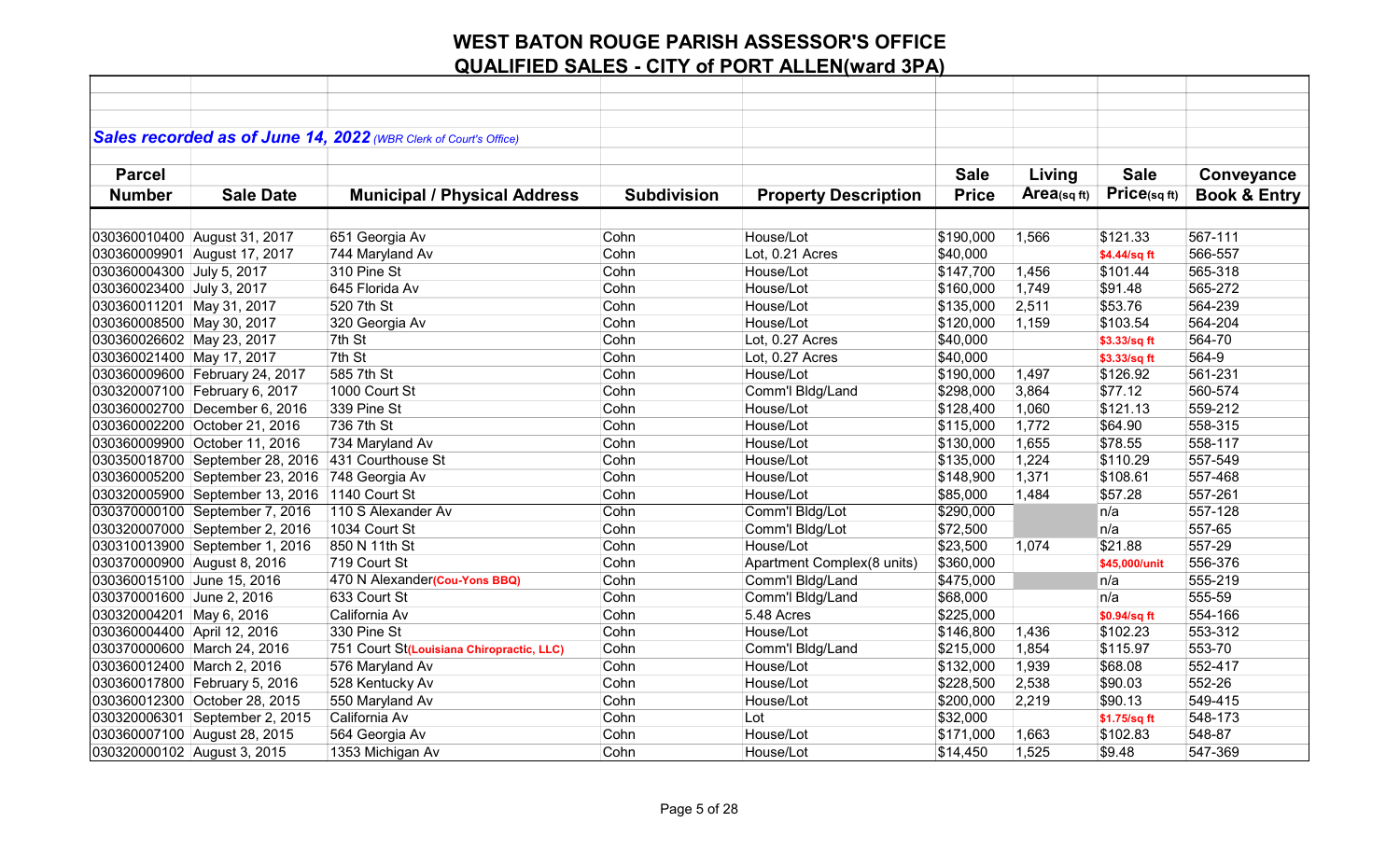# WEST BATON ROUGE PARISH ASSESSOR'S OFFICE

## QUALIFIED SALES - CITY of PORT ALLEN(ward 3PA)

***Sales recorded as of June 14, 2022*** *(WBR Clerk of Court's Office)*

| Parcel Number | Sale Date | Municipal / Physical Address | Subdivision | Property Description | Sale Price | Living Area(sq ft) | Sale Price(sq ft) | Conveyance Book & Entry |
|---|---|---|---|---|---|---|---|---|
| 030360010400 | August 31, 2017 | 651 Georgia Av | Cohn | House/Lot | $190,000 | 1,566 | $121.33 | 567-111 |
| 030360009901 | August 17, 2017 | 744 Maryland Av | Cohn | Lot, 0.21 Acres | $40,000 | | $4.44/sq ft | 566-557 |
| 030360004300 | July 5, 2017 | 310 Pine St | Cohn | House/Lot | $147,700 | 1,456 | $101.44 | 565-318 |
| 030360023400 | July 3, 2017 | 645 Florida Av | Cohn | House/Lot | $160,000 | 1,749 | $91.48 | 565-272 |
| 030360011201 | May 31, 2017 | 520 7th St | Cohn | House/Lot | $135,000 | 2,511 | $53.76 | 564-239 |
| 030360008500 | May 30, 2017 | 320 Georgia Av | Cohn | House/Lot | $120,000 | 1,159 | $103.54 | 564-204 |
| 030360026602 | May 23, 2017 | 7th St | Cohn | Lot, 0.27 Acres | $40,000 | | $3.33/sq ft | 564-70 |
| 030360021400 | May 17, 2017 | 7th St | Cohn | Lot, 0.27 Acres | $40,000 | | $3.33/sq ft | 564-9 |
| 030360009600 | February 24, 2017 | 585 7th St | Cohn | House/Lot | $190,000 | 1,497 | $126.92 | 561-231 |
| 030320007100 | February 6, 2017 | 1000 Court St | Cohn | Comm'l Bldg/Land | $298,000 | 3,864 | $77.12 | 560-574 |
| 030360002700 | December 6, 2016 | 339 Pine St | Cohn | House/Lot | $128,400 | 1,060 | $121.13 | 559-212 |
| 030360002200 | October 21, 2016 | 736 7th St | Cohn | House/Lot | $115,000 | 1,772 | $64.90 | 558-315 |
| 030360009900 | October 11, 2016 | 734 Maryland Av | Cohn | House/Lot | $130,000 | 1,655 | $78.55 | 558-117 |
| 030350018700 | September 28, 2016 | 431 Courthouse St | Cohn | House/Lot | $135,000 | 1,224 | $110.29 | 557-549 |
| 030360005200 | September 23, 2016 | 748 Georgia Av | Cohn | House/Lot | $148,900 | 1,371 | $108.61 | 557-468 |
| 030320005900 | September 13, 2016 | 1140 Court St | Cohn | House/Lot | $85,000 | 1,484 | $57.28 | 557-261 |
| 030370000100 | September 7, 2016 | 110 S Alexander Av | Cohn | Comm'l Bldg/Lot | $290,000 | | n/a | 557-128 |
| 030320007000 | September 2, 2016 | 1034 Court St | Cohn | Comm'l Bldg/Lot | $72,500 | | n/a | 557-65 |
| 030310013900 | September 1, 2016 | 850 N 11th St | Cohn | House/Lot | $23,500 | 1,074 | $21.88 | 557-29 |
| 030370000900 | August 8, 2016 | 719 Court St | Cohn | Apartment Complex(8 units) | $360,000 | | $45,000/unit | 556-376 |
| 030360015100 | June 15, 2016 | 470 N Alexander(Cou-Yons BBQ) | Cohn | Comm'l Bldg/Land | $475,000 | | n/a | 555-219 |
| 030370001600 | June 2, 2016 | 633 Court St | Cohn | Comm'l Bldg/Land | $68,000 | | n/a | 555-59 |
| 030320004201 | May 6, 2016 | California Av | Cohn | 5.48 Acres | $225,000 | | $0.94/sq ft | 554-166 |
| 030360004400 | April 12, 2016 | 330 Pine St | Cohn | House/Lot | $146,800 | 1,436 | $102.23 | 553-312 |
| 030370000600 | March 24, 2016 | 751 Court St(Louisiana Chiropractic, LLC) | Cohn | Comm'l Bldg/Land | $215,000 | 1,854 | $115.97 | 553-70 |
| 030360012400 | March 2, 2016 | 576 Maryland Av | Cohn | House/Lot | $132,000 | 1,939 | $68.08 | 552-417 |
| 030360017800 | February 5, 2016 | 528 Kentucky Av | Cohn | House/Lot | $228,500 | 2,538 | $90.03 | 552-26 |
| 030360012300 | October 28, 2015 | 550 Maryland Av | Cohn | House/Lot | $200,000 | 2,219 | $90.13 | 549-415 |
| 030320006301 | September 2, 2015 | California Av | Cohn | Lot | $32,000 | | $1.75/sq ft | 548-173 |
| 030360007100 | August 28, 2015 | 564 Georgia Av | Cohn | House/Lot | $171,000 | 1,663 | $102.83 | 548-87 |
| 030320000102 | August 3, 2015 | 1353 Michigan Av | Cohn | House/Lot | $14,450 | 1,525 | $9.48 | 547-369 |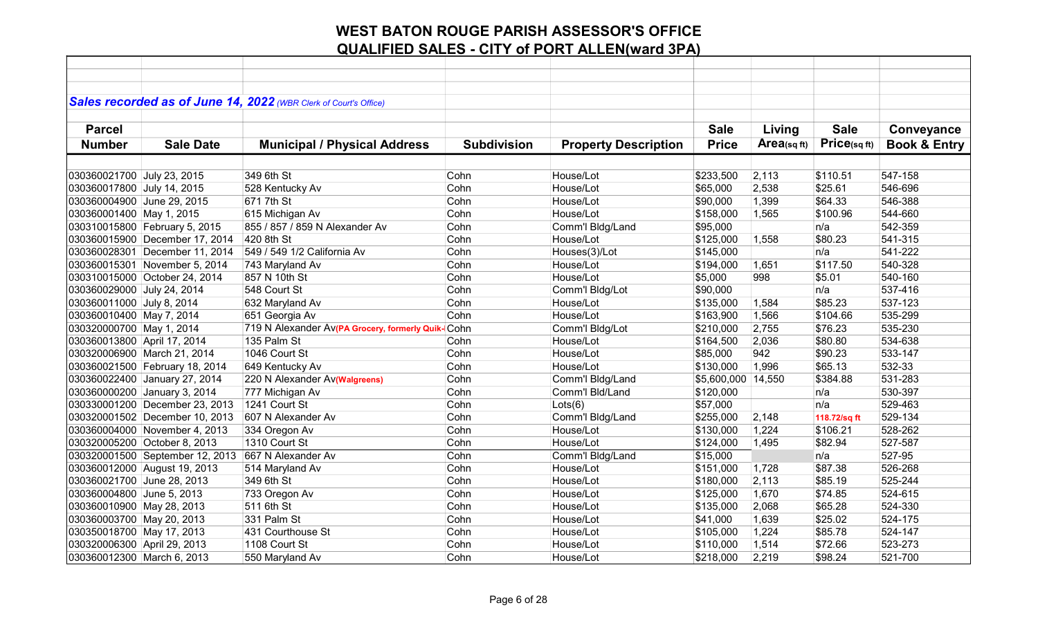# WEST BATON ROUGE PARISH ASSESSOR'S OFFICE
## QUALIFIED SALES - CITY of PORT ALLEN(ward 3PA)

***Sales recorded as of June 14, 2022*** *(WBR Clerk of Court's Office)*

| Parcel Number | Sale Date | Municipal / Physical Address | Subdivision | Property Description | Sale Price | Living Area(sq ft) | Sale Price(sq ft) | Conveyance Book & Entry |
|---|---|---|---|---|---|---|---|---|
| 030360021700 | July 23, 2015 | 349 6th St | Cohn | House/Lot | $233,500 | 2,113 | $110.51 | 547-158 |
| 030360017800 | July 14, 2015 | 528 Kentucky Av | Cohn | House/Lot | $65,000 | 2,538 | $25.61 | 546-696 |
| 030360004900 | June 29, 2015 | 671 7th St | Cohn | House/Lot | $90,000 | 1,399 | $64.33 | 546-388 |
| 030360001400 | May 1, 2015 | 615 Michigan Av | Cohn | House/Lot | $158,000 | 1,565 | $100.96 | 544-660 |
| 030310015800 | February 5, 2015 | 855 / 857 / 859 N Alexander Av | Cohn | Comm'l Bldg/Land | $95,000 | | n/a | 542-359 |
| 030360015900 | December 17, 2014 | 420 8th St | Cohn | House/Lot | $125,000 | 1,558 | $80.23 | 541-315 |
| 030360028301 | December 11, 2014 | 549 / 549 1/2 California Av | Cohn | Houses(3)/Lot | $145,000 | | n/a | 541-222 |
| 030360015301 | November 5, 2014 | 743 Maryland Av | Cohn | House/Lot | $194,000 | 1,651 | $117.50 | 540-328 |
| 030310015000 | October 24, 2014 | 857 N 10th St | Cohn | House/Lot | $5,000 | 998 | $5.01 | 540-160 |
| 030360029000 | July 24, 2014 | 548 Court St | Cohn | Comm'l Bldg/Lot | $90,000 | | n/a | 537-416 |
| 030360011000 | July 8, 2014 | 632 Maryland Av | Cohn | House/Lot | $135,000 | 1,584 | $85.23 | 537-123 |
| 030360010400 | May 7, 2014 | 651 Georgia Av | Cohn | House/Lot | $163,900 | 1,566 | $104.66 | 535-299 |
| 030320000700 | May 1, 2014 | 719 N Alexander Av**(PA Grocery, formerly Quik-** | Cohn | Comm'l Bldg/Lot | $210,000 | 2,755 | $76.23 | 535-230 |
| 030360013800 | April 17, 2014 | 135 Palm St | Cohn | House/Lot | $164,500 | 2,036 | $80.80 | 534-638 |
| 030320006900 | March 21, 2014 | 1046 Court St | Cohn | House/Lot | $85,000 | 942 | $90.23 | 533-147 |
| 030360021500 | February 18, 2014 | 649 Kentucky Av | Cohn | House/Lot | $130,000 | 1,996 | $65.13 | 532-33 |
| 030360022400 | January 27, 2014 | 220 N Alexander Av**(Walgreens)** | Cohn | Comm'l Bldg/Land | $5,600,000 | 14,550 | $384.88 | 531-283 |
| 030360000200 | January 3, 2014 | 777 Michigan Av | Cohn | Comm'l Bld/Land | $120,000 | | n/a | 530-397 |
| 030330001200 | December 23, 2013 | 1241 Court St | Cohn | Lots(6) | $57,000 | | n/a | 529-463 |
| 030320001502 | December 10, 2013 | 607 N Alexander Av | Cohn | Comm'l Bldg/Land | $255,000 | 2,148 | **118.72/sq ft** | 529-134 |
| 030360004000 | November 4, 2013 | 334 Oregon Av | Cohn | House/Lot | $130,000 | 1,224 | $106.21 | 528-262 |
| 030320005200 | October 8, 2013 | 1310 Court St | Cohn | House/Lot | $124,000 | 1,495 | $82.94 | 527-587 |
| 030320001500 | September 12, 2013 | 667 N Alexander Av | Cohn | Comm'l Bldg/Land | $15,000 | | n/a | 527-95 |
| 030360012000 | August 19, 2013 | 514 Maryland Av | Cohn | House/Lot | $151,000 | 1,728 | $87.38 | 526-268 |
| 030360021700 | June 28, 2013 | 349 6th St | Cohn | House/Lot | $180,000 | 2,113 | $85.19 | 525-244 |
| 030360004800 | June 5, 2013 | 733 Oregon Av | Cohn | House/Lot | $125,000 | 1,670 | $74.85 | 524-615 |
| 030360010900 | May 28, 2013 | 511 6th St | Cohn | House/Lot | $135,000 | 2,068 | $65.28 | 524-330 |
| 030360003700 | May 20, 2013 | 331 Palm St | Cohn | House/Lot | $41,000 | 1,639 | $25.02 | 524-175 |
| 030350018700 | May 17, 2013 | 431 Courthouse St | Cohn | House/Lot | $105,000 | 1,224 | $85.78 | 524-147 |
| 030320006300 | April 29, 2013 | 1108 Court St | Cohn | House/Lot | $110,000 | 1,514 | $72.66 | 523-273 |
| 030360012300 | March 6, 2013 | 550 Maryland Av | Cohn | House/Lot | $218,000 | 2,219 | $98.24 | 521-700 |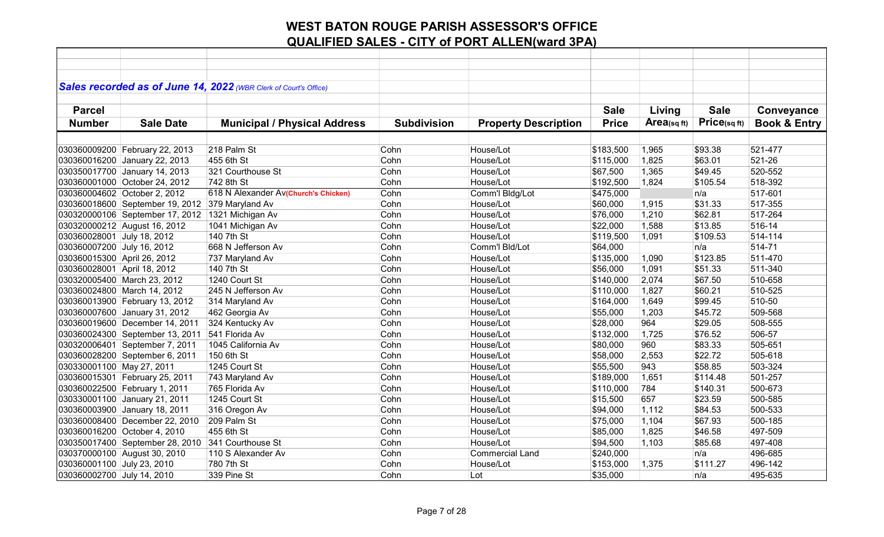# WEST BATON ROUGE PARISH ASSESSOR'S OFFICE

## QUALIFIED SALES - CITY of PORT ALLEN(ward 3PA)

***Sales recorded as of June 14, 2022*** *(WBR Clerk of Court's Office)*

| Parcel Number | Sale Date | Municipal / Physical Address | Subdivision | Property Description | Sale Price | Living Area(sq ft) | Sale Price(sq ft) | Conveyance Book & Entry |
|---|---|---|---|---|---|---|---|---|
| 030360009200 | February 22, 2013 | 218 Palm St | Cohn | House/Lot | $183,500 | 1,965 | $93.38 | 521-477 |
| 030360016200 | January 22, 2013 | 455 6th St | Cohn | House/Lot | $115,000 | 1,825 | $63.01 | 521-26 |
| 030350017700 | January 14, 2013 | 321 Courthouse St | Cohn | House/Lot | $67,500 | 1,365 | $49.45 | 520-552 |
| 030360001000 | October 24, 2012 | 742 8th St | Cohn | House/Lot | $192,500 | 1,824 | $105.54 | 518-392 |
| 030360004602 | October 2, 2012 | 618 N Alexander Av**(Church's Chicken)** | Cohn | Comm'l Bldg/Lot | $475,000 | | n/a | 517-601 |
| 030360018600 | September 19, 2012 | 379 Maryland Av | Cohn | House/Lot | $60,000 | 1,915 | $31.33 | 517-355 |
| 030320000106 | September 17, 2012 | 1321 Michigan Av | Cohn | House/Lot | $76,000 | 1,210 | $62.81 | 517-264 |
| 030320000212 | August 16, 2012 | 1041 Michigan Av | Cohn | House/Lot | $22,000 | 1,588 | $13.85 | 516-14 |
| 030360028001 | July 18, 2012 | 140 7th St | Cohn | House/Lot | $119,500 | 1,091 | $109.53 | 514-114 |
| 030360007200 | July 16, 2012 | 668 N Jefferson Av | Cohn | Comm'l Bld/Lot | $64,000 | | n/a | 514-71 |
| 030360015300 | April 26, 2012 | 737 Maryland Av | Cohn | House/Lot | $135,000 | 1,090 | $123.85 | 511-470 |
| 030360028001 | April 18, 2012 | 140 7th St | Cohn | House/Lot | $56,000 | 1,091 | $51.33 | 511-340 |
| 030320005400 | March 23, 2012 | 1240 Court St | Cohn | House/Lot | $140,000 | 2,074 | $67.50 | 510-658 |
| 030360024800 | March 14, 2012 | 245 N Jefferson Av | Cohn | House/Lot | $110,000 | 1,827 | $60.21 | 510-525 |
| 030360013900 | February 13, 2012 | 314 Maryland Av | Cohn | House/Lot | $164,000 | 1,649 | $99.45 | 510-50 |
| 030360007600 | January 31, 2012 | 462 Georgia Av | Cohn | House/Lot | $55,000 | 1,203 | $45.72 | 509-568 |
| 030360019600 | December 14, 2011 | 324 Kentucky Av | Cohn | House/Lot | $28,000 | 964 | $29.05 | 508-555 |
| 030360024300 | September 13, 2011 | 541 Florida Av | Cohn | House/Lot | $132,000 | 1,725 | $76.52 | 506-57 |
| 030320006401 | September 7, 2011 | 1045 California Av | Cohn | House/Lot | $80,000 | 960 | $83.33 | 505-651 |
| 030360028200 | September 6, 2011 | 150 6th St | Cohn | House/Lot | $58,000 | 2,553 | $22.72 | 505-618 |
| 030330001100 | May 27, 2011 | 1245 Court St | Cohn | House/Lot | $55,500 | 943 | $58.85 | 503-324 |
| 030360015301 | February 25, 2011 | 743 Maryland Av | Cohn | House/Lot | $189,000 | 1,651 | $114.48 | 501-257 |
| 030360022500 | February 1, 2011 | 765 Florida Av | Cohn | House/Lot | $110,000 | 784 | $140.31 | 500-673 |
| 030330001100 | January 21, 2011 | 1245 Court St | Cohn | House/Lot | $15,500 | 657 | $23.59 | 500-585 |
| 030360003900 | January 18, 2011 | 316 Oregon Av | Cohn | House/Lot | $94,000 | 1,112 | $84.53 | 500-533 |
| 030360008400 | December 22, 2010 | 209 Palm St | Cohn | House/Lot | $75,000 | 1,104 | $67.93 | 500-185 |
| 030360016200 | October 4, 2010 | 455 6th St | Cohn | House/Lot | $85,000 | 1,825 | $46.58 | 497-509 |
| 030350017400 | September 28, 2010 | 341 Courthouse St | Cohn | House/Lot | $94,500 | 1,103 | $85.68 | 497-408 |
| 030370000100 | August 30, 2010 | 110 S Alexander Av | Cohn | Commercial Land | $240,000 | | n/a | 496-685 |
| 030360001100 | July 23, 2010 | 780 7th St | Cohn | House/Lot | $153,000 | 1,375 | $111.27 | 496-142 |
| 030360002700 | July 14, 2010 | 339 Pine St | Cohn | Lot | $35,000 | | n/a | 495-635 |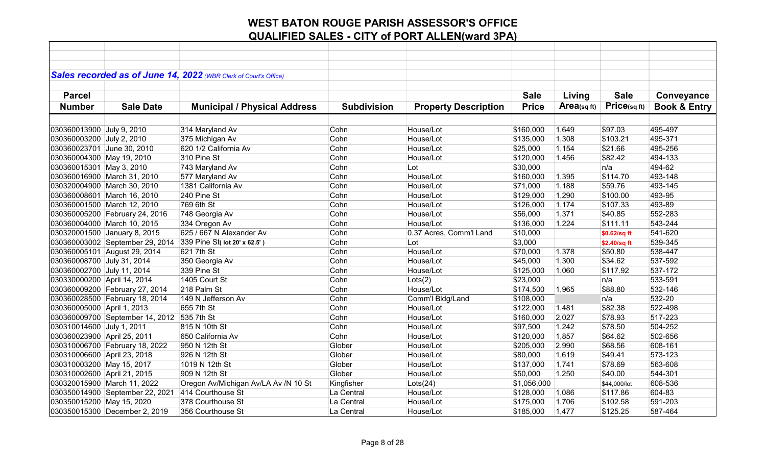# WEST BATON ROUGE PARISH ASSESSOR'S OFFICE

## QUALIFIED SALES - CITY of PORT ALLEN(ward 3PA)

***Sales recorded as of June 14, 2022*** *(WBR Clerk of Court's Office)*

| Parcel Number | Sale Date | Municipal / Physical Address | Subdivision | Property Description | Sale Price | Living Area(sq ft) | Sale Price(sq ft) | Conveyance Book & Entry |
|---|---|---|---|---|---|---|---|---|
| 030360013900 | July 9, 2010 | 314 Maryland Av | Cohn | House/Lot | $160,000 | 1,649 | $97.03 | 495-497 |
| 030360003200 | July 2, 2010 | 375 Michigan Av | Cohn | House/Lot | $135,000 | 1,308 | $103.21 | 495-371 |
| 030360023701 | June 30, 2010 | 620 1/2 California Av | Cohn | House/Lot | $25,000 | 1,154 | $21.66 | 495-256 |
| 030360004300 | May 19, 2010 | 310 Pine St | Cohn | House/Lot | $120,000 | 1,456 | $82.42 | 494-133 |
| 030360015301 | May 3, 2010 | 743 Maryland Av | Cohn | Lot | $30,000 | | n/a | 494-62 |
| 030360016900 | March 31, 2010 | 577 Maryland Av | Cohn | House/Lot | $160,000 | 1,395 | $114.70 | 493-148 |
| 030320004900 | March 30, 2010 | 1381 California Av | Cohn | House/Lot | $71,000 | 1,188 | $59.76 | 493-145 |
| 030360008601 | March 16, 2010 | 240 Pine St | Cohn | House/Lot | $129,000 | 1,290 | $100.00 | 493-95 |
| 030360001500 | March 12, 2010 | 769 6th St | Cohn | House/Lot | $126,000 | 1,174 | $107.33 | 493-89 |
| 030360005200 | February 24, 2016 | 748 Georgia Av | Cohn | House/Lot | $56,000 | 1,371 | $40.85 | 552-283 |
| 030360004000 | March 10, 2015 | 334 Oregon Av | Cohn | House/Lot | $136,000 | 1,224 | $111.11 | 543-244 |
| 030320001500 | January 8, 2015 | 625 / 667 N Alexander Av | Cohn | 0.37 Acres, Comm'l Land | $10,000 | | $0.62/sq ft | 541-620 |
| 030360003002 | September 29, 2014 | 339 Pine St( lot 20' x 62.5' ) | Cohn | Lot | $3,000 | | $2.40/sq ft | 539-345 |
| 030360005101 | August 29, 2014 | 621 7th St | Cohn | House/Lot | $70,000 | 1,378 | $50.80 | 538-447 |
| 030360008700 | July 31, 2014 | 350 Georgia Av | Cohn | House/Lot | $45,000 | 1,300 | $34.62 | 537-592 |
| 030360002700 | July 11, 2014 | 339 Pine St | Cohn | House/Lot | $125,000 | 1,060 | $117.92 | 537-172 |
| 030330000200 | April 14, 2014 | 1405 Court St | Cohn | Lots(2) | $23,000 | | n/a | 533-591 |
| 030360009200 | February 27, 2014 | 218 Palm St | Cohn | House/Lot | $174,500 | 1,965 | $88.80 | 532-146 |
| 030360028500 | February 18, 2014 | 149 N Jefferson Av | Cohn | Comm'l Bldg/Land | $108,000 | | n/a | 532-20 |
| 030360005000 | April 1, 2013 | 655 7th St | Cohn | House/Lot | $122,000 | 1,481 | $82.38 | 522-498 |
| 030360009700 | September 14, 2012 | 535 7th St | Cohn | House/Lot | $160,000 | 2,027 | $78.93 | 517-223 |
| 030310014600 | July 1, 2011 | 815 N 10th St | Cohn | House/Lot | $97,500 | 1,242 | $78.50 | 504-252 |
| 030360023900 | April 25, 2011 | 650 California Av | Cohn | House/Lot | $120,000 | 1,857 | $64.62 | 502-656 |
| 030310006700 | February 18, 2022 | 950 N 12th St | Glober | House/Lot | $205,000 | 2,990 | $68.56 | 608-161 |
| 030310006600 | April 23, 2018 | 926 N 12th St | Glober | House/Lot | $80,000 | 1,619 | $49.41 | 573-123 |
| 030310003200 | May 15, 2017 | 1019 N 12th St | Glober | House/Lot | $137,000 | 1,741 | $78.69 | 563-608 |
| 030310002600 | April 21, 2015 | 909 N 12th St | Glober | House/Lot | $50,000 | 1,250 | $40.00 | 544-301 |
| 030320015900 | March 11, 2022 | Oregon Av/Michigan Av/LA Av /N 10 St | Kingfisher | Lots(24) | $1,056,000 | | $44,000/lot | 608-536 |
| 030350014900 | September 22, 2021 | 414 Courthouse St | La Central | House/Lot | $128,000 | 1,086 | $117.86 | 604-83 |
| 030350015200 | May 15, 2020 | 378 Courthouse St | La Central | House/Lot | $175,000 | 1,706 | $102.58 | 591-203 |
| 030350015300 | December 2, 2019 | 356 Courthouse St | La Central | House/Lot | $185,000 | 1,477 | $125.25 | 587-464 |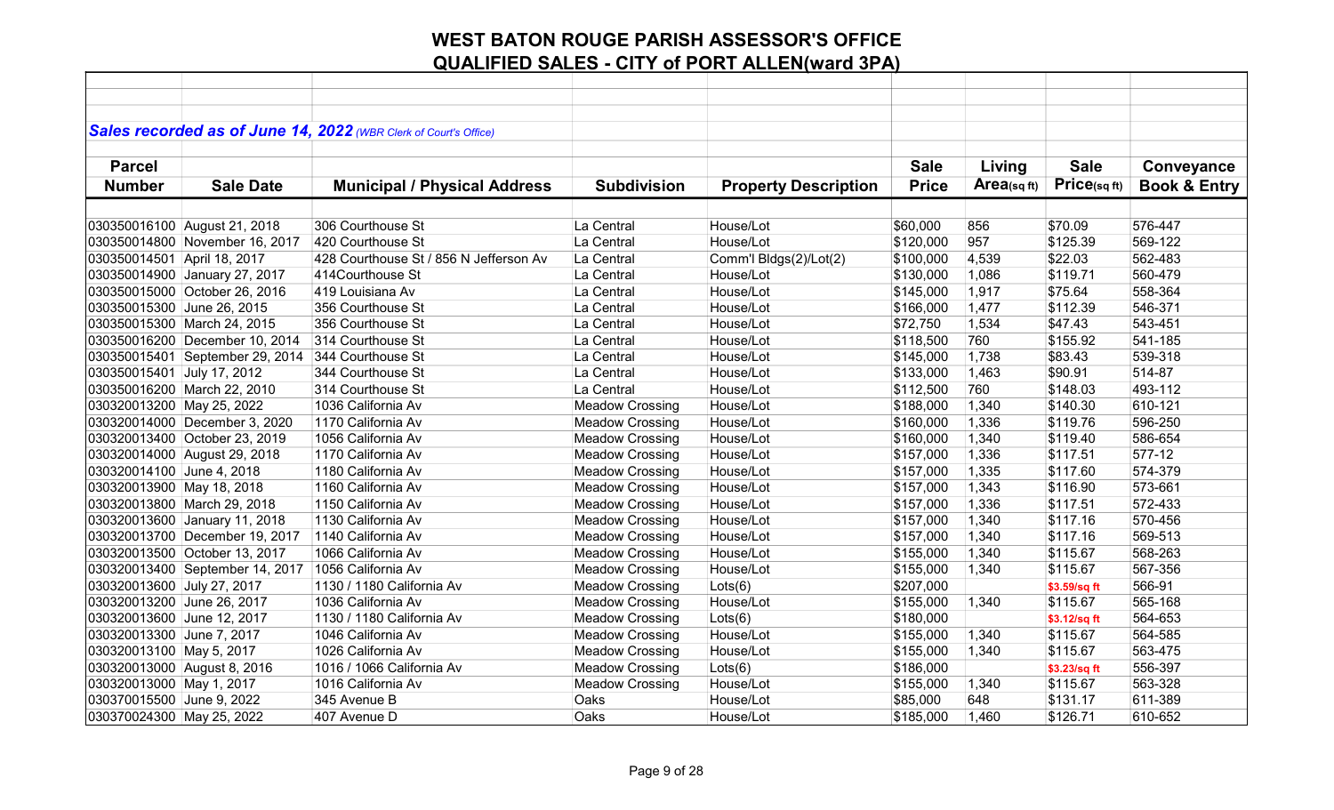# WEST BATON ROUGE PARISH ASSESSOR'S OFFICE

## QUALIFIED SALES - CITY of PORT ALLEN(ward 3PA)

***Sales recorded as of June 14, 2022*** *(WBR Clerk of Court's Office)*

| Parcel Number | Sale Date | Municipal / Physical Address | Subdivision | Property Description | Sale Price | Living Area(sq ft) | Sale Price(sq ft) | Conveyance Book & Entry |
|---|---|---|---|---|---|---|---|---|
| 030350016100 | August 21, 2018 | 306 Courthouse St | La Central | House/Lot | $60,000 | 856 | $70.09 | 576-447 |
| 030350014800 | November 16, 2017 | 420 Courthouse St | La Central | House/Lot | $120,000 | 957 | $125.39 | 569-122 |
| 030350014501 | April 18, 2017 | 428 Courthouse St / 856 N Jefferson Av | La Central | Comm'l Bldgs(2)/Lot(2) | $100,000 | 4,539 | $22.03 | 562-483 |
| 030350014900 | January 27, 2017 | 414Courthouse St | La Central | House/Lot | $130,000 | 1,086 | $119.71 | 560-479 |
| 030350015000 | October 26, 2016 | 419 Louisiana Av | La Central | House/Lot | $145,000 | 1,917 | $75.64 | 558-364 |
| 030350015300 | June 26, 2015 | 356 Courthouse St | La Central | House/Lot | $166,000 | 1,477 | $112.39 | 546-371 |
| 030350015300 | March 24, 2015 | 356 Courthouse St | La Central | House/Lot | $72,750 | 1,534 | $47.43 | 543-451 |
| 030350016200 | December 10, 2014 | 314 Courthouse St | La Central | House/Lot | $118,500 | 760 | $155.92 | 541-185 |
| 030350015401 | September 29, 2014 | 344 Courthouse St | La Central | House/Lot | $145,000 | 1,738 | $83.43 | 539-318 |
| 030350015401 | July 17, 2012 | 344 Courthouse St | La Central | House/Lot | $133,000 | 1,463 | $90.91 | 514-87 |
| 030350016200 | March 22, 2010 | 314 Courthouse St | La Central | House/Lot | $112,500 | 760 | $148.03 | 493-112 |
| 030320013200 | May 25, 2022 | 1036 California Av | Meadow Crossing | House/Lot | $188,000 | 1,340 | $140.30 | 610-121 |
| 030320014000 | December 3, 2020 | 1170 California Av | Meadow Crossing | House/Lot | $160,000 | 1,336 | $119.76 | 596-250 |
| 030320013400 | October 23, 2019 | 1056 California Av | Meadow Crossing | House/Lot | $160,000 | 1,340 | $119.40 | 586-654 |
| 030320014000 | August 29, 2018 | 1170 California Av | Meadow Crossing | House/Lot | $157,000 | 1,336 | $117.51 | 577-12 |
| 030320014100 | June 4, 2018 | 1180 California Av | Meadow Crossing | House/Lot | $157,000 | 1,335 | $117.60 | 574-379 |
| 030320013900 | May 18, 2018 | 1160 California Av | Meadow Crossing | House/Lot | $157,000 | 1,343 | $116.90 | 573-661 |
| 030320013800 | March 29, 2018 | 1150 California Av | Meadow Crossing | House/Lot | $157,000 | 1,336 | $117.51 | 572-433 |
| 030320013600 | January 11, 2018 | 1130 California Av | Meadow Crossing | House/Lot | $157,000 | 1,340 | $117.16 | 570-456 |
| 030320013700 | December 19, 2017 | 1140 California Av | Meadow Crossing | House/Lot | $157,000 | 1,340 | $117.16 | 569-513 |
| 030320013500 | October 13, 2017 | 1066 California Av | Meadow Crossing | House/Lot | $155,000 | 1,340 | $115.67 | 568-263 |
| 030320013400 | September 14, 2017 | 1056 California Av | Meadow Crossing | House/Lot | $155,000 | 1,340 | $115.67 | 567-356 |
| 030320013600 | July 27, 2017 | 1130 / 1180 California Av | Meadow Crossing | Lots(6) | $207,000 | | $3.59/sq ft | 566-91 |
| 030320013200 | June 26, 2017 | 1036 California Av | Meadow Crossing | House/Lot | $155,000 | 1,340 | $115.67 | 565-168 |
| 030320013600 | June 12, 2017 | 1130 / 1180 California Av | Meadow Crossing | Lots(6) | $180,000 | | $3.12/sq ft | 564-653 |
| 030320013300 | June 7, 2017 | 1046 California Av | Meadow Crossing | House/Lot | $155,000 | 1,340 | $115.67 | 564-585 |
| 030320013100 | May 5, 2017 | 1026 California Av | Meadow Crossing | House/Lot | $155,000 | 1,340 | $115.67 | 563-475 |
| 030320013000 | August 8, 2016 | 1016 / 1066 California Av | Meadow Crossing | Lots(6) | $186,000 | | $3.23/sq ft | 556-397 |
| 030320013000 | May 1, 2017 | 1016 California Av | Meadow Crossing | House/Lot | $155,000 | 1,340 | $115.67 | 563-328 |
| 030370015500 | June 9, 2022 | 345 Avenue B | Oaks | House/Lot | $85,000 | 648 | $131.17 | 611-389 |
| 030370024300 | May 25, 2022 | 407 Avenue D | Oaks | House/Lot | $185,000 | 1,460 | $126.71 | 610-652 |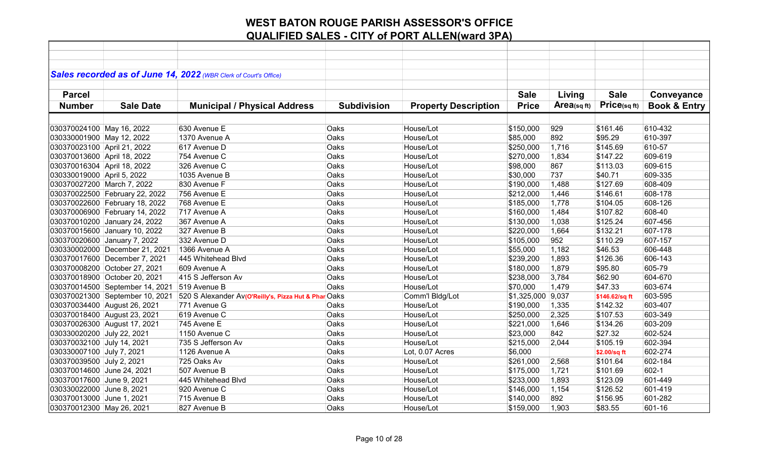# WEST BATON ROUGE PARISH ASSESSOR'S OFFICE

## QUALIFIED SALES - CITY of PORT ALLEN(ward 3PA)

***Sales recorded as of June 14, 2022*** *(WBR Clerk of Court's Office)*

| Parcel Number | Sale Date | Municipal / Physical Address | Subdivision | Property Description | Sale Price | Living Area(sq ft) | Sale Price(sq ft) | Conveyance Book & Entry |
|---|---|---|---|---|---|---|---|---|
| 030370024100 | May 16, 2022 | 630 Avenue E | Oaks | House/Lot | $150,000 | 929 | $161.46 | 610-432 |
| 030330001900 | May 12, 2022 | 1370 Avenue A | Oaks | House/Lot | $85,000 | 892 | $95.29 | 610-397 |
| 030370023100 | April 21, 2022 | 617 Avenue D | Oaks | House/Lot | $250,000 | 1,716 | $145.69 | 610-57 |
| 030370013600 | April 18, 2022 | 754 Avenue C | Oaks | House/Lot | $270,000 | 1,834 | $147.22 | 609-619 |
| 030370016304 | April 18, 2022 | 326 Avenue C | Oaks | House/Lot | $98,000 | 867 | $113.03 | 609-615 |
| 030330019000 | April 5, 2022 | 1035 Avenue B | Oaks | House/Lot | $30,000 | 737 | $40.71 | 609-335 |
| 030370027200 | March 7, 2022 | 830 Avenue F | Oaks | House/Lot | $190,000 | 1,488 | $127.69 | 608-409 |
| 030370022500 | February 22, 2022 | 756 Avenue E | Oaks | House/Lot | $212,000 | 1,446 | $146.61 | 608-178 |
| 030370022600 | February 18, 2022 | 768 Avenue E | Oaks | House/Lot | $185,000 | 1,778 | $104.05 | 608-126 |
| 030370006900 | February 14, 2022 | 717 Avenue A | Oaks | House/Lot | $160,000 | 1,484 | $107.82 | 608-40 |
| 030370010200 | January 24, 2022 | 367 Avenue A | Oaks | House/Lot | $130,000 | 1,038 | $125.24 | 607-456 |
| 030370015600 | January 10, 2022 | 327 Avenue B | Oaks | House/Lot | $220,000 | 1,664 | $132.21 | 607-178 |
| 030370020600 | January 7, 2022 | 332 Avenue D | Oaks | House/Lot | $105,000 | 952 | $110.29 | 607-157 |
| 030330002000 | December 21, 2021 | 1366 Avenue A | Oaks | House/Lot | $55,000 | 1,182 | $46.53 | 606-448 |
| 030370017600 | December 7, 2021 | 445 Whitehead Blvd | Oaks | House/Lot | $239,200 | 1,893 | $126.36 | 606-143 |
| 030370008200 | October 27, 2021 | 609 Avenue A | Oaks | House/Lot | $180,000 | 1,879 | $95.80 | 605-79 |
| 030370018900 | October 20, 2021 | 415 S Jefferson Av | Oaks | House/Lot | $238,000 | 3,784 | $62.90 | 604-670 |
| 030370014500 | September 14, 2021 | 519 Avenue B | Oaks | House/Lot | $70,000 | 1,479 | $47.33 | 603-674 |
| 030370021300 | September 10, 2021 | 520 S Alexander Av**(O'Reilly's, Pizza Hut & Phar** | Oaks | Comm'l Bldg/Lot | $1,325,000 | 9,037 | **$146.62/sq ft** | 603-595 |
| 030370034400 | August 26, 2021 | 771 Avenue G | Oaks | House/Lot | $190,000 | 1,335 | $142.32 | 603-407 |
| 030370018400 | August 23, 2021 | 619 Avenue C | Oaks | House/Lot | $250,000 | 2,325 | $107.53 | 603-349 |
| 030370026300 | August 17, 2021 | 745 Avene E | Oaks | House/Lot | $221,000 | 1,646 | $134.26 | 603-209 |
| 030330020200 | July 22, 2021 | 1150 Avenue C | Oaks | House/Lot | $23,000 | 842 | $27.32 | 602-524 |
| 030370032100 | July 14, 2021 | 735 S Jefferson Av | Oaks | House/Lot | $215,000 | 2,044 | $105.19 | 602-394 |
| 030330007100 | July 7, 2021 | 1126 Avenue A | Oaks | Lot, 0.07 Acres | $6,000 | | **$2.00/sq ft** | 602-274 |
| 030370039500 | July 2, 2021 | 725 Oaks Av | Oaks | House/Lot | $261,000 | 2,568 | $101.64 | 602-184 |
| 030370014600 | June 24, 2021 | 507 Avenue B | Oaks | House/Lot | $175,000 | 1,721 | $101.69 | 602-1 |
| 030370017600 | June 9, 2021 | 445 Whitehead Blvd | Oaks | House/Lot | $233,000 | 1,893 | $123.09 | 601-449 |
| 030330022000 | June 8, 2021 | 920 Avenue C | Oaks | House/Lot | $146,000 | 1,154 | $126.52 | 601-419 |
| 030370013000 | June 1, 2021 | 715 Avenue B | Oaks | House/Lot | $140,000 | 892 | $156.95 | 601-282 |
| 030370012300 | May 26, 2021 | 827 Avenue B | Oaks | House/Lot | $159,000 | 1,903 | $83.55 | 601-16 |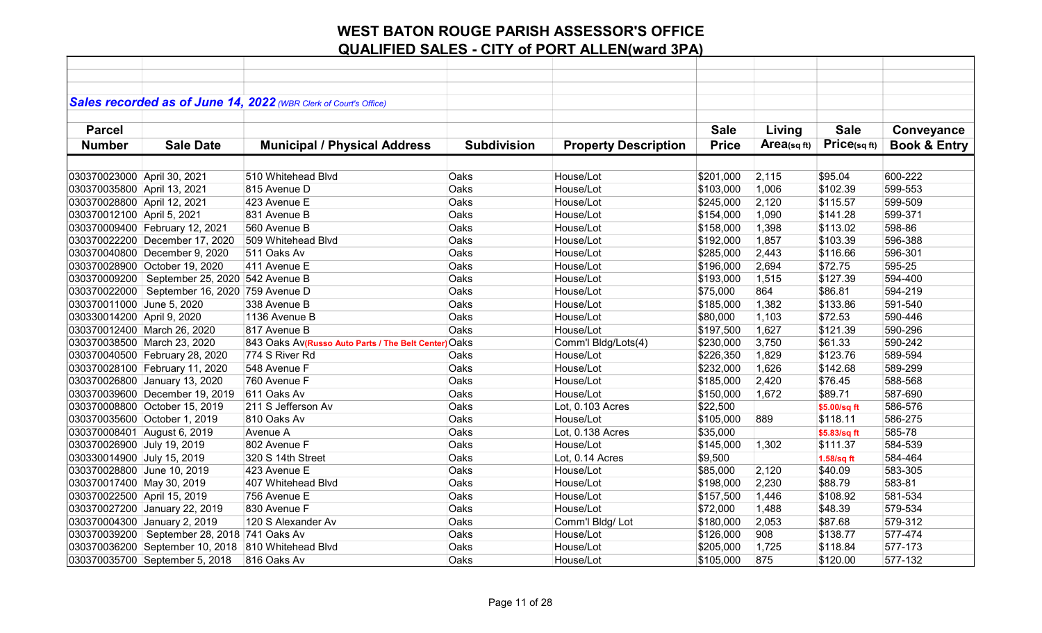# WEST BATON ROUGE PARISH ASSESSOR'S OFFICE

## QUALIFIED SALES - CITY of PORT ALLEN(ward 3PA)

***Sales recorded as of June 14, 2022** (WBR Clerk of Court's Office)*

| Parcel Number | Sale Date | Municipal / Physical Address | Subdivision | Property Description | Sale Price | Living Area(sq ft) | Sale Price(sq ft) | Conveyance Book & Entry |
|---|---|---|---|---|---|---|---|---|
| 030370023000 | April 30, 2021 | 510 Whitehead Blvd | Oaks | House/Lot | $201,000 | 2,115 | $95.04 | 600-222 |
| 030370035800 | April 13, 2021 | 815 Avenue D | Oaks | House/Lot | $103,000 | 1,006 | $102.39 | 599-553 |
| 030370028800 | April 12, 2021 | 423 Avenue E | Oaks | House/Lot | $245,000 | 2,120 | $115.57 | 599-509 |
| 030370012100 | April 5, 2021 | 831 Avenue B | Oaks | House/Lot | $154,000 | 1,090 | $141.28 | 599-371 |
| 030370009400 | February 12, 2021 | 560 Avenue B | Oaks | House/Lot | $158,000 | 1,398 | $113.02 | 598-86 |
| 030370022200 | December 17, 2020 | 509 Whitehead Blvd | Oaks | House/Lot | $192,000 | 1,857 | $103.39 | 596-388 |
| 030370040800 | December 9, 2020 | 511 Oaks Av | Oaks | House/Lot | $285,000 | 2,443 | $116.66 | 596-301 |
| 030370028900 | October 19, 2020 | 411 Avenue E | Oaks | House/Lot | $196,000 | 2,694 | $72.75 | 595-25 |
| 030370009200 | September 25, 2020 | 542 Avenue B | Oaks | House/Lot | $193,000 | 1,515 | $127.39 | 594-400 |
| 030370022000 | September 16, 2020 | 759 Avenue D | Oaks | House/Lot | $75,000 | 864 | $86.81 | 594-219 |
| 030370011000 | June 5, 2020 | 338 Avenue B | Oaks | House/Lot | $185,000 | 1,382 | $133.86 | 591-540 |
| 030330014200 | April 9, 2020 | 1136 Avenue B | Oaks | House/Lot | $80,000 | 1,103 | $72.53 | 590-446 |
| 030370012400 | March 26, 2020 | 817 Avenue B | Oaks | House/Lot | $197,500 | 1,627 | $121.39 | 590-296 |
| 030370038500 | March 23, 2020 | 843 Oaks Av(Russo Auto Parts / The Belt Center) | Oaks | Comm'l Bldg/Lots(4) | $230,000 | 3,750 | $61.33 | 590-242 |
| 030370040500 | February 28, 2020 | 774 S River Rd | Oaks | House/Lot | $226,350 | 1,829 | $123.76 | 589-594 |
| 030370028100 | February 11, 2020 | 548 Avenue F | Oaks | House/Lot | $232,000 | 1,626 | $142.68 | 589-299 |
| 030370026800 | January 13, 2020 | 760 Avenue F | Oaks | House/Lot | $185,000 | 2,420 | $76.45 | 588-568 |
| 030370039600 | December 19, 2019 | 611 Oaks Av | Oaks | House/Lot | $150,000 | 1,672 | $89.71 | 587-690 |
| 030370008800 | October 15, 2019 | 211 S Jefferson Av | Oaks | Lot, 0.103 Acres | $22,500 | | $5.00/sq ft | 586-576 |
| 030370035600 | October 1, 2019 | 810 Oaks Av | Oaks | House/Lot | $105,000 | 889 | $118.11 | 586-275 |
| 030370008401 | August 6, 2019 | Avenue A | Oaks | Lot, 0.138 Acres | $35,000 | | $5.83/sq ft | 585-78 |
| 030370026900 | July 19, 2019 | 802 Avenue F | Oaks | House/Lot | $145,000 | 1,302 | $111.37 | 584-539 |
| 030330014900 | July 15, 2019 | 320 S 14th Street | Oaks | Lot, 0.14 Acres | $9,500 | | 1.58/sq ft | 584-464 |
| 030370028800 | June 10, 2019 | 423 Avenue E | Oaks | House/Lot | $85,000 | 2,120 | $40.09 | 583-305 |
| 030370017400 | May 30, 2019 | 407 Whitehead Blvd | Oaks | House/Lot | $198,000 | 2,230 | $88.79 | 583-81 |
| 030370022500 | April 15, 2019 | 756 Avenue E | Oaks | House/Lot | $157,500 | 1,446 | $108.92 | 581-534 |
| 030370027200 | January 22, 2019 | 830 Avenue F | Oaks | House/Lot | $72,000 | 1,488 | $48.39 | 579-534 |
| 030370004300 | January 2, 2019 | 120 S Alexander Av | Oaks | Comm'l Bldg/ Lot | $180,000 | 2,053 | $87.68 | 579-312 |
| 030370039200 | September 28, 2018 | 741 Oaks Av | Oaks | House/Lot | $126,000 | 908 | $138.77 | 577-474 |
| 030370036200 | September 10, 2018 | 810 Whitehead Blvd | Oaks | House/Lot | $205,000 | 1,725 | $118.84 | 577-173 |
| 030370035700 | September 5, 2018 | 816 Oaks Av | Oaks | House/Lot | $105,000 | 875 | $120.00 | 577-132 |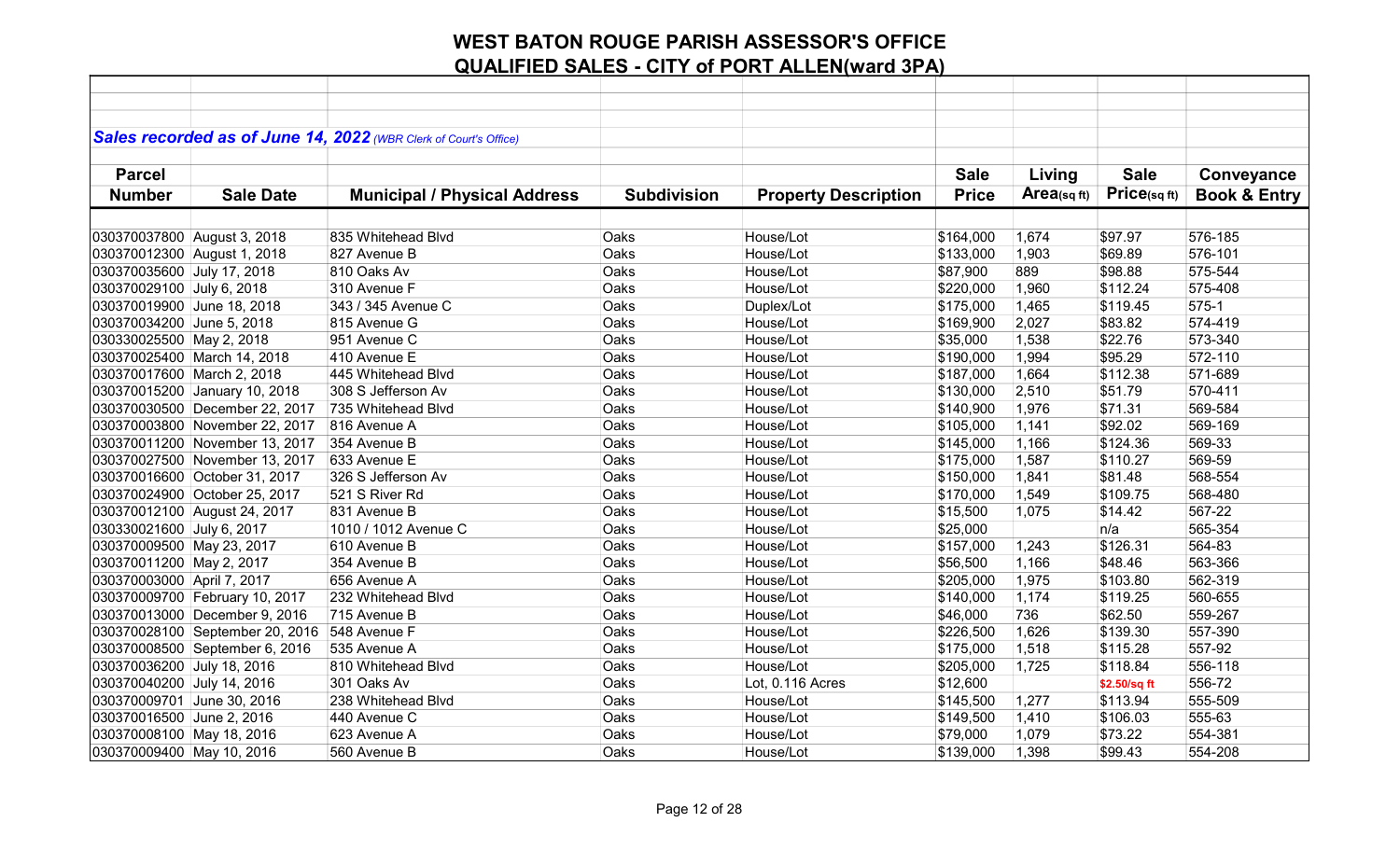# WEST BATON ROUGE PARISH ASSESSOR'S OFFICE

## QUALIFIED SALES - CITY of PORT ALLEN(ward 3PA)

***Sales recorded as of June 14, 2022*** *(WBR Clerk of Court's Office)*

| Parcel Number | Sale Date | Municipal / Physical Address | Subdivision | Property Description | Sale Price | Living Area(sq ft) | Sale Price(sq ft) | Conveyance Book & Entry |
|---|---|---|---|---|---|---|---|---|
| 030370037800 | August 3, 2018 | 835 Whitehead Blvd | Oaks | House/Lot | $164,000 | 1,674 | $97.97 | 576-185 |
| 030370012300 | August 1, 2018 | 827 Avenue B | Oaks | House/Lot | $133,000 | 1,903 | $69.89 | 576-101 |
| 030370035600 | July 17, 2018 | 810 Oaks Av | Oaks | House/Lot | $87,900 | 889 | $98.88 | 575-544 |
| 030370029100 | July 6, 2018 | 310 Avenue F | Oaks | House/Lot | $220,000 | 1,960 | $112.24 | 575-408 |
| 030370019900 | June 18, 2018 | 343 / 345 Avenue C | Oaks | Duplex/Lot | $175,000 | 1,465 | $119.45 | 575-1 |
| 030370034200 | June 5, 2018 | 815 Avenue G | Oaks | House/Lot | $169,900 | 2,027 | $83.82 | 574-419 |
| 030330025500 | May 2, 2018 | 951 Avenue C | Oaks | House/Lot | $35,000 | 1,538 | $22.76 | 573-340 |
| 030370025400 | March 14, 2018 | 410 Avenue E | Oaks | House/Lot | $190,000 | 1,994 | $95.29 | 572-110 |
| 030370017600 | March 2, 2018 | 445 Whitehead Blvd | Oaks | House/Lot | $187,000 | 1,664 | $112.38 | 571-689 |
| 030370015200 | January 10, 2018 | 308 S Jefferson Av | Oaks | House/Lot | $130,000 | 2,510 | $51.79 | 570-411 |
| 030370030500 | December 22, 2017 | 735 Whitehead Blvd | Oaks | House/Lot | $140,900 | 1,976 | $71.31 | 569-584 |
| 030370003800 | November 22, 2017 | 816 Avenue A | Oaks | House/Lot | $105,000 | 1,141 | $92.02 | 569-169 |
| 030370011200 | November 13, 2017 | 354 Avenue B | Oaks | House/Lot | $145,000 | 1,166 | $124.36 | 569-33 |
| 030370027500 | November 13, 2017 | 633 Avenue E | Oaks | House/Lot | $175,000 | 1,587 | $110.27 | 569-59 |
| 030370016600 | October 31, 2017 | 326 S Jefferson Av | Oaks | House/Lot | $150,000 | 1,841 | $81.48 | 568-554 |
| 030370024900 | October 25, 2017 | 521 S River Rd | Oaks | House/Lot | $170,000 | 1,549 | $109.75 | 568-480 |
| 030370012100 | August 24, 2017 | 831 Avenue B | Oaks | House/Lot | $15,500 | 1,075 | $14.42 | 567-22 |
| 030330021600 | July 6, 2017 | 1010 / 1012 Avenue C | Oaks | House/Lot | $25,000 | | n/a | 565-354 |
| 030370009500 | May 23, 2017 | 610 Avenue B | Oaks | House/Lot | $157,000 | 1,243 | $126.31 | 564-83 |
| 030370011200 | May 2, 2017 | 354 Avenue B | Oaks | House/Lot | $56,500 | 1,166 | $48.46 | 563-366 |
| 030370003000 | April 7, 2017 | 656 Avenue A | Oaks | House/Lot | $205,000 | 1,975 | $103.80 | 562-319 |
| 030370009700 | February 10, 2017 | 232 Whitehead Blvd | Oaks | House/Lot | $140,000 | 1,174 | $119.25 | 560-655 |
| 030370013000 | December 9, 2016 | 715 Avenue B | Oaks | House/Lot | $46,000 | 736 | $62.50 | 559-267 |
| 030370028100 | September 20, 2016 | 548 Avenue F | Oaks | House/Lot | $226,500 | 1,626 | $139.30 | 557-390 |
| 030370008500 | September 6, 2016 | 535 Avenue A | Oaks | House/Lot | $175,000 | 1,518 | $115.28 | 557-92 |
| 030370036200 | July 18, 2016 | 810 Whitehead Blvd | Oaks | House/Lot | $205,000 | 1,725 | $118.84 | 556-118 |
| 030370040200 | July 14, 2016 | 301 Oaks Av | Oaks | Lot, 0.116 Acres | $12,600 | | $2.50/sq ft | 556-72 |
| 030370009701 | June 30, 2016 | 238 Whitehead Blvd | Oaks | House/Lot | $145,500 | 1,277 | $113.94 | 555-509 |
| 030370016500 | June 2, 2016 | 440 Avenue C | Oaks | House/Lot | $149,500 | 1,410 | $106.03 | 555-63 |
| 030370008100 | May 18, 2016 | 623 Avenue A | Oaks | House/Lot | $79,000 | 1,079 | $73.22 | 554-381 |
| 030370009400 | May 10, 2016 | 560 Avenue B | Oaks | House/Lot | $139,000 | 1,398 | $99.43 | 554-208 |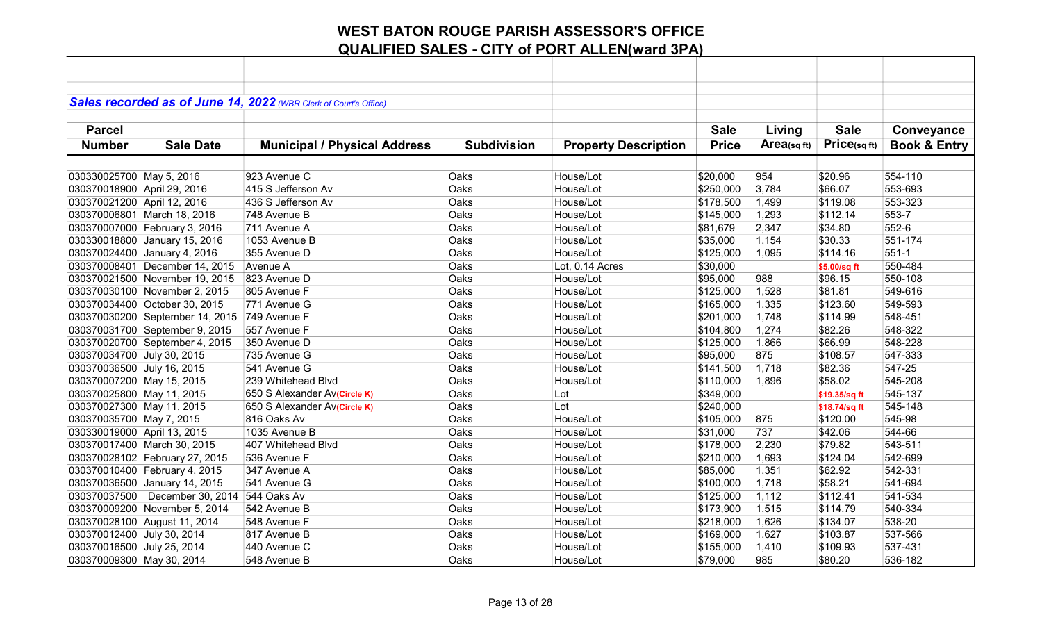# WEST BATON ROUGE PARISH ASSESSOR'S OFFICE

## QUALIFIED SALES - CITY of PORT ALLEN(ward 3PA)

***Sales recorded as of June 14, 2022*** *(WBR Clerk of Court's Office)*

| Parcel Number | Sale Date | Municipal / Physical Address | Subdivision | Property Description | Sale Price | Living Area(sq ft) | Sale Price(sq ft) | Conveyance Book & Entry |
|---|---|---|---|---|---|---|---|---|
| 030330025700 | May 5, 2016 | 923 Avenue C | Oaks | House/Lot | $20,000 | 954 | $20.96 | 554-110 |
| 030370018900 | April 29, 2016 | 415 S Jefferson Av | Oaks | House/Lot | $250,000 | 3,784 | $66.07 | 553-693 |
| 030370021200 | April 12, 2016 | 436 S Jefferson Av | Oaks | House/Lot | $178,500 | 1,499 | $119.08 | 553-323 |
| 030370006801 | March 18, 2016 | 748 Avenue B | Oaks | House/Lot | $145,000 | 1,293 | $112.14 | 553-7 |
| 030370007000 | February 3, 2016 | 711 Avenue A | Oaks | House/Lot | $81,679 | 2,347 | $34.80 | 552-6 |
| 030330018800 | January 15, 2016 | 1053 Avenue B | Oaks | House/Lot | $35,000 | 1,154 | $30.33 | 551-174 |
| 030370024400 | January 4, 2016 | 355 Avenue D | Oaks | House/Lot | $125,000 | 1,095 | $114.16 | 551-1 |
| 030370008401 | December 14, 2015 | Avenue A | Oaks | Lot, 0.14 Acres | $30,000 | | $5.00/sq ft | 550-484 |
| 030370021500 | November 19, 2015 | 823 Avenue D | Oaks | House/Lot | $95,000 | 988 | $96.15 | 550-108 |
| 030370030100 | November 2, 2015 | 805 Avenue F | Oaks | House/Lot | $125,000 | 1,528 | $81.81 | 549-616 |
| 030370034400 | October 30, 2015 | 771 Avenue G | Oaks | House/Lot | $165,000 | 1,335 | $123.60 | 549-593 |
| 030370030200 | September 14, 2015 | 749 Avenue F | Oaks | House/Lot | $201,000 | 1,748 | $114.99 | 548-451 |
| 030370031700 | September 9, 2015 | 557 Avenue F | Oaks | House/Lot | $104,800 | 1,274 | $82.26 | 548-322 |
| 030370020700 | September 4, 2015 | 350 Avenue D | Oaks | House/Lot | $125,000 | 1,866 | $66.99 | 548-228 |
| 030370034700 | July 30, 2015 | 735 Avenue G | Oaks | House/Lot | $95,000 | 875 | $108.57 | 547-333 |
| 030370036500 | July 16, 2015 | 541 Avenue G | Oaks | House/Lot | $141,500 | 1,718 | $82.36 | 547-25 |
| 030370007200 | May 15, 2015 | 239 Whitehead Blvd | Oaks | House/Lot | $110,000 | 1,896 | $58.02 | 545-208 |
| 030370025800 | May 11, 2015 | 650 S Alexander Av(Circle K) | Oaks | Lot | $349,000 | | $19.35/sq ft | 545-137 |
| 030370027300 | May 11, 2015 | 650 S Alexander Av(Circle K) | Oaks | Lot | $240,000 | | $18.74/sq ft | 545-148 |
| 030370035700 | May 7, 2015 | 816 Oaks Av | Oaks | House/Lot | $105,000 | 875 | $120.00 | 545-98 |
| 030330019000 | April 13, 2015 | 1035 Avenue B | Oaks | House/Lot | $31,000 | 737 | $42.06 | 544-66 |
| 030370017400 | March 30, 2015 | 407 Whitehead Blvd | Oaks | House/Lot | $178,000 | 2,230 | $79.82 | 543-511 |
| 030370028102 | February 27, 2015 | 536 Avenue F | Oaks | House/Lot | $210,000 | 1,693 | $124.04 | 542-699 |
| 030370010400 | February 4, 2015 | 347 Avenue A | Oaks | House/Lot | $85,000 | 1,351 | $62.92 | 542-331 |
| 030370036500 | January 14, 2015 | 541 Avenue G | Oaks | House/Lot | $100,000 | 1,718 | $58.21 | 541-694 |
| 030370037500 | December 30, 2014 | 544 Oaks Av | Oaks | House/Lot | $125,000 | 1,112 | $112.41 | 541-534 |
| 030370009200 | November 5, 2014 | 542 Avenue B | Oaks | House/Lot | $173,900 | 1,515 | $114.79 | 540-334 |
| 030370028100 | August 11, 2014 | 548 Avenue F | Oaks | House/Lot | $218,000 | 1,626 | $134.07 | 538-20 |
| 030370012400 | July 30, 2014 | 817 Avenue B | Oaks | House/Lot | $169,000 | 1,627 | $103.87 | 537-566 |
| 030370016500 | July 25, 2014 | 440 Avenue C | Oaks | House/Lot | $155,000 | 1,410 | $109.93 | 537-431 |
| 030370009300 | May 30, 2014 | 548 Avenue B | Oaks | House/Lot | $79,000 | 985 | $80.20 | 536-182 |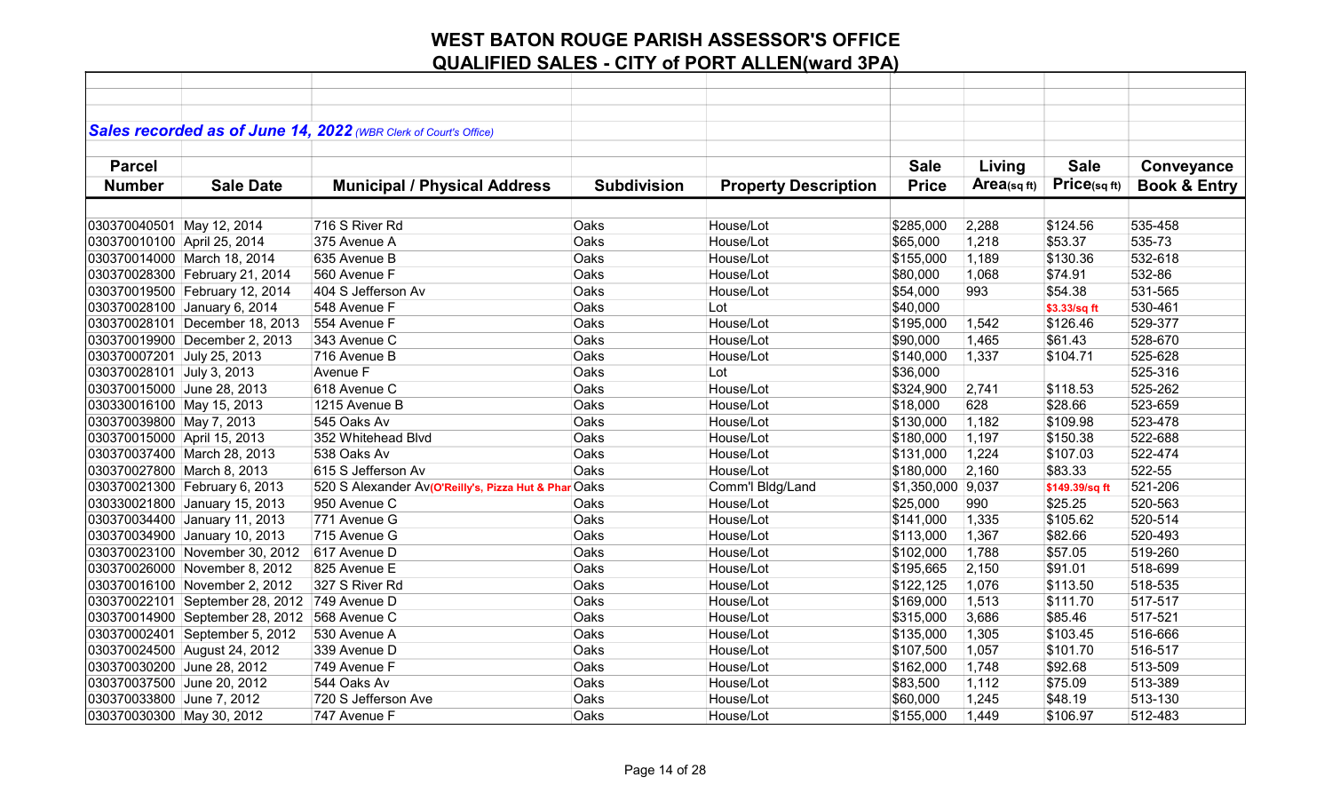# WEST BATON ROUGE PARISH ASSESSOR'S OFFICE

## QUALIFIED SALES - CITY of PORT ALLEN(ward 3PA)

***Sales recorded as of June 14, 2022*** *(WBR Clerk of Court's Office)*

| Parcel Number | Sale Date | Municipal / Physical Address | Subdivision | Property Description | Sale Price | Living Area(sq ft) | Sale Price(sq ft) | Conveyance Book & Entry |
|---|---|---|---|---|---|---|---|---|
| 030370040501 | May 12, 2014 | 716 S River Rd | Oaks | House/Lot | $285,000 | 2,288 | $124.56 | 535-458 |
| 030370010100 | April 25, 2014 | 375 Avenue A | Oaks | House/Lot | $65,000 | 1,218 | $53.37 | 535-73 |
| 030370014000 | March 18, 2014 | 635 Avenue B | Oaks | House/Lot | $155,000 | 1,189 | $130.36 | 532-618 |
| 030370028300 | February 21, 2014 | 560 Avenue F | Oaks | House/Lot | $80,000 | 1,068 | $74.91 | 532-86 |
| 030370019500 | February 12, 2014 | 404 S Jefferson Av | Oaks | House/Lot | $54,000 | 993 | $54.38 | 531-565 |
| 030370028100 | January 6, 2014 | 548 Avenue F | Oaks | Lot | $40,000 | | $3.33/sq ft | 530-461 |
| 030370028101 | December 18, 2013 | 554 Avenue F | Oaks | House/Lot | $195,000 | 1,542 | $126.46 | 529-377 |
| 030370019900 | December 2, 2013 | 343 Avenue C | Oaks | House/Lot | $90,000 | 1,465 | $61.43 | 528-670 |
| 030370007201 | July 25, 2013 | 716 Avenue B | Oaks | House/Lot | $140,000 | 1,337 | $104.71 | 525-628 |
| 030370028101 | July 3, 2013 | Avenue F | Oaks | Lot | $36,000 | | | 525-316 |
| 030370015000 | June 28, 2013 | 618 Avenue C | Oaks | House/Lot | $324,900 | 2,741 | $118.53 | 525-262 |
| 030330016100 | May 15, 2013 | 1215 Avenue B | Oaks | House/Lot | $18,000 | 628 | $28.66 | 523-659 |
| 030370039800 | May 7, 2013 | 545 Oaks Av | Oaks | House/Lot | $130,000 | 1,182 | $109.98 | 523-478 |
| 030370015000 | April 15, 2013 | 352 Whitehead Blvd | Oaks | House/Lot | $180,000 | 1,197 | $150.38 | 522-688 |
| 030370037400 | March 28, 2013 | 538 Oaks Av | Oaks | House/Lot | $131,000 | 1,224 | $107.03 | 522-474 |
| 030370027800 | March 8, 2013 | 615 S Jefferson Av | Oaks | House/Lot | $180,000 | 2,160 | $83.33 | 522-55 |
| 030370021300 | February 6, 2013 | 520 S Alexander Av(O'Reilly's, Pizza Hut & Phar | Oaks | Comm'l Bldg/Land | $1,350,000 | 9,037 | $149.39/sq ft | 521-206 |
| 030330021800 | January 15, 2013 | 950 Avenue C | Oaks | House/Lot | $25,000 | 990 | $25.25 | 520-563 |
| 030370034400 | January 11, 2013 | 771 Avenue G | Oaks | House/Lot | $141,000 | 1,335 | $105.62 | 520-514 |
| 030370034900 | January 10, 2013 | 715 Avenue G | Oaks | House/Lot | $113,000 | 1,367 | $82.66 | 520-493 |
| 030370023100 | November 30, 2012 | 617 Avenue D | Oaks | House/Lot | $102,000 | 1,788 | $57.05 | 519-260 |
| 030370026000 | November 8, 2012 | 825 Avenue E | Oaks | House/Lot | $195,665 | 2,150 | $91.01 | 518-699 |
| 030370016100 | November 2, 2012 | 327 S River Rd | Oaks | House/Lot | $122,125 | 1,076 | $113.50 | 518-535 |
| 030370022101 | September 28, 2012 | 749 Avenue D | Oaks | House/Lot | $169,000 | 1,513 | $111.70 | 517-517 |
| 030370014900 | September 28, 2012 | 568 Avenue C | Oaks | House/Lot | $315,000 | 3,686 | $85.46 | 517-521 |
| 030370002401 | September 5, 2012 | 530 Avenue A | Oaks | House/Lot | $135,000 | 1,305 | $103.45 | 516-666 |
| 030370024500 | August 24, 2012 | 339 Avenue D | Oaks | House/Lot | $107,500 | 1,057 | $101.70 | 516-517 |
| 030370030200 | June 28, 2012 | 749 Avenue F | Oaks | House/Lot | $162,000 | 1,748 | $92.68 | 513-509 |
| 030370037500 | June 20, 2012 | 544 Oaks Av | Oaks | House/Lot | $83,500 | 1,112 | $75.09 | 513-389 |
| 030370033800 | June 7, 2012 | 720 S Jefferson Ave | Oaks | House/Lot | $60,000 | 1,245 | $48.19 | 513-130 |
| 030370030300 | May 30, 2012 | 747 Avenue F | Oaks | House/Lot | $155,000 | 1,449 | $106.97 | 512-483 |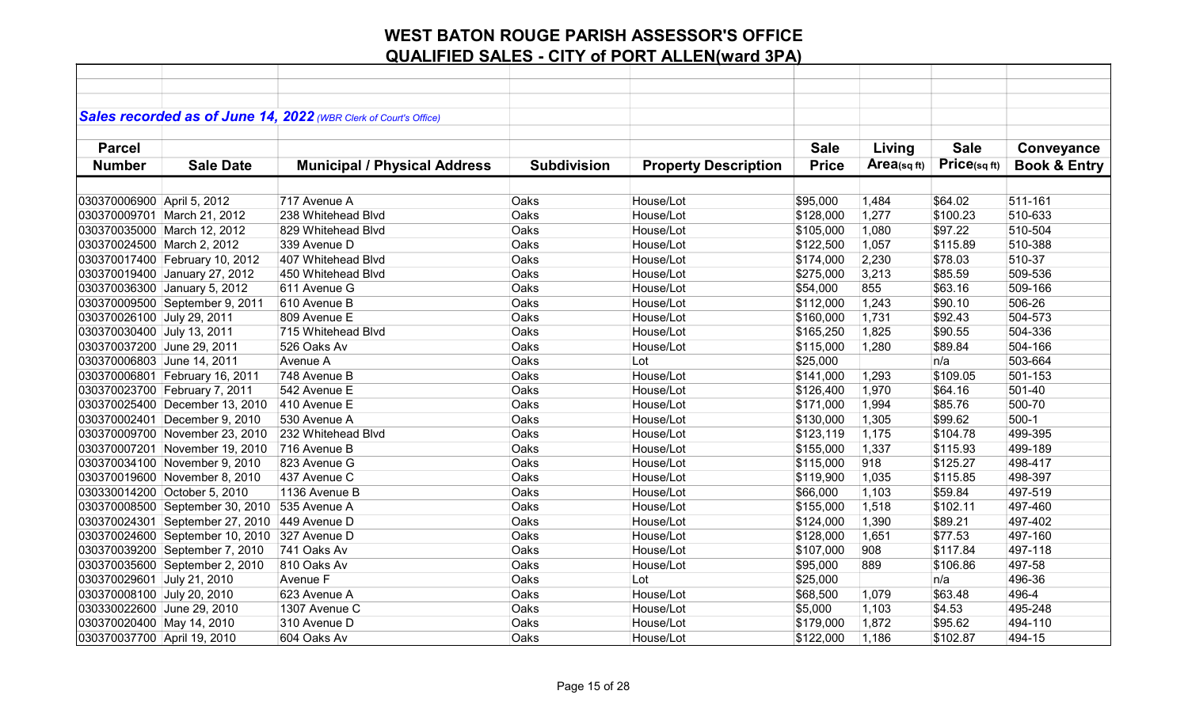# WEST BATON ROUGE PARISH ASSESSOR'S OFFICE

## QUALIFIED SALES - CITY of PORT ALLEN(ward 3PA)

***Sales recorded as of June 14, 2022*** *(WBR Clerk of Court's Office)*

| Parcel Number | Sale Date | Municipal / Physical Address | Subdivision | Property Description | Sale Price | Living Area(sq ft) | Sale Price(sq ft) | Conveyance Book & Entry |
|---|---|---|---|---|---|---|---|---|
| 030370006900 | April 5, 2012 | 717 Avenue A | Oaks | House/Lot | $95,000 | 1,484 | $64.02 | 511-161 |
| 030370009701 | March 21, 2012 | 238 Whitehead Blvd | Oaks | House/Lot | $128,000 | 1,277 | $100.23 | 510-633 |
| 030370035000 | March 12, 2012 | 829 Whitehead Blvd | Oaks | House/Lot | $105,000 | 1,080 | $97.22 | 510-504 |
| 030370024500 | March 2, 2012 | 339 Avenue D | Oaks | House/Lot | $122,500 | 1,057 | $115.89 | 510-388 |
| 030370017400 | February 10, 2012 | 407 Whitehead Blvd | Oaks | House/Lot | $174,000 | 2,230 | $78.03 | 510-37 |
| 030370019400 | January 27, 2012 | 450 Whitehead Blvd | Oaks | House/Lot | $275,000 | 3,213 | $85.59 | 509-536 |
| 030370036300 | January 5, 2012 | 611 Avenue G | Oaks | House/Lot | $54,000 | 855 | $63.16 | 509-166 |
| 030370009500 | September 9, 2011 | 610 Avenue B | Oaks | House/Lot | $112,000 | 1,243 | $90.10 | 506-26 |
| 030370026100 | July 29, 2011 | 809 Avenue E | Oaks | House/Lot | $160,000 | 1,731 | $92.43 | 504-573 |
| 030370030400 | July 13, 2011 | 715 Whitehead Blvd | Oaks | House/Lot | $165,250 | 1,825 | $90.55 | 504-336 |
| 030370037200 | June 29, 2011 | 526 Oaks Av | Oaks | House/Lot | $115,000 | 1,280 | $89.84 | 504-166 |
| 030370006803 | June 14, 2011 | Avenue A | Oaks | Lot | $25,000 | | n/a | 503-664 |
| 030370006801 | February 16, 2011 | 748 Avenue B | Oaks | House/Lot | $141,000 | 1,293 | $109.05 | 501-153 |
| 030370023700 | February 7, 2011 | 542 Avenue E | Oaks | House/Lot | $126,400 | 1,970 | $64.16 | 501-40 |
| 030370025400 | December 13, 2010 | 410 Avenue E | Oaks | House/Lot | $171,000 | 1,994 | $85.76 | 500-70 |
| 030370002401 | December 9, 2010 | 530 Avenue A | Oaks | House/Lot | $130,000 | 1,305 | $99.62 | 500-1 |
| 030370009700 | November 23, 2010 | 232 Whitehead Blvd | Oaks | House/Lot | $123,119 | 1,175 | $104.78 | 499-395 |
| 030370007201 | November 19, 2010 | 716 Avenue B | Oaks | House/Lot | $155,000 | 1,337 | $115.93 | 499-189 |
| 030370034100 | November 9, 2010 | 823 Avenue G | Oaks | House/Lot | $115,000 | 918 | $125.27 | 498-417 |
| 030370019600 | November 8, 2010 | 437 Avenue C | Oaks | House/Lot | $119,900 | 1,035 | $115.85 | 498-397 |
| 030330014200 | October 5, 2010 | 1136 Avenue B | Oaks | House/Lot | $66,000 | 1,103 | $59.84 | 497-519 |
| 030370008500 | September 30, 2010 | 535 Avenue A | Oaks | House/Lot | $155,000 | 1,518 | $102.11 | 497-460 |
| 030370024301 | September 27, 2010 | 449 Avenue D | Oaks | House/Lot | $124,000 | 1,390 | $89.21 | 497-402 |
| 030370024600 | September 10, 2010 | 327 Avenue D | Oaks | House/Lot | $128,000 | 1,651 | $77.53 | 497-160 |
| 030370039200 | September 7, 2010 | 741 Oaks Av | Oaks | House/Lot | $107,000 | 908 | $117.84 | 497-118 |
| 030370035600 | September 2, 2010 | 810 Oaks Av | Oaks | House/Lot | $95,000 | 889 | $106.86 | 497-58 |
| 030370029601 | July 21, 2010 | Avenue F | Oaks | Lot | $25,000 | | n/a | 496-36 |
| 030370008100 | July 20, 2010 | 623 Avenue A | Oaks | House/Lot | $68,500 | 1,079 | $63.48 | 496-4 |
| 030330022600 | June 29, 2010 | 1307 Avenue C | Oaks | House/Lot | $5,000 | 1,103 | $4.53 | 495-248 |
| 030370020400 | May 14, 2010 | 310 Avenue D | Oaks | House/Lot | $179,000 | 1,872 | $95.62 | 494-110 |
| 030370037700 | April 19, 2010 | 604 Oaks Av | Oaks | House/Lot | $122,000 | 1,186 | $102.87 | 494-15 |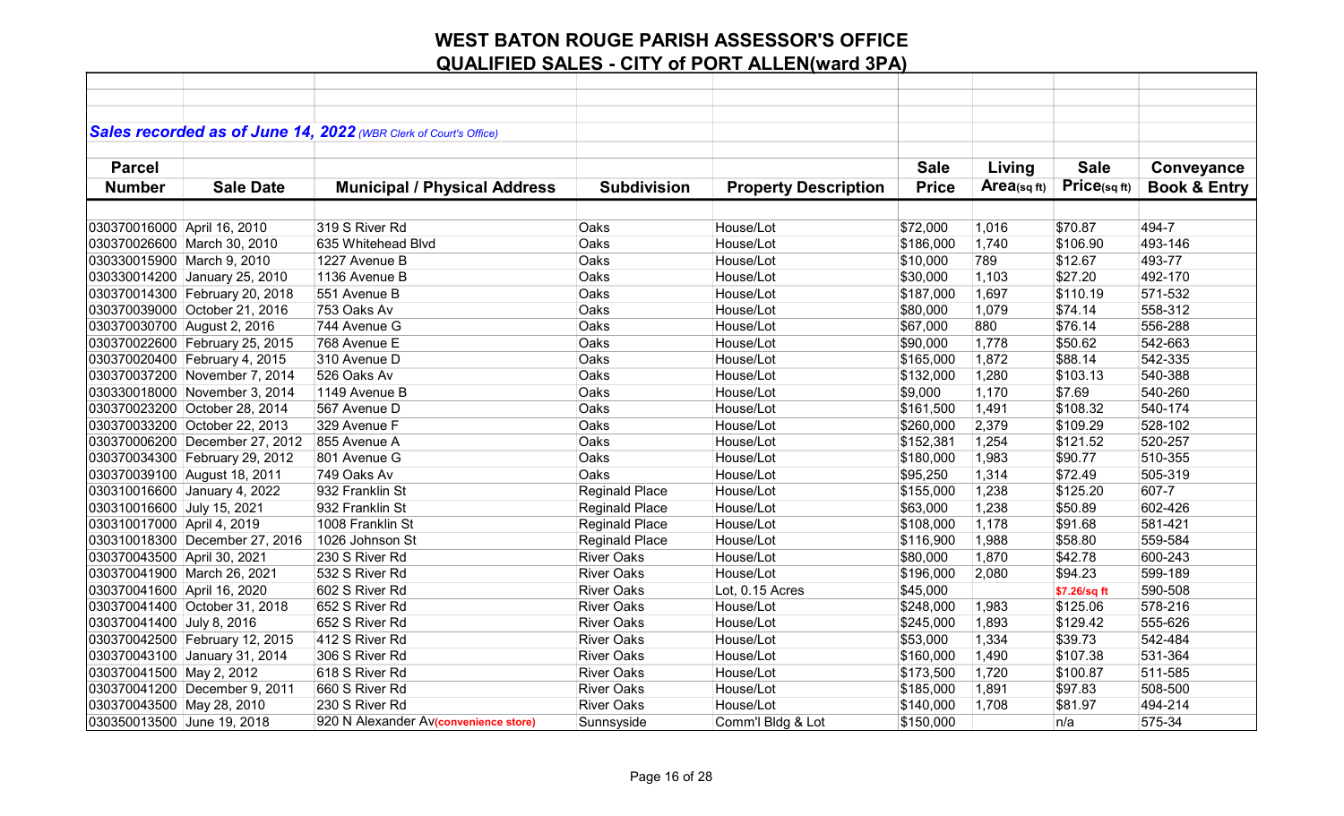# WEST BATON ROUGE PARISH ASSESSOR'S OFFICE
## QUALIFIED SALES - CITY of PORT ALLEN(ward 3PA)

***Sales recorded as of June 14, 2022** (WBR Clerk of Court's Office)*

| Parcel Number | Sale Date | Municipal / Physical Address | Subdivision | Property Description | Sale Price | Living Area(sq ft) | Sale Price(sq ft) | Conveyance Book & Entry |
|---|---|---|---|---|---|---|---|---|
| 030370016000 | April 16, 2010 | 319 S River Rd | Oaks | House/Lot | $72,000 | 1,016 | $70.87 | 494-7 |
| 030370026600 | March 30, 2010 | 635 Whitehead Blvd | Oaks | House/Lot | $186,000 | 1,740 | $106.90 | 493-146 |
| 030330015900 | March 9, 2010 | 1227 Avenue B | Oaks | House/Lot | $10,000 | 789 | $12.67 | 493-77 |
| 030330014200 | January 25, 2010 | 1136 Avenue B | Oaks | House/Lot | $30,000 | 1,103 | $27.20 | 492-170 |
| 030370014300 | February 20, 2018 | 551 Avenue B | Oaks | House/Lot | $187,000 | 1,697 | $110.19 | 571-532 |
| 030370039000 | October 21, 2016 | 753 Oaks Av | Oaks | House/Lot | $80,000 | 1,079 | $74.14 | 558-312 |
| 030370030700 | August 2, 2016 | 744 Avenue G | Oaks | House/Lot | $67,000 | 880 | $76.14 | 556-288 |
| 030370022600 | February 25, 2015 | 768 Avenue E | Oaks | House/Lot | $90,000 | 1,778 | $50.62 | 542-663 |
| 030370020400 | February 4, 2015 | 310 Avenue D | Oaks | House/Lot | $165,000 | 1,872 | $88.14 | 542-335 |
| 030370037200 | November 7, 2014 | 526 Oaks Av | Oaks | House/Lot | $132,000 | 1,280 | $103.13 | 540-388 |
| 030330018000 | November 3, 2014 | 1149 Avenue B | Oaks | House/Lot | $9,000 | 1,170 | $7.69 | 540-260 |
| 030370023200 | October 28, 2014 | 567 Avenue D | Oaks | House/Lot | $161,500 | 1,491 | $108.32 | 540-174 |
| 030370033200 | October 22, 2013 | 329 Avenue F | Oaks | House/Lot | $260,000 | 2,379 | $109.29 | 528-102 |
| 030370006200 | December 27, 2012 | 855 Avenue A | Oaks | House/Lot | $152,381 | 1,254 | $121.52 | 520-257 |
| 030370034300 | February 29, 2012 | 801 Avenue G | Oaks | House/Lot | $180,000 | 1,983 | $90.77 | 510-355 |
| 030370039100 | August 18, 2011 | 749 Oaks Av | Oaks | House/Lot | $95,250 | 1,314 | $72.49 | 505-319 |
| 030310016600 | January 4, 2022 | 932 Franklin St | Reginald Place | House/Lot | $155,000 | 1,238 | $125.20 | 607-7 |
| 030310016600 | July 15, 2021 | 932 Franklin St | Reginald Place | House/Lot | $63,000 | 1,238 | $50.89 | 602-426 |
| 030310017000 | April 4, 2019 | 1008 Franklin St | Reginald Place | House/Lot | $108,000 | 1,178 | $91.68 | 581-421 |
| 030310018300 | December 27, 2016 | 1026 Johnson St | Reginald Place | House/Lot | $116,900 | 1,988 | $58.80 | 559-584 |
| 030370043500 | April 30, 2021 | 230 S River Rd | River Oaks | House/Lot | $80,000 | 1,870 | $42.78 | 600-243 |
| 030370041900 | March 26, 2021 | 532 S River Rd | River Oaks | House/Lot | $196,000 | 2,080 | $94.23 | 599-189 |
| 030370041600 | April 16, 2020 | 602 S River Rd | River Oaks | Lot, 0.15 Acres | $45,000 | | $7.26/sq ft | 590-508 |
| 030370041400 | October 31, 2018 | 652 S River Rd | River Oaks | House/Lot | $248,000 | 1,983 | $125.06 | 578-216 |
| 030370041400 | July 8, 2016 | 652 S River Rd | River Oaks | House/Lot | $245,000 | 1,893 | $129.42 | 555-626 |
| 030370042500 | February 12, 2015 | 412 S River Rd | River Oaks | House/Lot | $53,000 | 1,334 | $39.73 | 542-484 |
| 030370043100 | January 31, 2014 | 306 S River Rd | River Oaks | House/Lot | $160,000 | 1,490 | $107.38 | 531-364 |
| 030370041500 | May 2, 2012 | 618 S River Rd | River Oaks | House/Lot | $173,500 | 1,720 | $100.87 | 511-585 |
| 030370041200 | December 9, 2011 | 660 S River Rd | River Oaks | House/Lot | $185,000 | 1,891 | $97.83 | 508-500 |
| 030370043500 | May 28, 2010 | 230 S River Rd | River Oaks | House/Lot | $140,000 | 1,708 | $81.97 | 494-214 |
| 030350013500 | June 19, 2018 | 920 N Alexander Av(convenience store) | Sunnsyside | Comm'l Bldg & Lot | $150,000 | | n/a | 575-34 |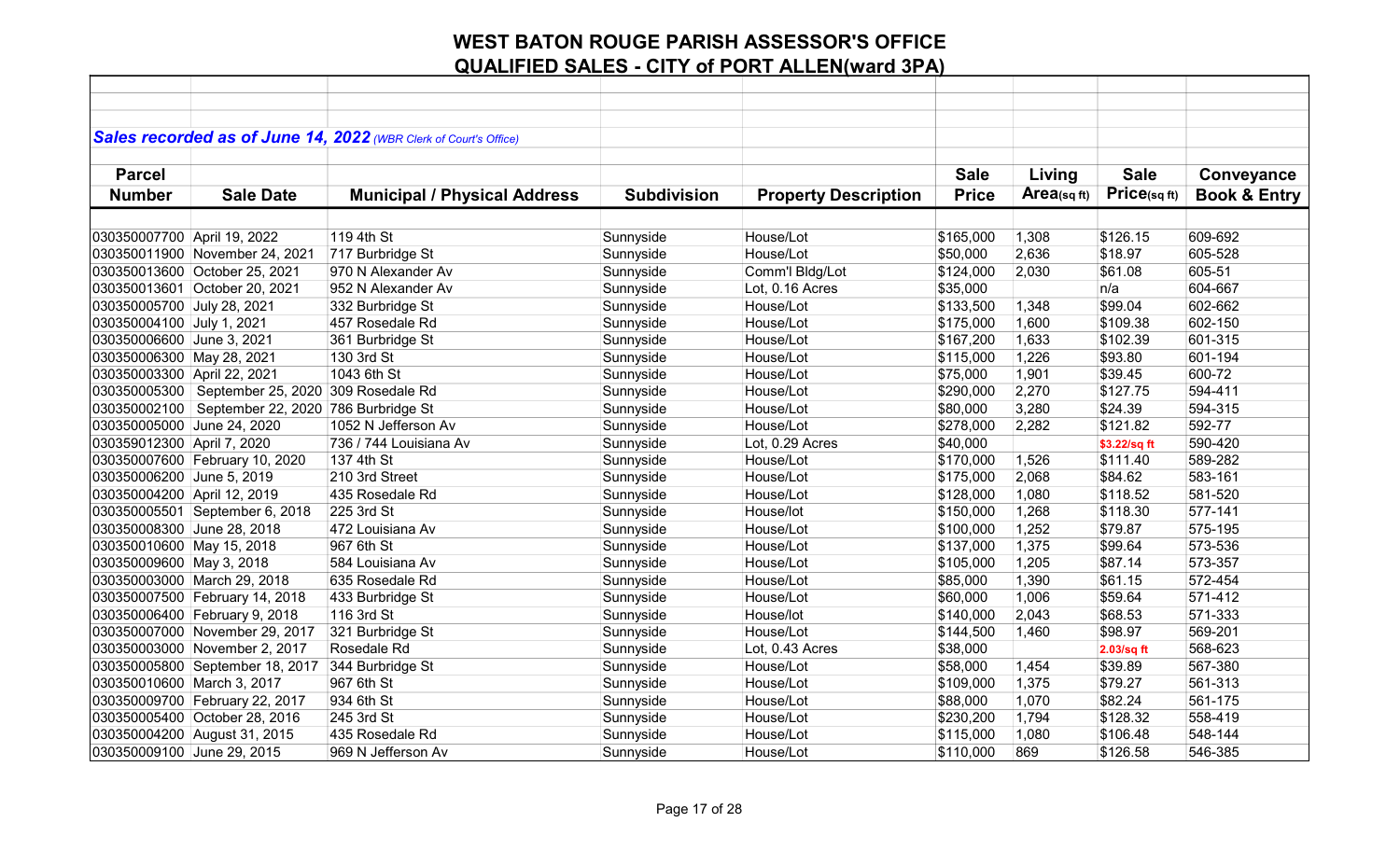# WEST BATON ROUGE PARISH ASSESSOR'S OFFICE

## QUALIFIED SALES - CITY of PORT ALLEN(ward 3PA)

***Sales recorded as of June 14, 2022*** *(WBR Clerk of Court's Office)*

| Parcel Number | Sale Date | Municipal / Physical Address | Subdivision | Property Description | Sale Price | Living Area(sq ft) | Sale Price(sq ft) | Conveyance Book & Entry |
|---|---|---|---|---|---|---|---|---|
| 030350007700 | April 19, 2022 | 119 4th St | Sunnyside | House/Lot | $165,000 | 1,308 | $126.15 | 609-692 |
| 030350011900 | November 24, 2021 | 717 Burbridge St | Sunnyside | House/Lot | $50,000 | 2,636 | $18.97 | 605-528 |
| 030350013600 | October 25, 2021 | 970 N Alexander Av | Sunnyside | Comm'l Bldg/Lot | $124,000 | 2,030 | $61.08 | 605-51 |
| 030350013601 | October 20, 2021 | 952 N Alexander Av | Sunnyside | Lot, 0.16 Acres | $35,000 | | n/a | 604-667 |
| 030350005700 | July 28, 2021 | 332 Burbridge St | Sunnyside | House/Lot | $133,500 | 1,348 | $99.04 | 602-662 |
| 030350004100 | July 1, 2021 | 457 Rosedale Rd | Sunnyside | House/Lot | $175,000 | 1,600 | $109.38 | 602-150 |
| 030350006600 | June 3, 2021 | 361 Burbridge St | Sunnyside | House/Lot | $167,200 | 1,633 | $102.39 | 601-315 |
| 030350006300 | May 28, 2021 | 130 3rd St | Sunnyside | House/Lot | $115,000 | 1,226 | $93.80 | 601-194 |
| 030350003300 | April 22, 2021 | 1043 6th St | Sunnyside | House/Lot | $75,000 | 1,901 | $39.45 | 600-72 |
| 030350005300 | September 25, 2020 | 309 Rosedale Rd | Sunnyside | House/Lot | $290,000 | 2,270 | $127.75 | 594-411 |
| 030350002100 | September 22, 2020 | 786 Burbridge St | Sunnyside | House/Lot | $80,000 | 3,280 | $24.39 | 594-315 |
| 030350005000 | June 24, 2020 | 1052 N Jefferson Av | Sunnyside | House/Lot | $278,000 | 2,282 | $121.82 | 592-77 |
| 030359012300 | April 7, 2020 | 736 / 744 Louisiana Av | Sunnyside | Lot, 0.29 Acres | $40,000 | | $3.22/sq ft | 590-420 |
| 030350007600 | February 10, 2020 | 137 4th St | Sunnyside | House/Lot | $170,000 | 1,526 | $111.40 | 589-282 |
| 030350006200 | June 5, 2019 | 210 3rd Street | Sunnyside | House/Lot | $175,000 | 2,068 | $84.62 | 583-161 |
| 030350004200 | April 12, 2019 | 435 Rosedale Rd | Sunnyside | House/Lot | $128,000 | 1,080 | $118.52 | 581-520 |
| 030350005501 | September 6, 2018 | 225 3rd St | Sunnyside | House/lot | $150,000 | 1,268 | $118.30 | 577-141 |
| 030350008300 | June 28, 2018 | 472 Louisiana Av | Sunnyside | House/Lot | $100,000 | 1,252 | $79.87 | 575-195 |
| 030350010600 | May 15, 2018 | 967 6th St | Sunnyside | House/Lot | $137,000 | 1,375 | $99.64 | 573-536 |
| 030350009600 | May 3, 2018 | 584 Louisiana Av | Sunnyside | House/Lot | $105,000 | 1,205 | $87.14 | 573-357 |
| 030350003000 | March 29, 2018 | 635 Rosedale Rd | Sunnyside | House/Lot | $85,000 | 1,390 | $61.15 | 572-454 |
| 030350007500 | February 14, 2018 | 433 Burbridge St | Sunnyside | House/Lot | $60,000 | 1,006 | $59.64 | 571-412 |
| 030350006400 | February 9, 2018 | 116 3rd St | Sunnyside | House/lot | $140,000 | 2,043 | $68.53 | 571-333 |
| 030350007000 | November 29, 2017 | 321 Burbridge St | Sunnyside | House/Lot | $144,500 | 1,460 | $98.97 | 569-201 |
| 030350003000 | November 2, 2017 | Rosedale Rd | Sunnyside | Lot, 0.43 Acres | $38,000 | | 2.03/sq ft | 568-623 |
| 030350005800 | September 18, 2017 | 344 Burbridge St | Sunnyside | House/Lot | $58,000 | 1,454 | $39.89 | 567-380 |
| 030350010600 | March 3, 2017 | 967 6th St | Sunnyside | House/Lot | $109,000 | 1,375 | $79.27 | 561-313 |
| 030350009700 | February 22, 2017 | 934 6th St | Sunnyside | House/Lot | $88,000 | 1,070 | $82.24 | 561-175 |
| 030350005400 | October 28, 2016 | 245 3rd St | Sunnyside | House/Lot | $230,200 | 1,794 | $128.32 | 558-419 |
| 030350004200 | August 31, 2015 | 435 Rosedale Rd | Sunnyside | House/Lot | $115,000 | 1,080 | $106.48 | 548-144 |
| 030350009100 | June 29, 2015 | 969 N Jefferson Av | Sunnyside | House/Lot | $110,000 | 869 | $126.58 | 546-385 |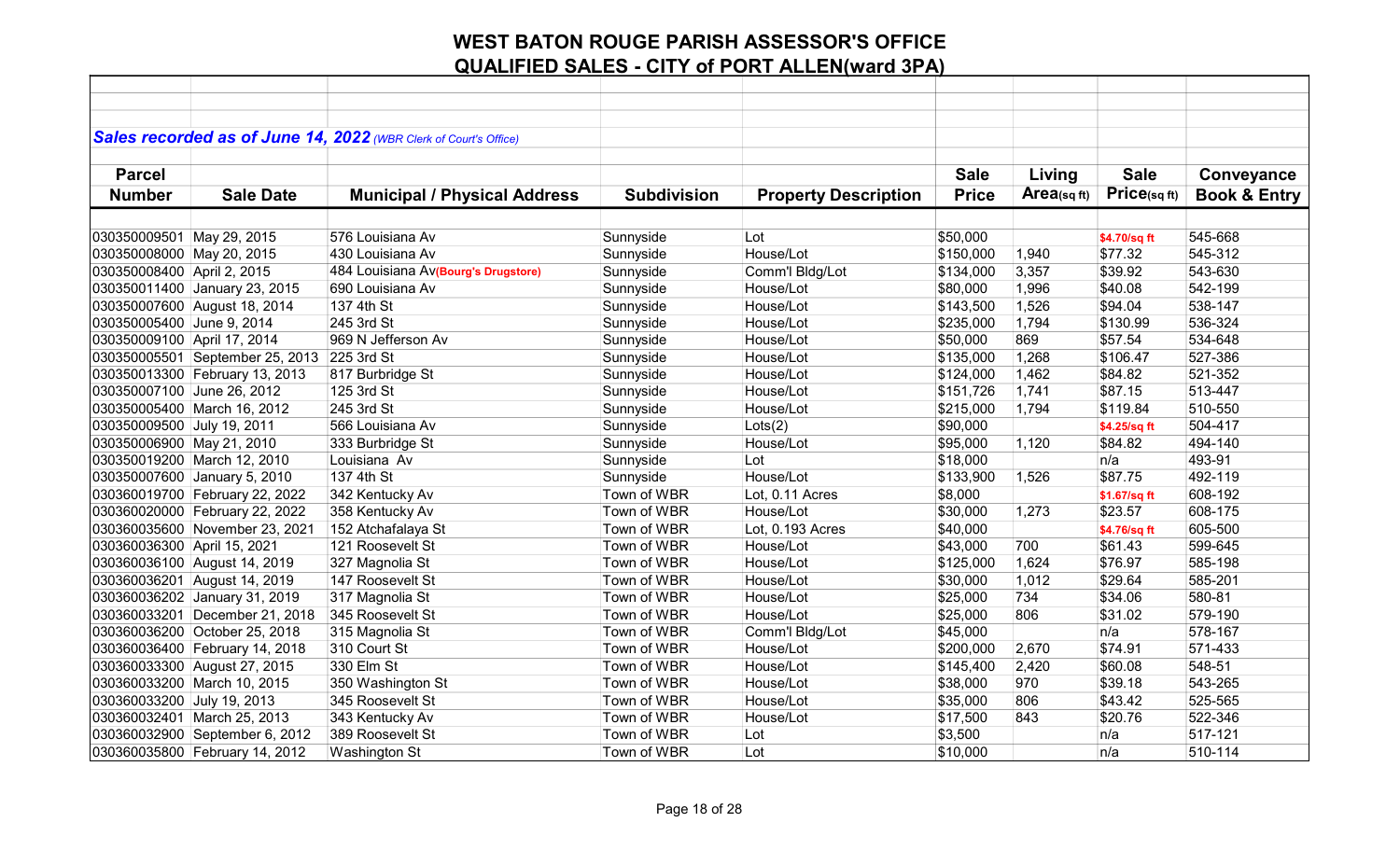# WEST BATON ROUGE PARISH ASSESSOR'S OFFICE
## QUALIFIED SALES - CITY of PORT ALLEN(ward 3PA)

***Sales recorded as of June 14, 2022*** *(WBR Clerk of Court's Office)*

| Parcel Number | Sale Date | Municipal / Physical Address | Subdivision | Property Description | Sale Price | Living Area(sq ft) | Sale Price(sq ft) | Conveyance Book & Entry |
|---|---|---|---|---|---|---|---|---|
| 030350009501 | May 29, 2015 | 576 Louisiana Av | Sunnyside | Lot | $50,000 | | $4.70/sq ft | 545-668 |
| 030350008000 | May 20, 2015 | 430 Louisiana Av | Sunnyside | House/Lot | $150,000 | 1,940 | $77.32 | 545-312 |
| 030350008400 | April 2, 2015 | 484 Louisiana Av(Bourg's Drugstore) | Sunnyside | Comm'l Bldg/Lot | $134,000 | 3,357 | $39.92 | 543-630 |
| 030350011400 | January 23, 2015 | 690 Louisiana Av | Sunnyside | House/Lot | $80,000 | 1,996 | $40.08 | 542-199 |
| 030350007600 | August 18, 2014 | 137 4th St | Sunnyside | House/Lot | $143,500 | 1,526 | $94.04 | 538-147 |
| 030350005400 | June 9, 2014 | 245 3rd St | Sunnyside | House/Lot | $235,000 | 1,794 | $130.99 | 536-324 |
| 030350009100 | April 17, 2014 | 969 N Jefferson Av | Sunnyside | House/Lot | $50,000 | 869 | $57.54 | 534-648 |
| 030350005501 | September 25, 2013 | 225 3rd St | Sunnyside | House/Lot | $135,000 | 1,268 | $106.47 | 527-386 |
| 030350013300 | February 13, 2013 | 817 Burbridge St | Sunnyside | House/Lot | $124,000 | 1,462 | $84.82 | 521-352 |
| 030350007100 | June 26, 2012 | 125 3rd St | Sunnyside | House/Lot | $151,726 | 1,741 | $87.15 | 513-447 |
| 030350005400 | March 16, 2012 | 245 3rd St | Sunnyside | House/Lot | $215,000 | 1,794 | $119.84 | 510-550 |
| 030350009500 | July 19, 2011 | 566 Louisiana Av | Sunnyside | Lots(2) | $90,000 | | $4.25/sq ft | 504-417 |
| 030350006900 | May 21, 2010 | 333 Burbridge St | Sunnyside | House/Lot | $95,000 | 1,120 | $84.82 | 494-140 |
| 030350019200 | March 12, 2010 | Louisiana Av | Sunnyside | Lot | $18,000 | | n/a | 493-91 |
| 030350007600 | January 5, 2010 | 137 4th St | Sunnyside | House/Lot | $133,900 | 1,526 | $87.75 | 492-119 |
| 030360019700 | February 22, 2022 | 342 Kentucky Av | Town of WBR | Lot, 0.11 Acres | $8,000 | | $1.67/sq ft | 608-192 |
| 030360020000 | February 22, 2022 | 358 Kentucky Av | Town of WBR | House/Lot | $30,000 | 1,273 | $23.57 | 608-175 |
| 030360035600 | November 23, 2021 | 152 Atchafalaya St | Town of WBR | Lot, 0.193 Acres | $40,000 | | $4.76/sq ft | 605-500 |
| 030360036300 | April 15, 2021 | 121 Roosevelt St | Town of WBR | House/Lot | $43,000 | 700 | $61.43 | 599-645 |
| 030360036100 | August 14, 2019 | 327 Magnolia St | Town of WBR | House/Lot | $125,000 | 1,624 | $76.97 | 585-198 |
| 030360036201 | August 14, 2019 | 147 Roosevelt St | Town of WBR | House/Lot | $30,000 | 1,012 | $29.64 | 585-201 |
| 030360036202 | January 31, 2019 | 317 Magnolia St | Town of WBR | House/Lot | $25,000 | 734 | $34.06 | 580-81 |
| 030360033201 | December 21, 2018 | 345 Roosevelt St | Town of WBR | House/Lot | $25,000 | 806 | $31.02 | 579-190 |
| 030360036200 | October 25, 2018 | 315 Magnolia St | Town of WBR | Comm'l Bldg/Lot | $45,000 | | n/a | 578-167 |
| 030360036400 | February 14, 2018 | 310 Court St | Town of WBR | House/Lot | $200,000 | 2,670 | $74.91 | 571-433 |
| 030360033300 | August 27, 2015 | 330 Elm St | Town of WBR | House/Lot | $145,400 | 2,420 | $60.08 | 548-51 |
| 030360033200 | March 10, 2015 | 350 Washington St | Town of WBR | House/Lot | $38,000 | 970 | $39.18 | 543-265 |
| 030360033200 | July 19, 2013 | 345 Roosevelt St | Town of WBR | House/Lot | $35,000 | 806 | $43.42 | 525-565 |
| 030360032401 | March 25, 2013 | 343 Kentucky Av | Town of WBR | House/Lot | $17,500 | 843 | $20.76 | 522-346 |
| 030360032900 | September 6, 2012 | 389 Roosevelt St | Town of WBR | Lot | $3,500 | | n/a | 517-121 |
| 030360035800 | February 14, 2012 | Washington St | Town of WBR | Lot | $10,000 | | n/a | 510-114 |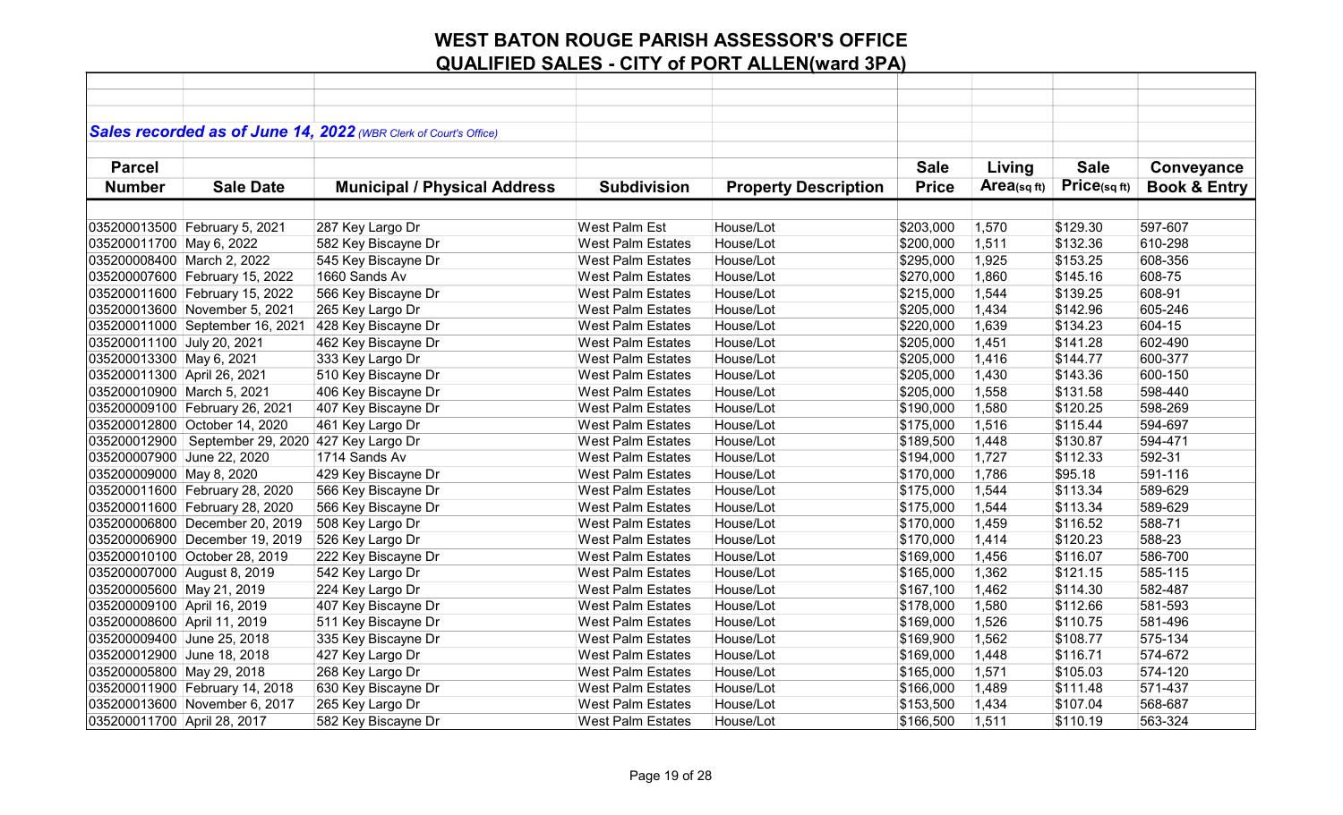# WEST BATON ROUGE PARISH ASSESSOR'S OFFICE

## QUALIFIED SALES - CITY of PORT ALLEN(ward 3PA)

***Sales recorded as of June 14, 2022** (WBR Clerk of Court's Office)*

| Parcel Number | Sale Date | Municipal / Physical Address | Subdivision | Property Description | Sale Price | Living Area(sq ft) | Sale Price(sq ft) | Conveyance Book & Entry |
|---|---|---|---|---|---|---|---|---|
| 035200013500 | February 5, 2021 | 287 Key Largo Dr | West Palm Est | House/Lot | $203,000 | 1,570 | $129.30 | 597-607 |
| 035200011700 | May 6, 2022 | 582 Key Biscayne Dr | West Palm Estates | House/Lot | $200,000 | 1,511 | $132.36 | 610-298 |
| 035200008400 | March 2, 2022 | 545 Key Biscayne Dr | West Palm Estates | House/Lot | $295,000 | 1,925 | $153.25 | 608-356 |
| 035200007600 | February 15, 2022 | 1660 Sands Av | West Palm Estates | House/Lot | $270,000 | 1,860 | $145.16 | 608-75 |
| 035200011600 | February 15, 2022 | 566 Key Biscayne Dr | West Palm Estates | House/Lot | $215,000 | 1,544 | $139.25 | 608-91 |
| 035200013600 | November 5, 2021 | 265 Key Largo Dr | West Palm Estates | House/Lot | $205,000 | 1,434 | $142.96 | 605-246 |
| 035200011000 | September 16, 2021 | 428 Key Biscayne Dr | West Palm Estates | House/Lot | $220,000 | 1,639 | $134.23 | 604-15 |
| 035200011100 | July 20, 2021 | 462 Key Biscayne Dr | West Palm Estates | House/Lot | $205,000 | 1,451 | $141.28 | 602-490 |
| 035200013300 | May 6, 2021 | 333 Key Largo Dr | West Palm Estates | House/Lot | $205,000 | 1,416 | $144.77 | 600-377 |
| 035200011300 | April 26, 2021 | 510 Key Biscayne Dr | West Palm Estates | House/Lot | $205,000 | 1,430 | $143.36 | 600-150 |
| 035200010900 | March 5, 2021 | 406 Key Biscayne Dr | West Palm Estates | House/Lot | $205,000 | 1,558 | $131.58 | 598-440 |
| 035200009100 | February 26, 2021 | 407 Key Biscayne Dr | West Palm Estates | House/Lot | $190,000 | 1,580 | $120.25 | 598-269 |
| 035200012800 | October 14, 2020 | 461 Key Largo Dr | West Palm Estates | House/Lot | $175,000 | 1,516 | $115.44 | 594-697 |
| 035200012900 | September 29, 2020 | 427 Key Largo Dr | West Palm Estates | House/Lot | $189,500 | 1,448 | $130.87 | 594-471 |
| 035200007900 | June 22, 2020 | 1714 Sands Av | West Palm Estates | House/Lot | $194,000 | 1,727 | $112.33 | 592-31 |
| 035200009000 | May 8, 2020 | 429 Key Biscayne Dr | West Palm Estates | House/Lot | $170,000 | 1,786 | $95.18 | 591-116 |
| 035200011600 | February 28, 2020 | 566 Key Biscayne Dr | West Palm Estates | House/Lot | $175,000 | 1,544 | $113.34 | 589-629 |
| 035200011600 | February 28, 2020 | 566 Key Biscayne Dr | West Palm Estates | House/Lot | $175,000 | 1,544 | $113.34 | 589-629 |
| 035200006800 | December 20, 2019 | 508 Key Largo Dr | West Palm Estates | House/Lot | $170,000 | 1,459 | $116.52 | 588-71 |
| 035200006900 | December 19, 2019 | 526 Key Largo Dr | West Palm Estates | House/Lot | $170,000 | 1,414 | $120.23 | 588-23 |
| 035200010100 | October 28, 2019 | 222 Key Biscayne Dr | West Palm Estates | House/Lot | $169,000 | 1,456 | $116.07 | 586-700 |
| 035200007000 | August 8, 2019 | 542 Key Largo Dr | West Palm Estates | House/Lot | $165,000 | 1,362 | $121.15 | 585-115 |
| 035200005600 | May 21, 2019 | 224 Key Largo Dr | West Palm Estates | House/Lot | $167,100 | 1,462 | $114.30 | 582-487 |
| 035200009100 | April 16, 2019 | 407 Key Biscayne Dr | West Palm Estates | House/Lot | $178,000 | 1,580 | $112.66 | 581-593 |
| 035200008600 | April 11, 2019 | 511 Key Biscayne Dr | West Palm Estates | House/Lot | $169,000 | 1,526 | $110.75 | 581-496 |
| 035200009400 | June 25, 2018 | 335 Key Biscayne Dr | West Palm Estates | House/Lot | $169,900 | 1,562 | $108.77 | 575-134 |
| 035200012900 | June 18, 2018 | 427 Key Largo Dr | West Palm Estates | House/Lot | $169,000 | 1,448 | $116.71 | 574-672 |
| 035200005800 | May 29, 2018 | 268 Key Largo Dr | West Palm Estates | House/Lot | $165,000 | 1,571 | $105.03 | 574-120 |
| 035200011900 | February 14, 2018 | 630 Key Biscayne Dr | West Palm Estates | House/Lot | $166,000 | 1,489 | $111.48 | 571-437 |
| 035200013600 | November 6, 2017 | 265 Key Largo Dr | West Palm Estates | House/Lot | $153,500 | 1,434 | $107.04 | 568-687 |
| 035200011700 | April 28, 2017 | 582 Key Biscayne Dr | West Palm Estates | House/Lot | $166,500 | 1,511 | $110.19 | 563-324 |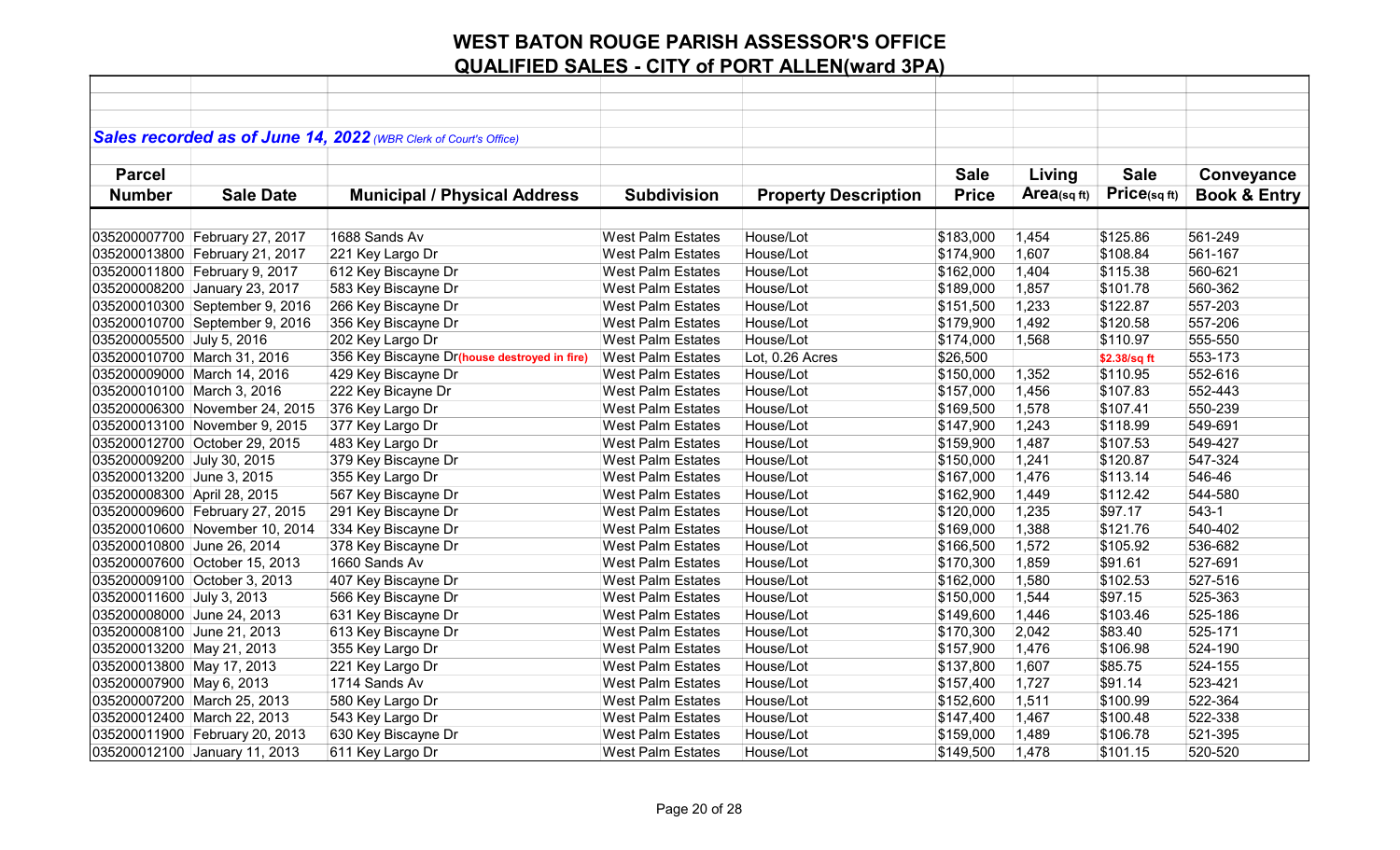# WEST BATON ROUGE PARISH ASSESSOR'S OFFICE
## QUALIFIED SALES - CITY of PORT ALLEN(ward 3PA)

***Sales recorded as of June 14, 2022*** *(WBR Clerk of Court's Office)*

| Parcel Number | Sale Date | Municipal / Physical Address | Subdivision | Property Description | Sale Price | Living Area(sq ft) | Sale Price(sq ft) | Conveyance Book & Entry |
|---|---|---|---|---|---|---|---|---|
| 035200007700 | February 27, 2017 | 1688 Sands Av | West Palm Estates | House/Lot | $183,000 | 1,454 | $125.86 | 561-249 |
| 035200013800 | February 21, 2017 | 221 Key Largo Dr | West Palm Estates | House/Lot | $174,900 | 1,607 | $108.84 | 561-167 |
| 035200011800 | February 9, 2017 | 612 Key Biscayne Dr | West Palm Estates | House/Lot | $162,000 | 1,404 | $115.38 | 560-621 |
| 035200008200 | January 23, 2017 | 583 Key Biscayne Dr | West Palm Estates | House/Lot | $189,000 | 1,857 | $101.78 | 560-362 |
| 035200010300 | September 9, 2016 | 266 Key Biscayne Dr | West Palm Estates | House/Lot | $151,500 | 1,233 | $122.87 | 557-203 |
| 035200010700 | September 9, 2016 | 356 Key Biscayne Dr | West Palm Estates | House/Lot | $179,900 | 1,492 | $120.58 | 557-206 |
| 035200005500 | July 5, 2016 | 202 Key Largo Dr | West Palm Estates | House/Lot | $174,000 | 1,568 | $110.97 | 555-550 |
| 035200010700 | March 31, 2016 | 356 Key Biscayne Dr(house destroyed in fire) | West Palm Estates | Lot, 0.26 Acres | $26,500 | | $2.38/sq ft | 553-173 |
| 035200009000 | March 14, 2016 | 429 Key Biscayne Dr | West Palm Estates | House/Lot | $150,000 | 1,352 | $110.95 | 552-616 |
| 035200010100 | March 3, 2016 | 222 Key Bicayne Dr | West Palm Estates | House/Lot | $157,000 | 1,456 | $107.83 | 552-443 |
| 035200006300 | November 24, 2015 | 376 Key Largo Dr | West Palm Estates | House/Lot | $169,500 | 1,578 | $107.41 | 550-239 |
| 035200013100 | November 9, 2015 | 377 Key Largo Dr | West Palm Estates | House/Lot | $147,900 | 1,243 | $118.99 | 549-691 |
| 035200012700 | October 29, 2015 | 483 Key Largo Dr | West Palm Estates | House/Lot | $159,900 | 1,487 | $107.53 | 549-427 |
| 035200009200 | July 30, 2015 | 379 Key Biscayne Dr | West Palm Estates | House/Lot | $150,000 | 1,241 | $120.87 | 547-324 |
| 035200013200 | June 3, 2015 | 355 Key Largo Dr | West Palm Estates | House/Lot | $167,000 | 1,476 | $113.14 | 546-46 |
| 035200008300 | April 28, 2015 | 567 Key Biscayne Dr | West Palm Estates | House/Lot | $162,900 | 1,449 | $112.42 | 544-580 |
| 035200009600 | February 27, 2015 | 291 Key Biscayne Dr | West Palm Estates | House/Lot | $120,000 | 1,235 | $97.17 | 543-1 |
| 035200010600 | November 10, 2014 | 334 Key Biscayne Dr | West Palm Estates | House/Lot | $169,000 | 1,388 | $121.76 | 540-402 |
| 035200010800 | June 26, 2014 | 378 Key Biscayne Dr | West Palm Estates | House/Lot | $166,500 | 1,572 | $105.92 | 536-682 |
| 035200007600 | October 15, 2013 | 1660 Sands Av | West Palm Estates | House/Lot | $170,300 | 1,859 | $91.61 | 527-691 |
| 035200009100 | October 3, 2013 | 407 Key Biscayne Dr | West Palm Estates | House/Lot | $162,000 | 1,580 | $102.53 | 527-516 |
| 035200011600 | July 3, 2013 | 566 Key Biscayne Dr | West Palm Estates | House/Lot | $150,000 | 1,544 | $97.15 | 525-363 |
| 035200008000 | June 24, 2013 | 631 Key Biscayne Dr | West Palm Estates | House/Lot | $149,600 | 1,446 | $103.46 | 525-186 |
| 035200008100 | June 21, 2013 | 613 Key Biscayne Dr | West Palm Estates | House/Lot | $170,300 | 2,042 | $83.40 | 525-171 |
| 035200013200 | May 21, 2013 | 355 Key Largo Dr | West Palm Estates | House/Lot | $157,900 | 1,476 | $106.98 | 524-190 |
| 035200013800 | May 17, 2013 | 221 Key Largo Dr | West Palm Estates | House/Lot | $137,800 | 1,607 | $85.75 | 524-155 |
| 035200007900 | May 6, 2013 | 1714 Sands Av | West Palm Estates | House/Lot | $157,400 | 1,727 | $91.14 | 523-421 |
| 035200007200 | March 25, 2013 | 580 Key Largo Dr | West Palm Estates | House/Lot | $152,600 | 1,511 | $100.99 | 522-364 |
| 035200012400 | March 22, 2013 | 543 Key Largo Dr | West Palm Estates | House/Lot | $147,400 | 1,467 | $100.48 | 522-338 |
| 035200011900 | February 20, 2013 | 630 Key Biscayne Dr | West Palm Estates | House/Lot | $159,000 | 1,489 | $106.78 | 521-395 |
| 035200012100 | January 11, 2013 | 611 Key Largo Dr | West Palm Estates | House/Lot | $149,500 | 1,478 | $101.15 | 520-520 |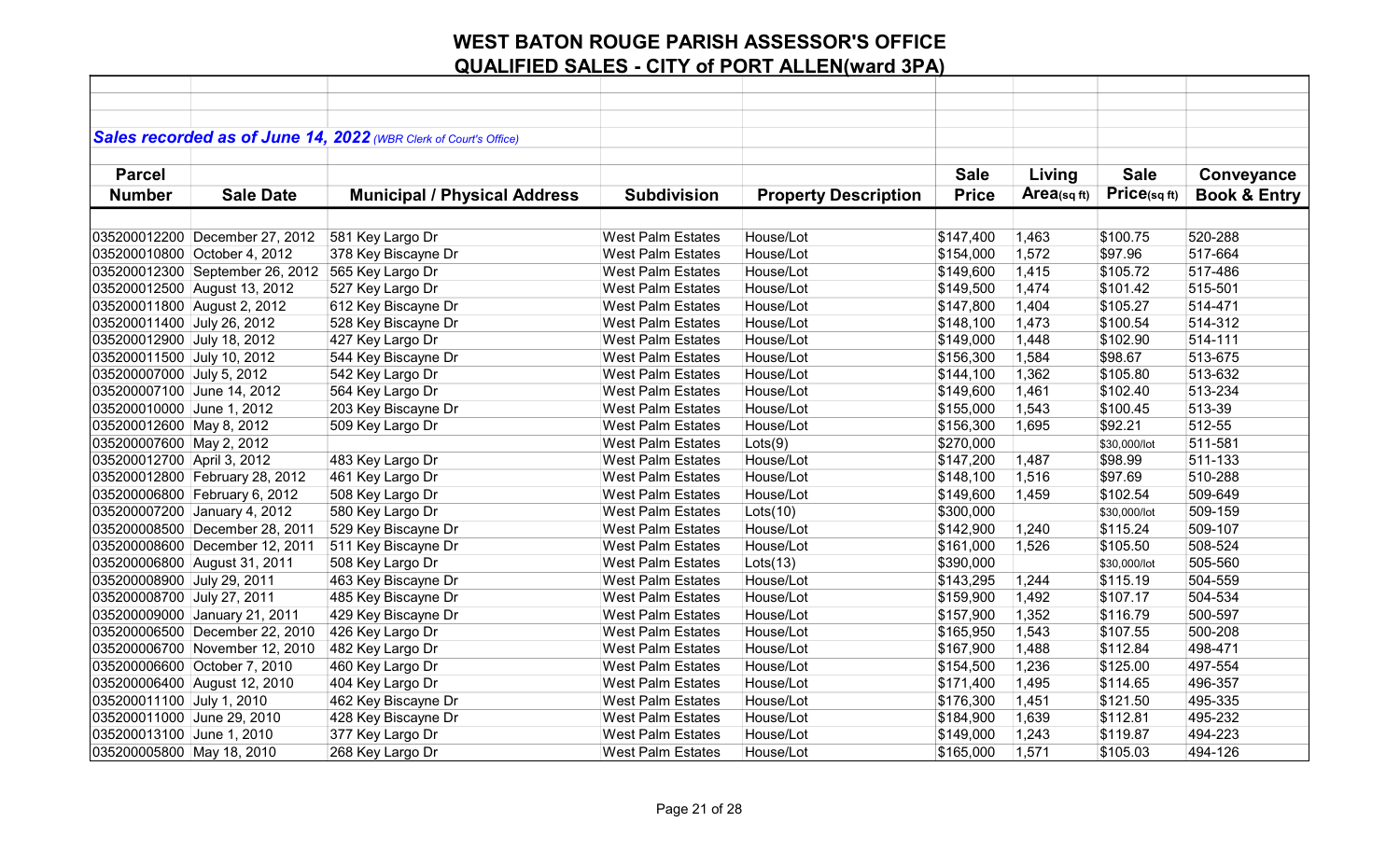# WEST BATON ROUGE PARISH ASSESSOR'S OFFICE

## QUALIFIED SALES - CITY of PORT ALLEN(ward 3PA)

***Sales recorded as of June 14, 2022*** *(WBR Clerk of Court's Office)*

| Parcel Number | Sale Date | Municipal / Physical Address | Subdivision | Property Description | Sale Price | Living Area(sq ft) | Sale Price(sq ft) | Conveyance Book & Entry |
|---|---|---|---|---|---|---|---|---|
| 035200012200 | December 27, 2012 | 581 Key Largo Dr | West Palm Estates | House/Lot | $147,400 | 1,463 | $100.75 | 520-288 |
| 035200010800 | October 4, 2012 | 378 Key Biscayne Dr | West Palm Estates | House/Lot | $154,000 | 1,572 | $97.96 | 517-664 |
| 035200012300 | September 26, 2012 | 565 Key Largo Dr | West Palm Estates | House/Lot | $149,600 | 1,415 | $105.72 | 517-486 |
| 035200012500 | August 13, 2012 | 527 Key Largo Dr | West Palm Estates | House/Lot | $149,500 | 1,474 | $101.42 | 515-501 |
| 035200011800 | August 2, 2012 | 612 Key Biscayne Dr | West Palm Estates | House/Lot | $147,800 | 1,404 | $105.27 | 514-471 |
| 035200011400 | July 26, 2012 | 528 Key Biscayne Dr | West Palm Estates | House/Lot | $148,100 | 1,473 | $100.54 | 514-312 |
| 035200012900 | July 18, 2012 | 427 Key Largo Dr | West Palm Estates | House/Lot | $149,000 | 1,448 | $102.90 | 514-111 |
| 035200011500 | July 10, 2012 | 544 Key Biscayne Dr | West Palm Estates | House/Lot | $156,300 | 1,584 | $98.67 | 513-675 |
| 035200007000 | July 5, 2012 | 542 Key Largo Dr | West Palm Estates | House/Lot | $144,100 | 1,362 | $105.80 | 513-632 |
| 035200007100 | June 14, 2012 | 564 Key Largo Dr | West Palm Estates | House/Lot | $149,600 | 1,461 | $102.40 | 513-234 |
| 035200010000 | June 1, 2012 | 203 Key Biscayne Dr | West Palm Estates | House/Lot | $155,000 | 1,543 | $100.45 | 513-39 |
| 035200012600 | May 8, 2012 | 509 Key Largo Dr | West Palm Estates | House/Lot | $156,300 | 1,695 | $92.21 | 512-55 |
| 035200007600 | May 2, 2012 | | West Palm Estates | Lots(9) | $270,000 | | $30,000/lot | 511-581 |
| 035200012700 | April 3, 2012 | 483 Key Largo Dr | West Palm Estates | House/Lot | $147,200 | 1,487 | $98.99 | 511-133 |
| 035200012800 | February 28, 2012 | 461 Key Largo Dr | West Palm Estates | House/Lot | $148,100 | 1,516 | $97.69 | 510-288 |
| 035200006800 | February 6, 2012 | 508 Key Largo Dr | West Palm Estates | House/Lot | $149,600 | 1,459 | $102.54 | 509-649 |
| 035200007200 | January 4, 2012 | 580 Key Largo Dr | West Palm Estates | Lots(10) | $300,000 | | $30,000/lot | 509-159 |
| 035200008500 | December 28, 2011 | 529 Key Biscayne Dr | West Palm Estates | House/Lot | $142,900 | 1,240 | $115.24 | 509-107 |
| 035200008600 | December 12, 2011 | 511 Key Biscayne Dr | West Palm Estates | House/Lot | $161,000 | 1,526 | $105.50 | 508-524 |
| 035200006800 | August 31, 2011 | 508 Key Largo Dr | West Palm Estates | Lots(13) | $390,000 | | $30,000/lot | 505-560 |
| 035200008900 | July 29, 2011 | 463 Key Biscayne Dr | West Palm Estates | House/Lot | $143,295 | 1,244 | $115.19 | 504-559 |
| 035200008700 | July 27, 2011 | 485 Key Biscayne Dr | West Palm Estates | House/Lot | $159,900 | 1,492 | $107.17 | 504-534 |
| 035200009000 | January 21, 2011 | 429 Key Biscayne Dr | West Palm Estates | House/Lot | $157,900 | 1,352 | $116.79 | 500-597 |
| 035200006500 | December 22, 2010 | 426 Key Largo Dr | West Palm Estates | House/Lot | $165,950 | 1,543 | $107.55 | 500-208 |
| 035200006700 | November 12, 2010 | 482 Key Largo Dr | West Palm Estates | House/Lot | $167,900 | 1,488 | $112.84 | 498-471 |
| 035200006600 | October 7, 2010 | 460 Key Largo Dr | West Palm Estates | House/Lot | $154,500 | 1,236 | $125.00 | 497-554 |
| 035200006400 | August 12, 2010 | 404 Key Largo Dr | West Palm Estates | House/Lot | $171,400 | 1,495 | $114.65 | 496-357 |
| 035200011100 | July 1, 2010 | 462 Key Biscayne Dr | West Palm Estates | House/Lot | $176,300 | 1,451 | $121.50 | 495-335 |
| 035200011000 | June 29, 2010 | 428 Key Biscayne Dr | West Palm Estates | House/Lot | $184,900 | 1,639 | $112.81 | 495-232 |
| 035200013100 | June 1, 2010 | 377 Key Largo Dr | West Palm Estates | House/Lot | $149,000 | 1,243 | $119.87 | 494-223 |
| 035200005800 | May 18, 2010 | 268 Key Largo Dr | West Palm Estates | House/Lot | $165,000 | 1,571 | $105.03 | 494-126 |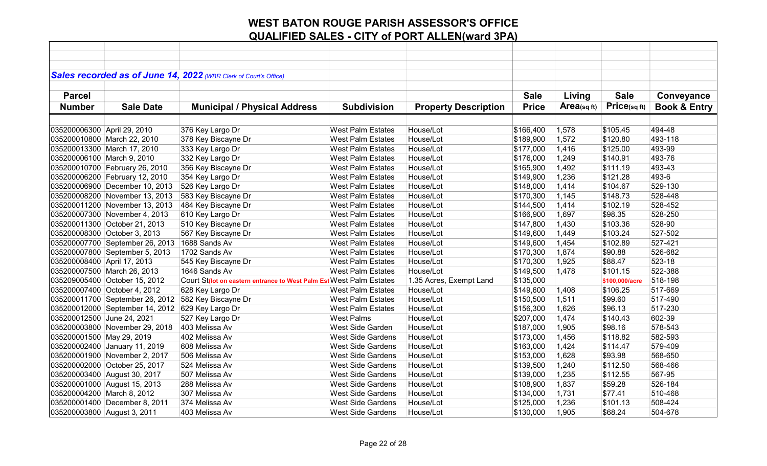# WEST BATON ROUGE PARISH ASSESSOR'S OFFICE

## QUALIFIED SALES - CITY of PORT ALLEN(ward 3PA)

***Sales recorded as of June 14, 2022*** *(WBR Clerk of Court's Office)*

| Parcel Number | Sale Date | Municipal / Physical Address | Subdivision | Property Description | Sale Price | Living Area(sq ft) | Sale Price(sq ft) | Conveyance Book & Entry |
|---|---|---|---|---|---|---|---|---|
| 035200006300 | April 29, 2010 | 376 Key Largo Dr | West Palm Estates | House/Lot | $166,400 | 1,578 | $105.45 | 494-48 |
| 035200010800 | March 22, 2010 | 378 Key Biscayne Dr | West Palm Estates | House/Lot | $189,900 | 1,572 | $120.80 | 493-118 |
| 035200013300 | March 17, 2010 | 333 Key Largo Dr | West Palm Estates | House/Lot | $177,000 | 1,416 | $125.00 | 493-99 |
| 035200006100 | March 9, 2010 | 332 Key Largo Dr | West Palm Estates | House/Lot | $176,000 | 1,249 | $140.91 | 493-76 |
| 035200010700 | February 26, 2010 | 356 Key Biscayne Dr | West Palm Estates | House/Lot | $165,900 | 1,492 | $111.19 | 493-43 |
| 035200006200 | February 12, 2010 | 354 Key Largo Dr | West Palm Estates | House/Lot | $149,900 | 1,236 | $121.28 | 493-6 |
| 035200006900 | December 10, 2013 | 526 Key Largo Dr | West Palm Estates | House/Lot | $148,000 | 1,414 | $104.67 | 529-130 |
| 035200008200 | November 13, 2013 | 583 Key Biscayne Dr | West Palm Estates | House/Lot | $170,300 | 1,145 | $148.73 | 528-448 |
| 035200011200 | November 13, 2013 | 484 Key Biscayne Dr | West Palm Estates | House/Lot | $144,500 | 1,414 | $102.19 | 528-452 |
| 035200007300 | November 4, 2013 | 610 Key Largo Dr | West Palm Estates | House/Lot | $166,900 | 1,697 | $98.35 | 528-250 |
| 035200011300 | October 21, 2013 | 510 Key Biscayne Dr | West Palm Estates | House/Lot | $147,800 | 1,430 | $103.36 | 528-90 |
| 035200008300 | October 3, 2013 | 567 Key Biscayne Dr | West Palm Estates | House/Lot | $149,600 | 1,449 | $103.24 | 527-502 |
| 035200007700 | September 26, 2013 | 1688 Sands Av | West Palm Estates | House/Lot | $149,600 | 1,454 | $102.89 | 527-421 |
| 035200007800 | September 5, 2013 | 1702 Sands Av | West Palm Estates | House/Lot | $170,300 | 1,874 | $90.88 | 526-682 |
| 035200008400 | April 17, 2013 | 545 Key Biscayne Dr | West Palm Estates | House/Lot | $170,300 | 1,925 | $88.47 | 523-18 |
| 035200007500 | March 26, 2013 | 1646 Sands Av | West Palm Estates | House/Lot | $149,500 | 1,478 | $101.15 | 522-388 |
| 035209005400 | October 15, 2012 | Court St(lot on eastern entrance to West Palm Est | West Palm Estates | 1.35 Acres, Exempt Land | $135,000 | | $100,000/acre | 518-198 |
| 035200007400 | October 4, 2012 | 628 Key Largo Dr | West Palm Estates | House/Lot | $149,600 | 1,408 | $106.25 | 517-669 |
| 035200011700 | September 26, 2012 | 582 Key Biscayne Dr | West Palm Estates | House/Lot | $150,500 | 1,511 | $99.60 | 517-490 |
| 035200012000 | September 14, 2012 | 629 Key Largo Dr | West Palm Estates | House/Lot | $156,300 | 1,626 | $96.13 | 517-230 |
| 035200012500 | June 24, 2021 | 527 Key Largo Dr | West Palms | House/Lot | $207,000 | 1,474 | $140.43 | 602-39 |
| 035200003800 | November 29, 2018 | 403 Melissa Av | West Side Garden | House/Lot | $187,000 | 1,905 | $98.16 | 578-543 |
| 035200001500 | May 29, 2019 | 402 Melissa Av | West Side Gardens | House/Lot | $173,000 | 1,456 | $118.82 | 582-593 |
| 035200002400 | January 11, 2019 | 608 Melissa Av | West Side Gardens | House/Lot | $163,000 | 1,424 | $114.47 | 579-409 |
| 035200001900 | November 2, 2017 | 506 Melissa Av | West Side Gardens | House/Lot | $153,000 | 1,628 | $93.98 | 568-650 |
| 035200002000 | October 25, 2017 | 524 Melissa Av | West Side Gardens | House/Lot | $139,500 | 1,240 | $112.50 | 568-466 |
| 035200003400 | August 30, 2017 | 507 Melissa Av | West Side Gardens | House/Lot | $139,000 | 1,235 | $112.55 | 567-95 |
| 035200001000 | August 15, 2013 | 288 Melissa Av | West Side Gardens | House/Lot | $108,900 | 1,837 | $59.28 | 526-184 |
| 035200004200 | March 8, 2012 | 307 Melissa Av | West Side Gardens | House/Lot | $134,000 | 1,731 | $77.41 | 510-468 |
| 035200001400 | December 8, 2011 | 374 Melissa Av | West Side Gardens | House/Lot | $125,000 | 1,236 | $101.13 | 508-424 |
| 035200003800 | August 3, 2011 | 403 Melissa Av | West Side Gardens | House/Lot | $130,000 | 1,905 | $68.24 | 504-678 |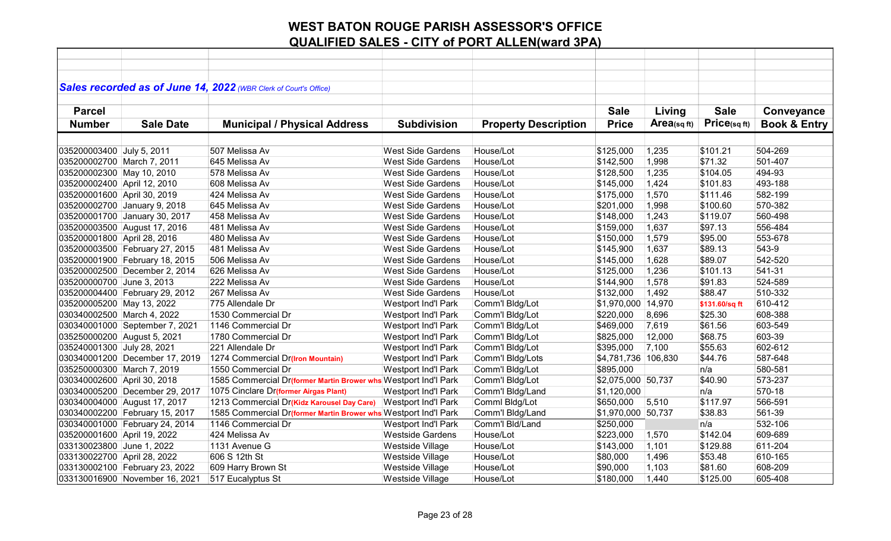# WEST BATON ROUGE PARISH ASSESSOR'S OFFICE

## QUALIFIED SALES - CITY of PORT ALLEN(ward 3PA)

***Sales recorded as of June 14, 2022** (WBR Clerk of Court's Office)*

| Parcel Number | Sale Date | Municipal / Physical Address | Subdivision | Property Description | Sale Price | Living Area(sq ft) | Sale Price(sq ft) | Conveyance Book & Entry |
|---|---|---|---|---|---|---|---|---|
| 035200003400 | July 5, 2011 | 507 Melissa Av | West Side Gardens | House/Lot | $125,000 | 1,235 | $101.21 | 504-269 |
| 035200002700 | March 7, 2011 | 645 Melissa Av | West Side Gardens | House/Lot | $142,500 | 1,998 | $71.32 | 501-407 |
| 035200002300 | May 10, 2010 | 578 Melissa Av | West Side Gardens | House/Lot | $128,500 | 1,235 | $104.05 | 494-93 |
| 035200002400 | April 12, 2010 | 608 Melissa Av | West Side Gardens | House/Lot | $145,000 | 1,424 | $101.83 | 493-188 |
| 035200001600 | April 30, 2019 | 424 Melissa Av | West Side Gardens | House/Lot | $175,000 | 1,570 | $111.46 | 582-199 |
| 035200002700 | January 9, 2018 | 645 Melissa Av | West Side Gardens | House/Lot | $201,000 | 1,998 | $100.60 | 570-382 |
| 035200001700 | January 30, 2017 | 458 Melissa Av | West Side Gardens | House/Lot | $148,000 | 1,243 | $119.07 | 560-498 |
| 035200003500 | August 17, 2016 | 481 Melissa Av | West Side Gardens | House/Lot | $159,000 | 1,637 | $97.13 | 556-484 |
| 035200001800 | April 28, 2016 | 480 Melissa Av | West Side Gardens | House/Lot | $150,000 | 1,579 | $95.00 | 553-678 |
| 035200003500 | February 27, 2015 | 481 Melissa Av | West Side Gardens | House/Lot | $145,900 | 1,637 | $89.13 | 543-9 |
| 035200001900 | February 18, 2015 | 506 Melissa Av | West Side Gardens | House/Lot | $145,000 | 1,628 | $89.07 | 542-520 |
| 035200002500 | December 2, 2014 | 626 Melissa Av | West Side Gardens | House/Lot | $125,000 | 1,236 | $101.13 | 541-31 |
| 035200000700 | June 3, 2013 | 222 Melissa Av | West Side Gardens | House/Lot | $144,900 | 1,578 | $91.83 | 524-589 |
| 035200004400 | February 29, 2012 | 267 Melissa Av | West Side Gardens | House/Lot | $132,000 | 1,492 | $88.47 | 510-332 |
| 035200005200 | May 13, 2022 | 775 Allendale Dr | Westport Ind'l Park | Comm'l Bldg/Lot | $1,970,000 | 14,970 | $131.60/sq ft | 610-412 |
| 030340002500 | March 4, 2022 | 1530 Commercial Dr | Westport Ind'l Park | Comm'l Bldg/Lot | $220,000 | 8,696 | $25.30 | 608-388 |
| 030340001000 | September 7, 2021 | 1146 Commercial Dr | Westport Ind'l Park | Comm'l Bldg/Lot | $469,000 | 7,619 | $61.56 | 603-549 |
| 035250000200 | August 5, 2021 | 1780 Commercial Dr | Westport Ind'l Park | Comm'l Bldg/Lot | $825,000 | 12,000 | $68.75 | 603-39 |
| 035240001300 | July 28, 2021 | 221 Allendale Dr | Westport Ind'l Park | Comm'l Bldg/Lot | $395,000 | 7,100 | $55.63 | 602-612 |
| 030340001200 | December 17, 2019 | 1274 Commercial Dr**(Iron Mountain)** | Westport Ind'l Park | Comm'l Bldg/Lots | $4,781,736 | 106,830 | $44.76 | 587-648 |
| 035250000300 | March 7, 2019 | 1550 Commercial Dr | Westport Ind'l Park | Comm'l Bldg/Lot | $895,000 | | n/a | 580-581 |
| 030340002600 | April 30, 2018 | 1585 Commercial Dr**(former Martin Brower whs** | Westport Ind'l Park | Comm'l Bldg/Lot | $2,075,000 | 50,737 | $40.90 | 573-237 |
| 030340005200 | December 29, 2017 | 1075 Cinclare Dr**(former Airgas Plant)** | Westport Ind'l Park | Comm'l Bldg/Land | $1,120,000 | | n/a | 570-18 |
| 030340004000 | August 17, 2017 | 1213 Commercial Dr**(Kidz Karousel Day Care)** | Westport Ind'l Park | Comml Bldg/Lot | $650,000 | 5,510 | $117.97 | 566-591 |
| 030340002200 | February 15, 2017 | 1585 Commercial Dr**(former Martin Brower whs** | Westport Ind'l Park | Comm'l Bldg/Land | $1,970,000 | 50,737 | $38.83 | 561-39 |
| 030340001000 | February 24, 2014 | 1146 Commercial Dr | Westport Ind'l Park | Comm'l Bld/Land | $250,000 | | n/a | 532-106 |
| 035200001600 | April 19, 2022 | 424 Melissa Av | Westside Gardens | House/Lot | $223,000 | 1,570 | $142.04 | 609-689 |
| 033130023800 | June 1, 2022 | 1131 Avenue G | Westside Village | House/Lot | $143,000 | 1,101 | $129.88 | 611-204 |
| 033130022700 | April 28, 2022 | 606 S 12th St | Westside Village | House/Lot | $80,000 | 1,496 | $53.48 | 610-165 |
| 033130002100 | February 23, 2022 | 609 Harry Brown St | Westside Village | House/Lot | $90,000 | 1,103 | $81.60 | 608-209 |
| 033130016900 | November 16, 2021 | 517 Eucalyptus St | Westside Village | House/Lot | $180,000 | 1,440 | $125.00 | 605-408 |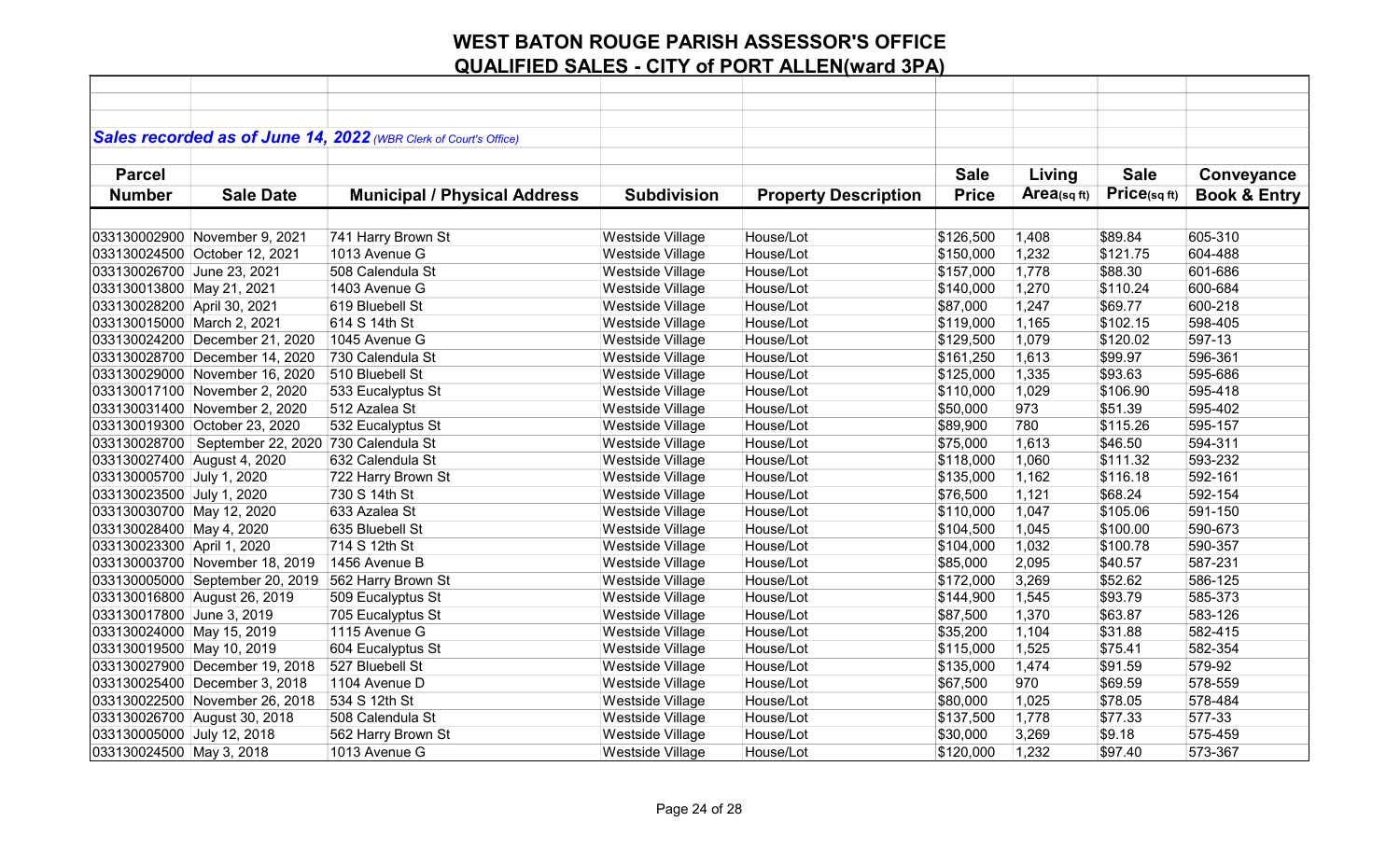# WEST BATON ROUGE PARISH ASSESSOR'S OFFICE

## QUALIFIED SALES - CITY of PORT ALLEN(ward 3PA)

***Sales recorded as of June 14, 2022*** *(WBR Clerk of Court's Office)*

| Parcel Number | Sale Date | Municipal / Physical Address | Subdivision | Property Description | Sale Price | Living Area(sq ft) | Sale Price(sq ft) | Conveyance Book & Entry |
|---|---|---|---|---|---|---|---|---|
| 033130002900 | November 9, 2021 | 741 Harry Brown St | Westside Village | House/Lot | $126,500 | 1,408 | $89.84 | 605-310 |
| 033130024500 | October 12, 2021 | 1013 Avenue G | Westside Village | House/Lot | $150,000 | 1,232 | $121.75 | 604-488 |
| 033130026700 | June 23, 2021 | 508 Calendula St | Westside Village | House/Lot | $157,000 | 1,778 | $88.30 | 601-686 |
| 033130013800 | May 21, 2021 | 1403 Avenue G | Westside Village | House/Lot | $140,000 | 1,270 | $110.24 | 600-684 |
| 033130028200 | April 30, 2021 | 619 Bluebell St | Westside Village | House/Lot | $87,000 | 1,247 | $69.77 | 600-218 |
| 033130015000 | March 2, 2021 | 614 S 14th St | Westside Village | House/Lot | $119,000 | 1,165 | $102.15 | 598-405 |
| 033130024200 | December 21, 2020 | 1045 Avenue G | Westside Village | House/Lot | $129,500 | 1,079 | $120.02 | 597-13 |
| 033130028700 | December 14, 2020 | 730 Calendula St | Westside Village | House/Lot | $161,250 | 1,613 | $99.97 | 596-361 |
| 033130029000 | November 16, 2020 | 510 Bluebell St | Westside Village | House/Lot | $125,000 | 1,335 | $93.63 | 595-686 |
| 033130017100 | November 2, 2020 | 533 Eucalyptus St | Westside Village | House/Lot | $110,000 | 1,029 | $106.90 | 595-418 |
| 033130031400 | November 2, 2020 | 512 Azalea St | Westside Village | House/Lot | $50,000 | 973 | $51.39 | 595-402 |
| 033130019300 | October 23, 2020 | 532 Eucalyptus St | Westside Village | House/Lot | $89,900 | 780 | $115.26 | 595-157 |
| 033130028700 | September 22, 2020 | 730 Calendula St | Westside Village | House/Lot | $75,000 | 1,613 | $46.50 | 594-311 |
| 033130027400 | August 4, 2020 | 632 Calendula St | Westside Village | House/Lot | $118,000 | 1,060 | $111.32 | 593-232 |
| 033130005700 | July 1, 2020 | 722 Harry Brown St | Westside Village | House/Lot | $135,000 | 1,162 | $116.18 | 592-161 |
| 033130023500 | July 1, 2020 | 730 S 14th St | Westside Village | House/Lot | $76,500 | 1,121 | $68.24 | 592-154 |
| 033130030700 | May 12, 2020 | 633 Azalea St | Westside Village | House/Lot | $110,000 | 1,047 | $105.06 | 591-150 |
| 033130028400 | May 4, 2020 | 635 Bluebell St | Westside Village | House/Lot | $104,500 | 1,045 | $100.00 | 590-673 |
| 033130023300 | April 1, 2020 | 714 S 12th St | Westside Village | House/Lot | $104,000 | 1,032 | $100.78 | 590-357 |
| 033130003700 | November 18, 2019 | 1456 Avenue B | Westside Village | House/Lot | $85,000 | 2,095 | $40.57 | 587-231 |
| 033130005000 | September 20, 2019 | 562 Harry Brown St | Westside Village | House/Lot | $172,000 | 3,269 | $52.62 | 586-125 |
| 033130016800 | August 26, 2019 | 509 Eucalyptus St | Westside Village | House/Lot | $144,900 | 1,545 | $93.79 | 585-373 |
| 033130017800 | June 3, 2019 | 705 Eucalyptus St | Westside Village | House/Lot | $87,500 | 1,370 | $63.87 | 583-126 |
| 033130024000 | May 15, 2019 | 1115 Avenue G | Westside Village | House/Lot | $35,200 | 1,104 | $31.88 | 582-415 |
| 033130019500 | May 10, 2019 | 604 Eucalyptus St | Westside Village | House/Lot | $115,000 | 1,525 | $75.41 | 582-354 |
| 033130027900 | December 19, 2018 | 527 Bluebell St | Westside Village | House/Lot | $135,000 | 1,474 | $91.59 | 579-92 |
| 033130025400 | December 3, 2018 | 1104 Avenue D | Westside Village | House/Lot | $67,500 | 970 | $69.59 | 578-559 |
| 033130022500 | November 26, 2018 | 534 S 12th St | Westside Village | House/Lot | $80,000 | 1,025 | $78.05 | 578-484 |
| 033130026700 | August 30, 2018 | 508 Calendula St | Westside Village | House/Lot | $137,500 | 1,778 | $77.33 | 577-33 |
| 033130005000 | July 12, 2018 | 562 Harry Brown St | Westside Village | House/Lot | $30,000 | 3,269 | $9.18 | 575-459 |
| 033130024500 | May 3, 2018 | 1013 Avenue G | Westside Village | House/Lot | $120,000 | 1,232 | $97.40 | 573-367 |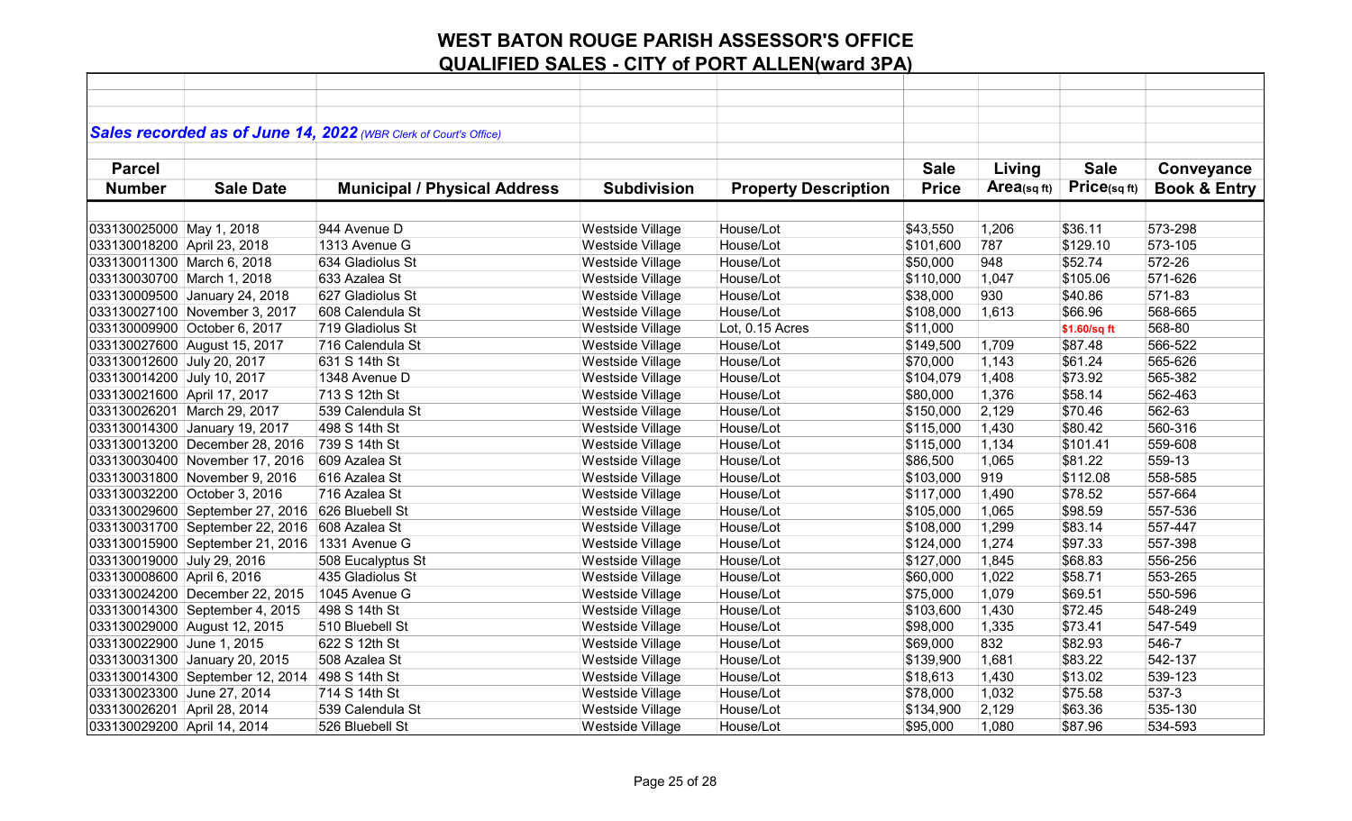# WEST BATON ROUGE PARISH ASSESSOR'S OFFICE
## QUALIFIED SALES - CITY of PORT ALLEN(ward 3PA)

***Sales recorded as of June 14, 2022** (WBR Clerk of Court's Office)*

| Parcel Number | Sale Date | Municipal / Physical Address | Subdivision | Property Description | Sale Price | Living Area(sq ft) | Sale Price(sq ft) | Conveyance Book & Entry |
|---|---|---|---|---|---|---|---|---|
| 033130025000 | May 1, 2018 | 944 Avenue D | Westside Village | House/Lot | $43,550 | 1,206 | $36.11 | 573-298 |
| 033130018200 | April 23, 2018 | 1313 Avenue G | Westside Village | House/Lot | $101,600 | 787 | $129.10 | 573-105 |
| 033130011300 | March 6, 2018 | 634 Gladiolus St | Westside Village | House/Lot | $50,000 | 948 | $52.74 | 572-26 |
| 033130030700 | March 1, 2018 | 633 Azalea St | Westside Village | House/Lot | $110,000 | 1,047 | $105.06 | 571-626 |
| 033130009500 | January 24, 2018 | 627 Gladiolus St | Westside Village | House/Lot | $38,000 | 930 | $40.86 | 571-83 |
| 033130027100 | November 3, 2017 | 608 Calendula St | Westside Village | House/Lot | $108,000 | 1,613 | $66.96 | 568-665 |
| 033130009900 | October 6, 2017 | 719 Gladiolus St | Westside Village | Lot, 0.15 Acres | $11,000 | | $1.60/sq ft | 568-80 |
| 033130027600 | August 15, 2017 | 716 Calendula St | Westside Village | House/Lot | $149,500 | 1,709 | $87.48 | 566-522 |
| 033130012600 | July 20, 2017 | 631 S 14th St | Westside Village | House/Lot | $70,000 | 1,143 | $61.24 | 565-626 |
| 033130014200 | July 10, 2017 | 1348 Avenue D | Westside Village | House/Lot | $104,079 | 1,408 | $73.92 | 565-382 |
| 033130021600 | April 17, 2017 | 713 S 12th St | Westside Village | House/Lot | $80,000 | 1,376 | $58.14 | 562-463 |
| 033130026201 | March 29, 2017 | 539 Calendula St | Westside Village | House/Lot | $150,000 | 2,129 | $70.46 | 562-63 |
| 033130014300 | January 19, 2017 | 498 S 14th St | Westside Village | House/Lot | $115,000 | 1,430 | $80.42 | 560-316 |
| 033130013200 | December 28, 2016 | 739 S 14th St | Westside Village | House/Lot | $115,000 | 1,134 | $101.41 | 559-608 |
| 033130030400 | November 17, 2016 | 609 Azalea St | Westside Village | House/Lot | $86,500 | 1,065 | $81.22 | 559-13 |
| 033130031800 | November 9, 2016 | 616 Azalea St | Westside Village | House/Lot | $103,000 | 919 | $112.08 | 558-585 |
| 033130032200 | October 3, 2016 | 716 Azalea St | Westside Village | House/Lot | $117,000 | 1,490 | $78.52 | 557-664 |
| 033130029600 | September 27, 2016 | 626 Bluebell St | Westside Village | House/Lot | $105,000 | 1,065 | $98.59 | 557-536 |
| 033130031700 | September 22, 2016 | 608 Azalea St | Westside Village | House/Lot | $108,000 | 1,299 | $83.14 | 557-447 |
| 033130015900 | September 21, 2016 | 1331 Avenue G | Westside Village | House/Lot | $124,000 | 1,274 | $97.33 | 557-398 |
| 033130019000 | July 29, 2016 | 508 Eucalyptus St | Westside Village | House/Lot | $127,000 | 1,845 | $68.83 | 556-256 |
| 033130008600 | April 6, 2016 | 435 Gladiolus St | Westside Village | House/Lot | $60,000 | 1,022 | $58.71 | 553-265 |
| 033130024200 | December 22, 2015 | 1045 Avenue G | Westside Village | House/Lot | $75,000 | 1,079 | $69.51 | 550-596 |
| 033130014300 | September 4, 2015 | 498 S 14th St | Westside Village | House/Lot | $103,600 | 1,430 | $72.45 | 548-249 |
| 033130029000 | August 12, 2015 | 510 Bluebell St | Westside Village | House/Lot | $98,000 | 1,335 | $73.41 | 547-549 |
| 033130022900 | June 1, 2015 | 622 S 12th St | Westside Village | House/Lot | $69,000 | 832 | $82.93 | 546-7 |
| 033130031300 | January 20, 2015 | 508 Azalea St | Westside Village | House/Lot | $139,900 | 1,681 | $83.22 | 542-137 |
| 033130014300 | September 12, 2014 | 498 S 14th St | Westside Village | House/Lot | $18,613 | 1,430 | $13.02 | 539-123 |
| 033130023300 | June 27, 2014 | 714 S 14th St | Westside Village | House/Lot | $78,000 | 1,032 | $75.58 | 537-3 |
| 033130026201 | April 28, 2014 | 539 Calendula St | Westside Village | House/Lot | $134,900 | 2,129 | $63.36 | 535-130 |
| 033130029200 | April 14, 2014 | 526 Bluebell St | Westside Village | House/Lot | $95,000 | 1,080 | $87.96 | 534-593 |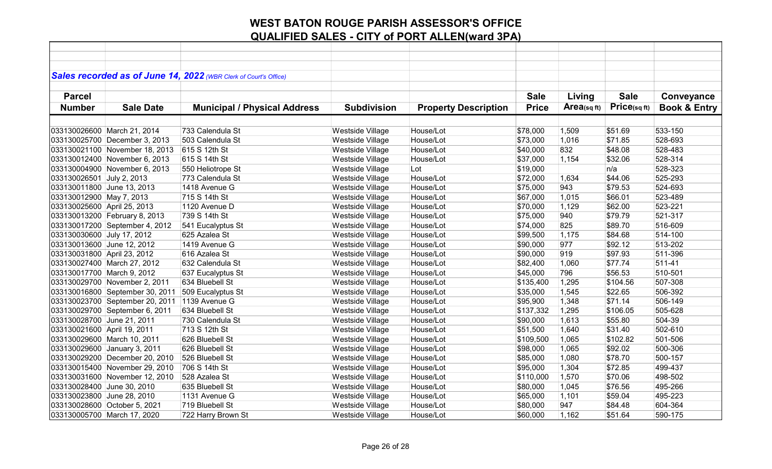# WEST BATON ROUGE PARISH ASSESSOR'S OFFICE

## QUALIFIED SALES - CITY of PORT ALLEN(ward 3PA)

***Sales recorded as of June 14, 2022*** *(WBR Clerk of Court's Office)*

| Parcel Number | Sale Date | Municipal / Physical Address | Subdivision | Property Description | Sale Price | Living Area(sq ft) | Sale Price(sq ft) | Conveyance Book & Entry |
|---|---|---|---|---|---|---|---|---|
| 033130026600 | March 21, 2014 | 733 Calendula St | Westside Village | House/Lot | $78,000 | 1,509 | $51.69 | 533-150 |
| 033130025700 | December 3, 2013 | 503 Calendula St | Westside Village | House/Lot | $73,000 | 1,016 | $71.85 | 528-693 |
| 033130021100 | November 18, 2013 | 615 S 12th St | Westside Village | House/Lot | $40,000 | 832 | $48.08 | 528-483 |
| 033130012400 | November 6, 2013 | 615 S 14th St | Westside Village | House/Lot | $37,000 | 1,154 | $32.06 | 528-314 |
| 033130004900 | November 6, 2013 | 550 Heliotrope St | Westside Village | Lot | $19,000 | | n/a | 528-323 |
| 033130026501 | July 2, 2013 | 773 Calendula St | Westside Village | House/Lot | $72,000 | 1,634 | $44.06 | 525-293 |
| 033130011800 | June 13, 2013 | 1418 Avenue G | Westside Village | House/Lot | $75,000 | 943 | $79.53 | 524-693 |
| 033130012900 | May 7, 2013 | 715 S 14th St | Westside Village | House/Lot | $67,000 | 1,015 | $66.01 | 523-489 |
| 033130025600 | April 25, 2013 | 1120 Avenue D | Westside Village | House/Lot | $70,000 | 1,129 | $62.00 | 523-221 |
| 033130013200 | February 8, 2013 | 739 S 14th St | Westside Village | House/Lot | $75,000 | 940 | $79.79 | 521-317 |
| 033130017200 | September 4, 2012 | 541 Eucalyptus St | Westside Village | House/Lot | $74,000 | 825 | $89.70 | 516-609 |
| 033130030600 | July 17, 2012 | 625 Azalea St | Westside Village | House/Lot | $99,500 | 1,175 | $84.68 | 514-100 |
| 033130013600 | June 12, 2012 | 1419 Avenue G | Westside Village | House/Lot | $90,000 | 977 | $92.12 | 513-202 |
| 033130031800 | April 23, 2012 | 616 Azalea St | Westside Village | House/Lot | $90,000 | 919 | $97.93 | 511-396 |
| 033130027400 | March 27, 2012 | 632 Calendula St | Westside Village | House/Lot | $82,400 | 1,060 | $77.74 | 511-41 |
| 033130017700 | March 9, 2012 | 637 Eucalyptus St | Westside Village | House/Lot | $45,000 | 796 | $56.53 | 510-501 |
| 033130029700 | November 2, 2011 | 634 Bluebell St | Westside Village | House/Lot | $135,400 | 1,295 | $104.56 | 507-308 |
| 033130016800 | September 30, 2011 | 509 Eucalyptus St | Westside Village | House/Lot | $35,000 | 1,545 | $22.65 | 506-392 |
| 033130023700 | September 20, 2011 | 1139 Avenue G | Westside Village | House/Lot | $95,900 | 1,348 | $71.14 | 506-149 |
| 033130029700 | September 6, 2011 | 634 Bluebell St | Westside Village | House/Lot | $137,332 | 1,295 | $106.05 | 505-628 |
| 033130028700 | June 21, 2011 | 730 Calendula St | Westside Village | House/Lot | $90,000 | 1,613 | $55.80 | 504-39 |
| 033130021600 | April 19, 2011 | 713 S 12th St | Westside Village | House/Lot | $51,500 | 1,640 | $31.40 | 502-610 |
| 033130029600 | March 10, 2011 | 626 Bluebell St | Westside Village | House/Lot | $109,500 | 1,065 | $102.82 | 501-506 |
| 033130029600 | January 3, 2011 | 626 Bluebell St | Westside Village | House/Lot | $98,000 | 1,065 | $92.02 | 500-306 |
| 033130029200 | December 20, 2010 | 526 Bluebell St | Westside Village | House/Lot | $85,000 | 1,080 | $78.70 | 500-157 |
| 033130015400 | November 29, 2010 | 706 S 14th St | Westside Village | House/Lot | $95,000 | 1,304 | $72.85 | 499-437 |
| 033130031600 | November 12, 2010 | 528 Azalea St | Westside Village | House/Lot | $110,000 | 1,570 | $70.06 | 498-502 |
| 033130028400 | June 30, 2010 | 635 Bluebell St | Westside Village | House/Lot | $80,000 | 1,045 | $76.56 | 495-266 |
| 033130023800 | June 28, 2010 | 1131 Avenue G | Westside Village | House/Lot | $65,000 | 1,101 | $59.04 | 495-223 |
| 033130028600 | October 5, 2021 | 719 Bluebell St | Westside Village | House/Lot | $80,000 | 947 | $84.48 | 604-364 |
| 033130005700 | March 17, 2020 | 722 Harry Brown St | Westside Village | House/Lot | $60,000 | 1,162 | $51.64 | 590-175 |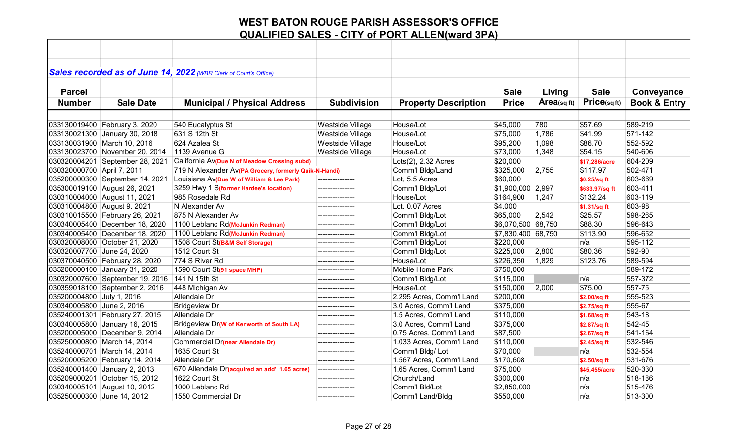# WEST BATON ROUGE PARISH ASSESSOR'S OFFICE

## QUALIFIED SALES - CITY of PORT ALLEN(ward 3PA)

***Sales recorded as of June 14, 2022*** *(WBR Clerk of Court's Office)*

| Parcel Number | Sale Date | Municipal / Physical Address | Subdivision | Property Description | Sale Price | Living Area(sq ft) | Sale Price(sq ft) | Conveyance Book & Entry |
|---|---|---|---|---|---|---|---|---|
| 033130019400 | February 3, 2020 | 540 Eucalyptus St | Westside Village | House/Lot | $45,000 | 780 | $57.69 | 589-219 |
| 033130021300 | January 30, 2018 | 631 S 12th St | Westside Village | House/Lot | $75,000 | 1,786 | $41.99 | 571-142 |
| 033130031900 | March 10, 2016 | 624 Azalea St | Westside Village | House/Lot | $95,200 | 1,098 | $86.70 | 552-592 |
| 033130023700 | November 20, 2014 | 1139 Avenue G | Westside Village | House/Lot | $73,000 | 1,348 | $54.15 | 540-606 |
| 030320004201 | September 28, 2021 | California Av(Due N of Meadow Crossing subd) | | Lots(2), 2.32 Acres | $20,000 | | $17,286/acre | 604-209 |
| 030320000700 | April 7, 2011 | 719 N Alexander Av(PA Grocery, formerly Quik-N-Handi) | | Comm'l Bldg/Land | $325,000 | 2,755 | $117.97 | 502-471 |
| 035200000300 | September 14, 2021 | Louisiana Av(Due W of William & Lee Park) | --------------- | Lot, 5.5 Acres | $60,000 | | $0.25/sq ft | 603-669 |
| 035300019100 | August 26, 2021 | 3259 Hwy 1 S(former Hardee's location) | --------------- | Comm'l Bldg/Lot | $1,900,000 | 2,997 | $633.97/sq ft | 603-411 |
| 030310004000 | August 11, 2021 | 985 Rosedale Rd | --------------- | House/Lot | $164,900 | 1,247 | $132.24 | 603-119 |
| 030310004800 | August 9, 2021 | N Alexander Av | --------------- | Lot, 0.07 Acres | $4,000 | | $1.31/sq ft | 603-98 |
| 030310015500 | February 26, 2021 | 875 N Alexander Av | --------------- | Comm'l Bldg/Lot | $65,000 | 2,542 | $25.57 | 598-265 |
| 030340005400 | December 18, 2020 | 1100 Leblanc Rd(McJunkin Redman) | --------------- | Comm'l Bldg/Lot | $6,070,500 | 68,750 | $88.30 | 596-643 |
| 030340005400 | December 18, 2020 | 1100 Leblanc Rd(McJunkin Redman) | --------------- | Comm'l Bldg/Lot | $7,830,400 | 68,750 | $113.90 | 596-652 |
| 030320008000 | October 21, 2020 | 1508 Court St(B&M Self Storage) | --------------- | Comm'l Bldg/Lot | $220,000 | | n/a | 595-112 |
| 030320007700 | June 24, 2020 | 1512 Court St | --------------- | Comm'l Bldg/Lot | $225,000 | 2,800 | $80.36 | 592-90 |
| 030370040500 | February 28, 2020 | 774 S River Rd | --------------- | House/Lot | $226,350 | 1,829 | $123.76 | 589-594 |
| 035200000100 | January 31, 2020 | 1590 Court St(91 space MHP) | --------------- | Mobile Home Park | $750,000 | | | 589-172 |
| 030320007600 | September 19, 2016 | 141 N 15th St | --------------- | Comm'l Bldg/Lot | $115,000 | | n/a | 557-372 |
| 030359018100 | September 2, 2016 | 448 Michigan Av | --------------- | House/Lot | $150,000 | 2,000 | $75.00 | 557-75 |
| 035200004800 | July 1, 2016 | Allendale Dr | --------------- | 2.295 Acres, Comm'l Land | $200,000 | | $2.00/sq ft | 555-523 |
| 030340005800 | June 2, 2016 | Bridgeview Dr | --------------- | 3.0 Acres, Comm'l Land | $375,000 | | $2.75/sq ft | 555-67 |
| 035240001301 | February 27, 2015 | Allendale Dr | --------------- | 1.5 Acres, Comm'l Land | $110,000 | | $1.68/sq ft | 543-18 |
| 030340005800 | January 16, 2015 | Bridgeview Dr(W of Kenworth of South LA) | --------------- | 3.0 Acres, Comm'l Land | $375,000 | | $2.87/sq ft | 542-45 |
| 035200005000 | December 9, 2014 | Allendale Dr | --------------- | 0.75 Acres, Comm'l Land | $87,500 | | $2.67/sq ft | 541-164 |
| 035250000800 | March 14, 2014 | Commercial Dr(near Allendale Dr) | --------------- | 1.033 Acres, Comm'l Land | $110,000 | | $2.45/sq ft | 532-546 |
| 035240000701 | March 14, 2014 | 1635 Court St | --------------- | Comm'l Bldg/ Lot | $70,000 | | n/a | 532-554 |
| 035200005200 | February 14, 2014 | Allendale Dr | --------------- | 1.567 Acres, Comm'l Land | $170,608 | | $2.50/sq ft | 531-676 |
| 035240001400 | January 2, 2013 | 670 Allendale Dr(acquired an add'l 1.65 acres) | --------------- | 1.65 Acres, Comm'l Land | $75,000 | | $45,455/acre | 520-330 |
| 035209000201 | October 15, 2012 | 1622 Court St | --------------- | Church/Land | $300,000 | | n/a | 518-186 |
| 030340005101 | August 10, 2012 | 1000 Leblanc Rd | --------------- | Comm'l Bld/Lot | $2,850,000 | | n/a | 515-476 |
| 035250000300 | June 14, 2012 | 1550 Commercial Dr | --------------- | Comm'l Land/Bldg | $550,000 | | n/a | 513-300 |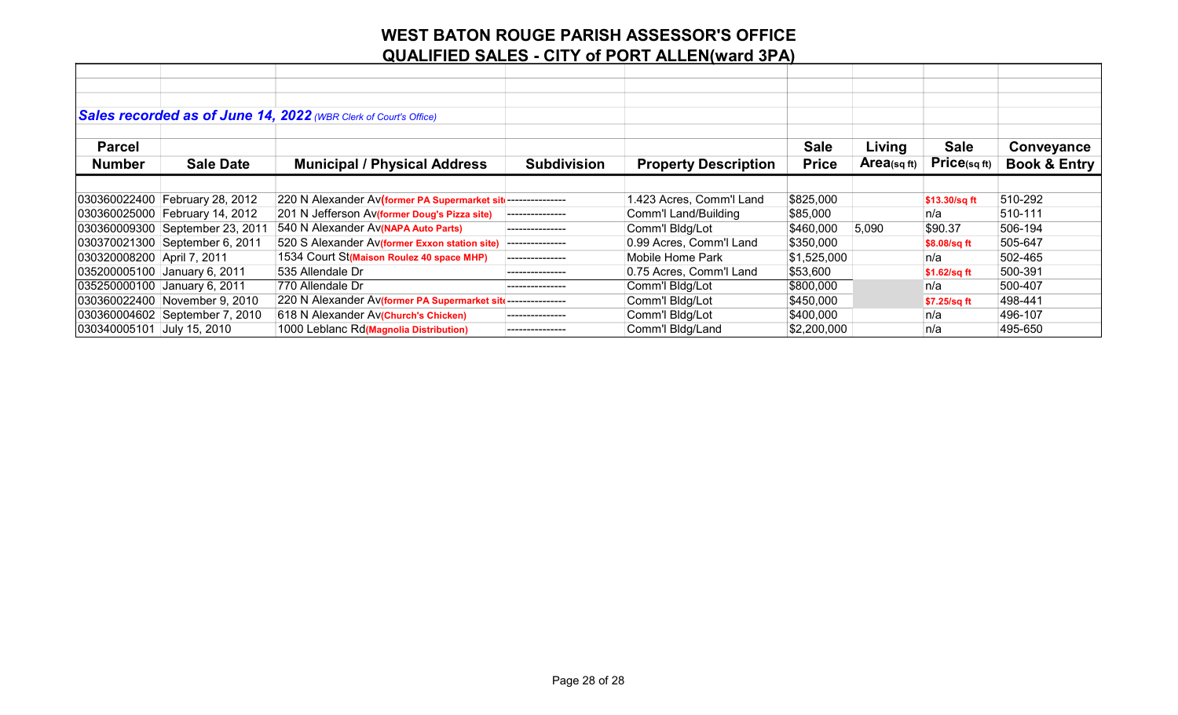# WEST BATON ROUGE PARISH ASSESSOR'S OFFICE

## QUALIFIED SALES - CITY of PORT ALLEN(ward 3PA)

***Sales recorded as of June 14, 2022*** *(WBR Clerk of Court's Office)*

| Parcel Number | Sale Date | Municipal / Physical Address | Subdivision | Property Description | Sale Price | Living Area(sq ft) | Sale Price(sq ft) | Conveyance Book & Entry |
|---|---|---|---|---|---|---|---|---|
| 030360022400 | February 28, 2012 | 220 N Alexander Av**(former PA Supermarket sit** | --------------- | 1.423 Acres, Comm'l Land | $825,000 | | $13.30/sq ft | 510-292 |
| 030360025000 | February 14, 2012 | 201 N Jefferson Av**(former Doug's Pizza site)** | --------------- | Comm'l Land/Building | $85,000 | | n/a | 510-111 |
| 030360009300 | September 23, 2011 | 540 N Alexander Av**(NAPA Auto Parts)** | --------------- | Comm'l Bldg/Lot | $460,000 | 5,090 | $90.37 | 506-194 |
| 030370021300 | September 6, 2011 | 520 S Alexander Av**(former Exxon station site)** | --------------- | 0.99 Acres, Comm'l Land | $350,000 | | $8.08/sq ft | 505-647 |
| 030320008200 | April 7, 2011 | 1534 Court St**(Maison Roulez 40 space MHP)** | --------------- | Mobile Home Park | $1,525,000 | | n/a | 502-465 |
| 035200005100 | January 6, 2011 | 535 Allendale Dr | --------------- | 0.75 Acres, Comm'l Land | $53,600 | | $1.62/sq ft | 500-391 |
| 035250000100 | January 6, 2011 | 770 Allendale Dr | --------------- | Comm'l Bldg/Lot | $800,000 | | n/a | 500-407 |
| 030360022400 | November 9, 2010 | 220 N Alexander Av**(former PA Supermarket sit** | --------------- | Comm'l Bldg/Lot | $450,000 | | $7.25/sq ft | 498-441 |
| 030360004602 | September 7, 2010 | 618 N Alexander Av**(Church's Chicken)** | --------------- | Comm'l Bldg/Lot | $400,000 | | n/a | 496-107 |
| 030340005101 | July 15, 2010 | 1000 Leblanc Rd**(Magnolia Distribution)** | --------------- | Comm'l Bldg/Land | $2,200,000 | | n/a | 495-650 |